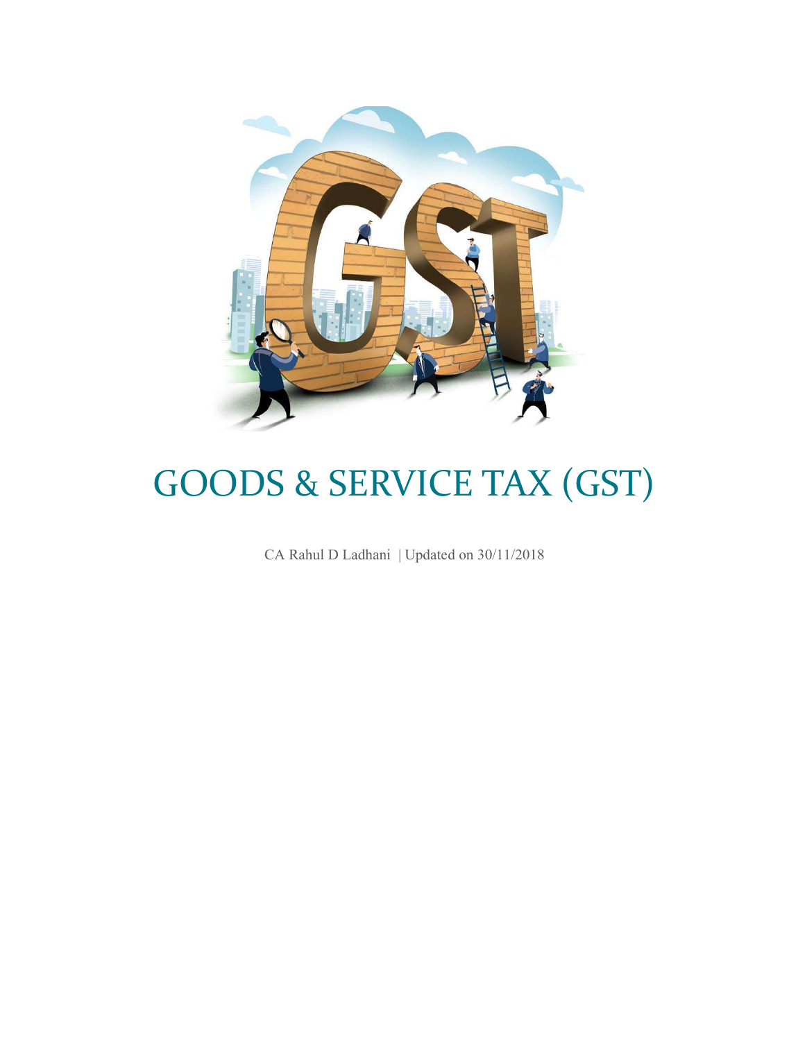# GOODS & SERVICE TAX (GST)

CA Rahul D Ladhani | Updated on 30/11/2018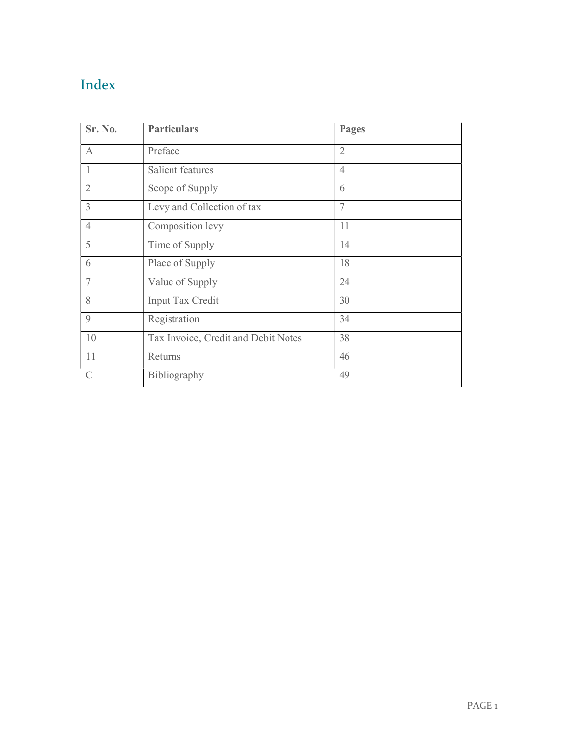# Index

| Sr. No. | Particulars | Pages |
|---|---|---|
| A | Preface | 2 |
| 1 | Salient features | 4 |
| 2 | Scope of Supply | 6 |
| 3 | Levy and Collection of tax | 7 |
| 4 | Composition levy | 11 |
| 5 | Time of Supply | 14 |
| 6 | Place of Supply | 18 |
| 7 | Value of Supply | 24 |
| 8 | Input Tax Credit | 30 |
| 9 | Registration | 34 |
| 10 | Tax Invoice, Credit and Debit Notes | 38 |
| 11 | Returns | 46 |
| C | Bibliography | 49 |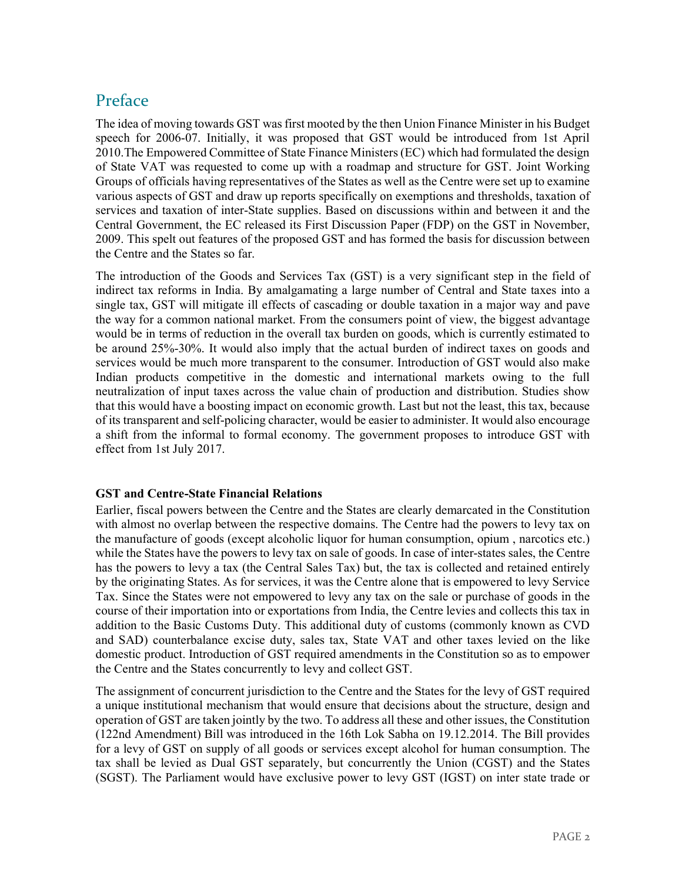# Preface

The idea of moving towards GST was first mooted by the then Union Finance Minister in his Budget speech for 2006-07. Initially, it was proposed that GST would be introduced from 1st April 2010.The Empowered Committee of State Finance Ministers (EC) which had formulated the design of State VAT was requested to come up with a roadmap and structure for GST. Joint Working Groups of officials having representatives of the States as well as the Centre were set up to examine various aspects of GST and draw up reports specifically on exemptions and thresholds, taxation of services and taxation of inter-State supplies. Based on discussions within and between it and the Central Government, the EC released its First Discussion Paper (FDP) on the GST in November, 2009. This spelt out features of the proposed GST and has formed the basis for discussion between the Centre and the States so far.

The introduction of the Goods and Services Tax (GST) is a very significant step in the field of indirect tax reforms in India. By amalgamating a large number of Central and State taxes into a single tax, GST will mitigate ill effects of cascading or double taxation in a major way and pave the way for a common national market. From the consumers point of view, the biggest advantage would be in terms of reduction in the overall tax burden on goods, which is currently estimated to be around 25%-30%. It would also imply that the actual burden of indirect taxes on goods and services would be much more transparent to the consumer. Introduction of GST would also make Indian products competitive in the domestic and international markets owing to the full neutralization of input taxes across the value chain of production and distribution. Studies show that this would have a boosting impact on economic growth. Last but not the least, this tax, because of its transparent and self-policing character, would be easier to administer. It would also encourage a shift from the informal to formal economy. The government proposes to introduce GST with effect from 1st July 2017.

**GST and Centre-State Financial Relations**

Earlier, fiscal powers between the Centre and the States are clearly demarcated in the Constitution with almost no overlap between the respective domains. The Centre had the powers to levy tax on the manufacture of goods (except alcoholic liquor for human consumption, opium , narcotics etc.) while the States have the powers to levy tax on sale of goods. In case of inter-states sales, the Centre has the powers to levy a tax (the Central Sales Tax) but, the tax is collected and retained entirely by the originating States. As for services, it was the Centre alone that is empowered to levy Service Tax. Since the States were not empowered to levy any tax on the sale or purchase of goods in the course of their importation into or exportations from India, the Centre levies and collects this tax in addition to the Basic Customs Duty. This additional duty of customs (commonly known as CVD and SAD) counterbalance excise duty, sales tax, State VAT and other taxes levied on the like domestic product. Introduction of GST required amendments in the Constitution so as to empower the Centre and the States concurrently to levy and collect GST.

The assignment of concurrent jurisdiction to the Centre and the States for the levy of GST required a unique institutional mechanism that would ensure that decisions about the structure, design and operation of GST are taken jointly by the two. To address all these and other issues, the Constitution (122nd Amendment) Bill was introduced in the 16th Lok Sabha on 19.12.2014. The Bill provides for a levy of GST on supply of all goods or services except alcohol for human consumption. The tax shall be levied as Dual GST separately, but concurrently the Union (CGST) and the States (SGST). The Parliament would have exclusive power to levy GST (IGST) on inter state trade or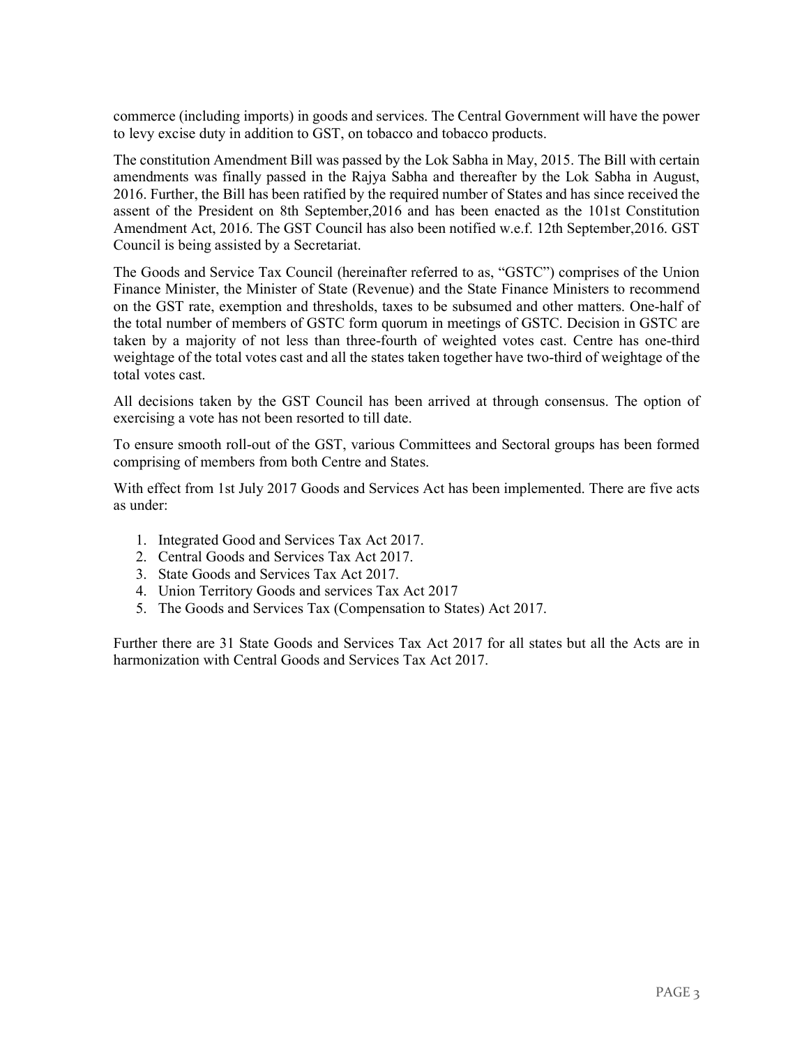commerce (including imports) in goods and services. The Central Government will have the power to levy excise duty in addition to GST, on tobacco and tobacco products.

The constitution Amendment Bill was passed by the Lok Sabha in May, 2015. The Bill with certain amendments was finally passed in the Rajya Sabha and thereafter by the Lok Sabha in August, 2016. Further, the Bill has been ratified by the required number of States and has since received the assent of the President on 8th September,2016 and has been enacted as the 101st Constitution Amendment Act, 2016. The GST Council has also been notified w.e.f. 12th September,2016. GST Council is being assisted by a Secretariat.

The Goods and Service Tax Council (hereinafter referred to as, "GSTC") comprises of the Union Finance Minister, the Minister of State (Revenue) and the State Finance Ministers to recommend on the GST rate, exemption and thresholds, taxes to be subsumed and other matters. One-half of the total number of members of GSTC form quorum in meetings of GSTC. Decision in GSTC are taken by a majority of not less than three-fourth of weighted votes cast. Centre has one-third weightage of the total votes cast and all the states taken together have two-third of weightage of the total votes cast.

All decisions taken by the GST Council has been arrived at through consensus. The option of exercising a vote has not been resorted to till date.

To ensure smooth roll-out of the GST, various Committees and Sectoral groups has been formed comprising of members from both Centre and States.

With effect from 1st July 2017 Goods and Services Act has been implemented. There are five acts as under:

1. Integrated Good and Services Tax Act 2017.
2. Central Goods and Services Tax Act 2017.
3. State Goods and Services Tax Act 2017.
4. Union Territory Goods and services Tax Act 2017
5. The Goods and Services Tax (Compensation to States) Act 2017.

Further there are 31 State Goods and Services Tax Act 2017 for all states but all the Acts are in harmonization with Central Goods and Services Tax Act 2017.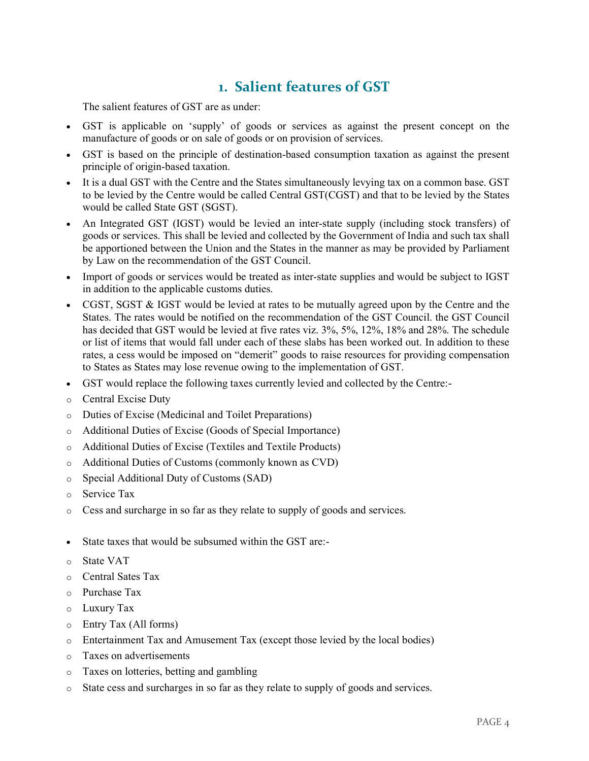# 1. Salient features of GST

The salient features of GST are as under:

- GST is applicable on 'supply' of goods or services as against the present concept on the manufacture of goods or on sale of goods or on provision of services.
- GST is based on the principle of destination-based consumption taxation as against the present principle of origin-based taxation.
- It is a dual GST with the Centre and the States simultaneously levying tax on a common base. GST to be levied by the Centre would be called Central GST(CGST) and that to be levied by the States would be called State GST (SGST).
- An Integrated GST (IGST) would be levied an inter-state supply (including stock transfers) of goods or services. This shall be levied and collected by the Government of India and such tax shall be apportioned between the Union and the States in the manner as may be provided by Parliament by Law on the recommendation of the GST Council.
- Import of goods or services would be treated as inter-state supplies and would be subject to IGST in addition to the applicable customs duties.
- CGST, SGST & IGST would be levied at rates to be mutually agreed upon by the Centre and the States. The rates would be notified on the recommendation of the GST Council. the GST Council has decided that GST would be levied at five rates viz. 3%, 5%, 12%, 18% and 28%. The schedule or list of items that would fall under each of these slabs has been worked out. In addition to these rates, a cess would be imposed on "demerit" goods to raise resources for providing compensation to States as States may lose revenue owing to the implementation of GST.
- GST would replace the following taxes currently levied and collected by the Centre:-
  - Central Excise Duty
  - Duties of Excise (Medicinal and Toilet Preparations)
  - Additional Duties of Excise (Goods of Special Importance)
  - Additional Duties of Excise (Textiles and Textile Products)
  - Additional Duties of Customs (commonly known as CVD)
  - Special Additional Duty of Customs (SAD)
  - Service Tax
  - Cess and surcharge in so far as they relate to supply of goods and services.

- State taxes that would be subsumed within the GST are:-
  - State VAT
  - Central Sates Tax
  - Purchase Tax
  - Luxury Tax
  - Entry Tax (All forms)
  - Entertainment Tax and Amusement Tax (except those levied by the local bodies)
  - Taxes on advertisements
  - Taxes on lotteries, betting and gambling
  - State cess and surcharges in so far as they relate to supply of goods and services.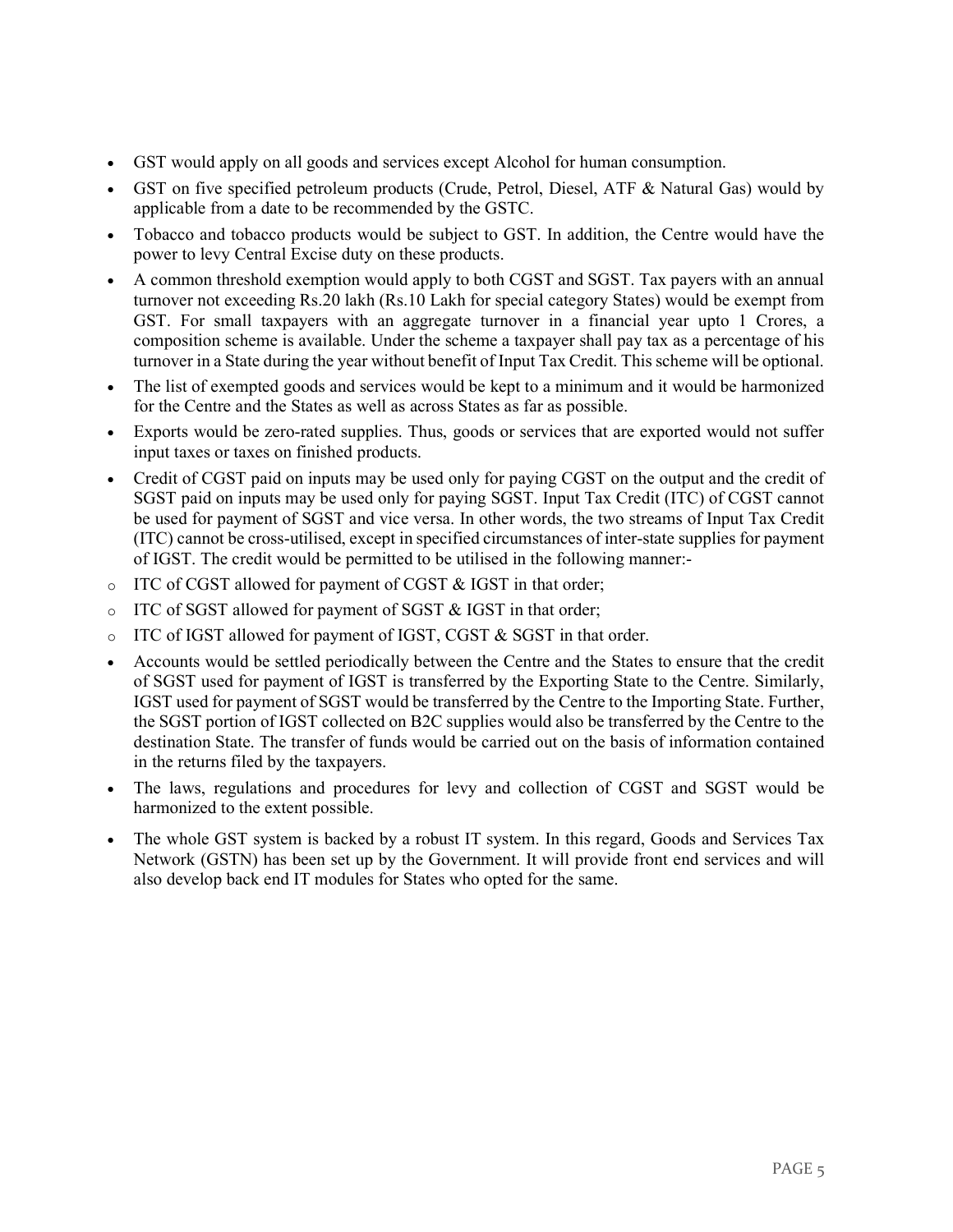- GST would apply on all goods and services except Alcohol for human consumption.
- GST on five specified petroleum products (Crude, Petrol, Diesel, ATF & Natural Gas) would by applicable from a date to be recommended by the GSTC.
- Tobacco and tobacco products would be subject to GST. In addition, the Centre would have the power to levy Central Excise duty on these products.
- A common threshold exemption would apply to both CGST and SGST. Tax payers with an annual turnover not exceeding Rs.20 lakh (Rs.10 Lakh for special category States) would be exempt from GST. For small taxpayers with an aggregate turnover in a financial year upto 1 Crores, a composition scheme is available. Under the scheme a taxpayer shall pay tax as a percentage of his turnover in a State during the year without benefit of Input Tax Credit. This scheme will be optional.
- The list of exempted goods and services would be kept to a minimum and it would be harmonized for the Centre and the States as well as across States as far as possible.
- Exports would be zero-rated supplies. Thus, goods or services that are exported would not suffer input taxes or taxes on finished products.
- Credit of CGST paid on inputs may be used only for paying CGST on the output and the credit of SGST paid on inputs may be used only for paying SGST. Input Tax Credit (ITC) of CGST cannot be used for payment of SGST and vice versa. In other words, the two streams of Input Tax Credit (ITC) cannot be cross-utilised, except in specified circumstances of inter-state supplies for payment of IGST. The credit would be permitted to be utilised in the following manner:-
  - ITC of CGST allowed for payment of CGST & IGST in that order;
  - ITC of SGST allowed for payment of SGST & IGST in that order;
  - ITC of IGST allowed for payment of IGST, CGST & SGST in that order.
- Accounts would be settled periodically between the Centre and the States to ensure that the credit of SGST used for payment of IGST is transferred by the Exporting State to the Centre. Similarly, IGST used for payment of SGST would be transferred by the Centre to the Importing State. Further, the SGST portion of IGST collected on B2C supplies would also be transferred by the Centre to the destination State. The transfer of funds would be carried out on the basis of information contained in the returns filed by the taxpayers.
- The laws, regulations and procedures for levy and collection of CGST and SGST would be harmonized to the extent possible.
- The whole GST system is backed by a robust IT system. In this regard, Goods and Services Tax Network (GSTN) has been set up by the Government. It will provide front end services and will also develop back end IT modules for States who opted for the same.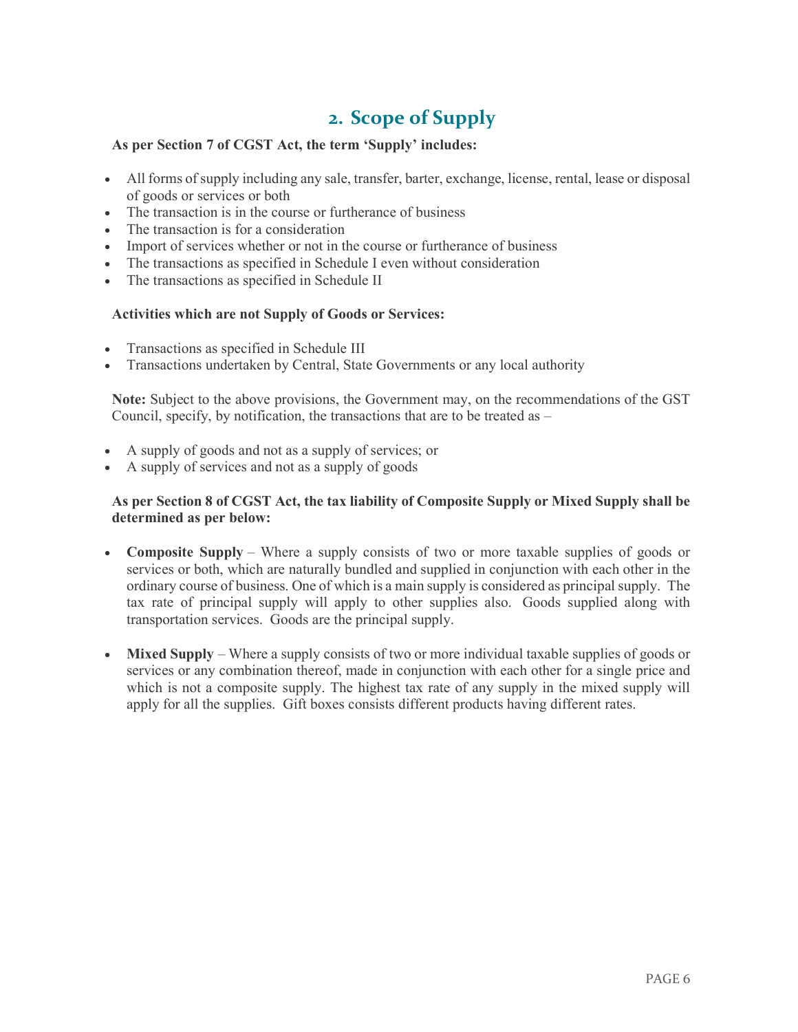# 2. Scope of Supply

**As per Section 7 of CGST Act, the term 'Supply' includes:**

- All forms of supply including any sale, transfer, barter, exchange, license, rental, lease or disposal of goods or services or both
- The transaction is in the course or furtherance of business
- The transaction is for a consideration
- Import of services whether or not in the course or furtherance of business
- The transactions as specified in Schedule I even without consideration
- The transactions as specified in Schedule II

**Activities which are not Supply of Goods or Services:**

- Transactions as specified in Schedule III
- Transactions undertaken by Central, State Governments or any local authority

**Note:** Subject to the above provisions, the Government may, on the recommendations of the GST Council, specify, by notification, the transactions that are to be treated as –

- A supply of goods and not as a supply of services; or
- A supply of services and not as a supply of goods

**As per Section 8 of CGST Act, the tax liability of Composite Supply or Mixed Supply shall be determined as per below:**

- **Composite Supply** – Where a supply consists of two or more taxable supplies of goods or services or both, which are naturally bundled and supplied in conjunction with each other in the ordinary course of business. One of which is a main supply is considered as principal supply. The tax rate of principal supply will apply to other supplies also. Goods supplied along with transportation services. Goods are the principal supply.

- **Mixed Supply** – Where a supply consists of two or more individual taxable supplies of goods or services or any combination thereof, made in conjunction with each other for a single price and which is not a composite supply. The highest tax rate of any supply in the mixed supply will apply for all the supplies. Gift boxes consists different products having different rates.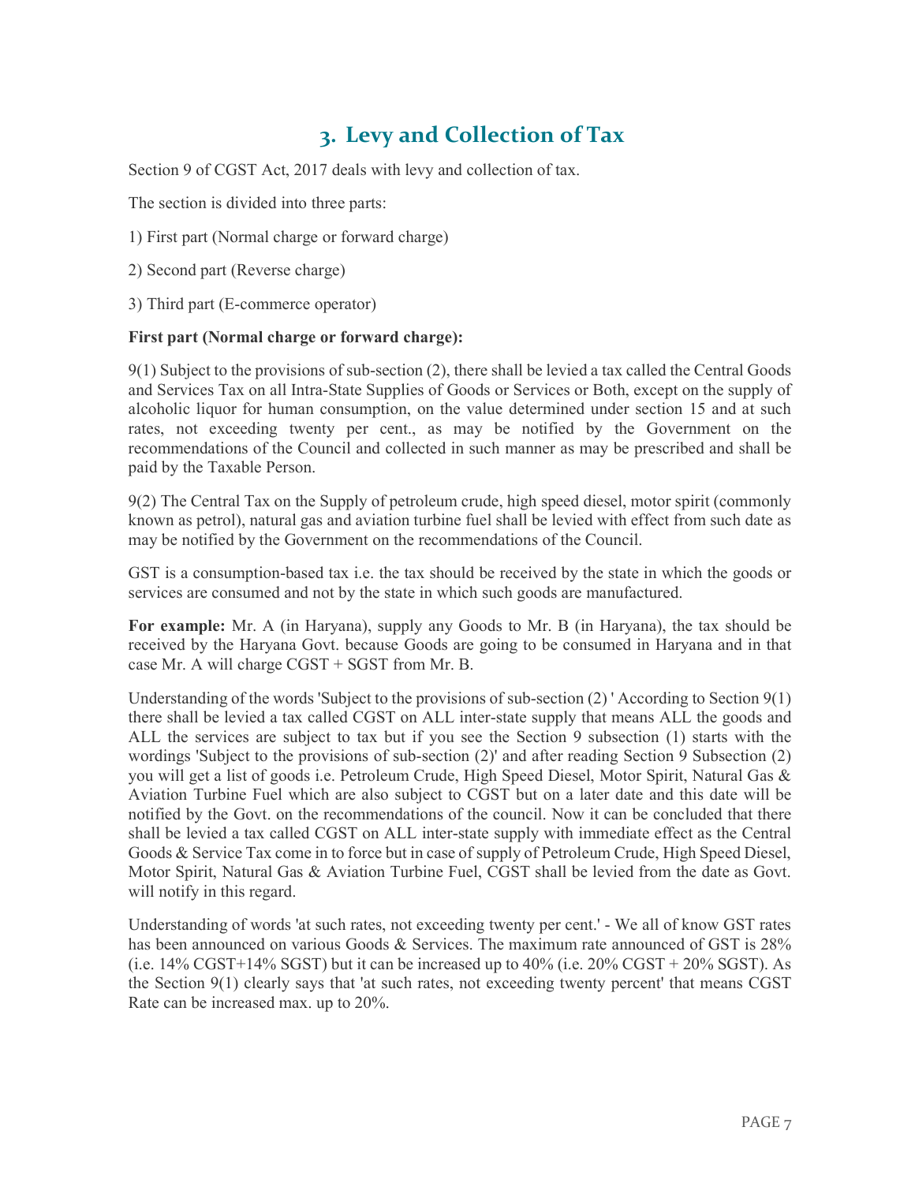# 3. Levy and Collection of Tax

Section 9 of CGST Act, 2017 deals with levy and collection of tax.

The section is divided into three parts:

1) First part (Normal charge or forward charge)

2) Second part (Reverse charge)

3) Third part (E-commerce operator)

**First part (Normal charge or forward charge):**

9(1) Subject to the provisions of sub-section (2), there shall be levied a tax called the Central Goods and Services Tax on all Intra-State Supplies of Goods or Services or Both, except on the supply of alcoholic liquor for human consumption, on the value determined under section 15 and at such rates, not exceeding twenty per cent., as may be notified by the Government on the recommendations of the Council and collected in such manner as may be prescribed and shall be paid by the Taxable Person.

9(2) The Central Tax on the Supply of petroleum crude, high speed diesel, motor spirit (commonly known as petrol), natural gas and aviation turbine fuel shall be levied with effect from such date as may be notified by the Government on the recommendations of the Council.

GST is a consumption-based tax i.e. the tax should be received by the state in which the goods or services are consumed and not by the state in which such goods are manufactured.

**For example:** Mr. A (in Haryana), supply any Goods to Mr. B (in Haryana), the tax should be received by the Haryana Govt. because Goods are going to be consumed in Haryana and in that case Mr. A will charge CGST + SGST from Mr. B.

Understanding of the words 'Subject to the provisions of sub-section (2) ' According to Section 9(1) there shall be levied a tax called CGST on ALL inter-state supply that means ALL the goods and ALL the services are subject to tax but if you see the Section 9 subsection (1) starts with the wordings 'Subject to the provisions of sub-section (2)' and after reading Section 9 Subsection (2) you will get a list of goods i.e. Petroleum Crude, High Speed Diesel, Motor Spirit, Natural Gas & Aviation Turbine Fuel which are also subject to CGST but on a later date and this date will be notified by the Govt. on the recommendations of the council. Now it can be concluded that there shall be levied a tax called CGST on ALL inter-state supply with immediate effect as the Central Goods & Service Tax come in to force but in case of supply of Petroleum Crude, High Speed Diesel, Motor Spirit, Natural Gas & Aviation Turbine Fuel, CGST shall be levied from the date as Govt. will notify in this regard.

Understanding of words 'at such rates, not exceeding twenty per cent.' - We all of know GST rates has been announced on various Goods & Services. The maximum rate announced of GST is 28% (i.e. 14% CGST+14% SGST) but it can be increased up to 40% (i.e. 20% CGST + 20% SGST). As the Section 9(1) clearly says that 'at such rates, not exceeding twenty percent' that means CGST Rate can be increased max. up to 20%.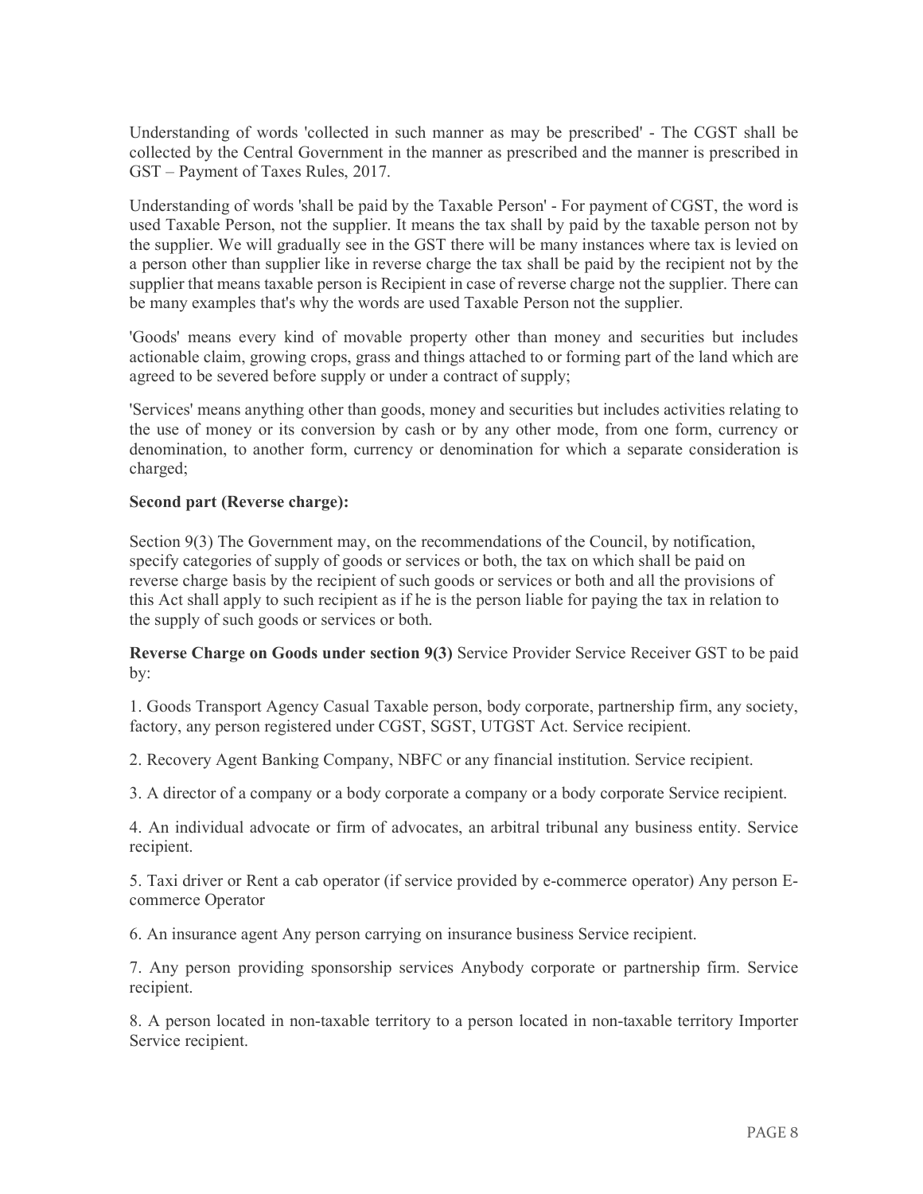Understanding of words 'collected in such manner as may be prescribed' - The CGST shall be collected by the Central Government in the manner as prescribed and the manner is prescribed in GST – Payment of Taxes Rules, 2017.

Understanding of words 'shall be paid by the Taxable Person' - For payment of CGST, the word is used Taxable Person, not the supplier. It means the tax shall by paid by the taxable person not by the supplier. We will gradually see in the GST there will be many instances where tax is levied on a person other than supplier like in reverse charge the tax shall be paid by the recipient not by the supplier that means taxable person is Recipient in case of reverse charge not the supplier. There can be many examples that's why the words are used Taxable Person not the supplier.

'Goods' means every kind of movable property other than money and securities but includes actionable claim, growing crops, grass and things attached to or forming part of the land which are agreed to be severed before supply or under a contract of supply;

'Services' means anything other than goods, money and securities but includes activities relating to the use of money or its conversion by cash or by any other mode, from one form, currency or denomination, to another form, currency or denomination for which a separate consideration is charged;

**Second part (Reverse charge):**

Section 9(3) The Government may, on the recommendations of the Council, by notification, specify categories of supply of goods or services or both, the tax on which shall be paid on reverse charge basis by the recipient of such goods or services or both and all the provisions of this Act shall apply to such recipient as if he is the person liable for paying the tax in relation to the supply of such goods or services or both.

**Reverse Charge on Goods under section 9(3)** Service Provider Service Receiver GST to be paid by:

1. Goods Transport Agency Casual Taxable person, body corporate, partnership firm, any society, factory, any person registered under CGST, SGST, UTGST Act. Service recipient.

2. Recovery Agent Banking Company, NBFC or any financial institution. Service recipient.

3. A director of a company or a body corporate a company or a body corporate Service recipient.

4. An individual advocate or firm of advocates, an arbitral tribunal any business entity. Service recipient.

5. Taxi driver or Rent a cab operator (if service provided by e-commerce operator) Any person E-commerce Operator

6. An insurance agent Any person carrying on insurance business Service recipient.

7. Any person providing sponsorship services Anybody corporate or partnership firm. Service recipient.

8. A person located in non-taxable territory to a person located in non-taxable territory Importer Service recipient.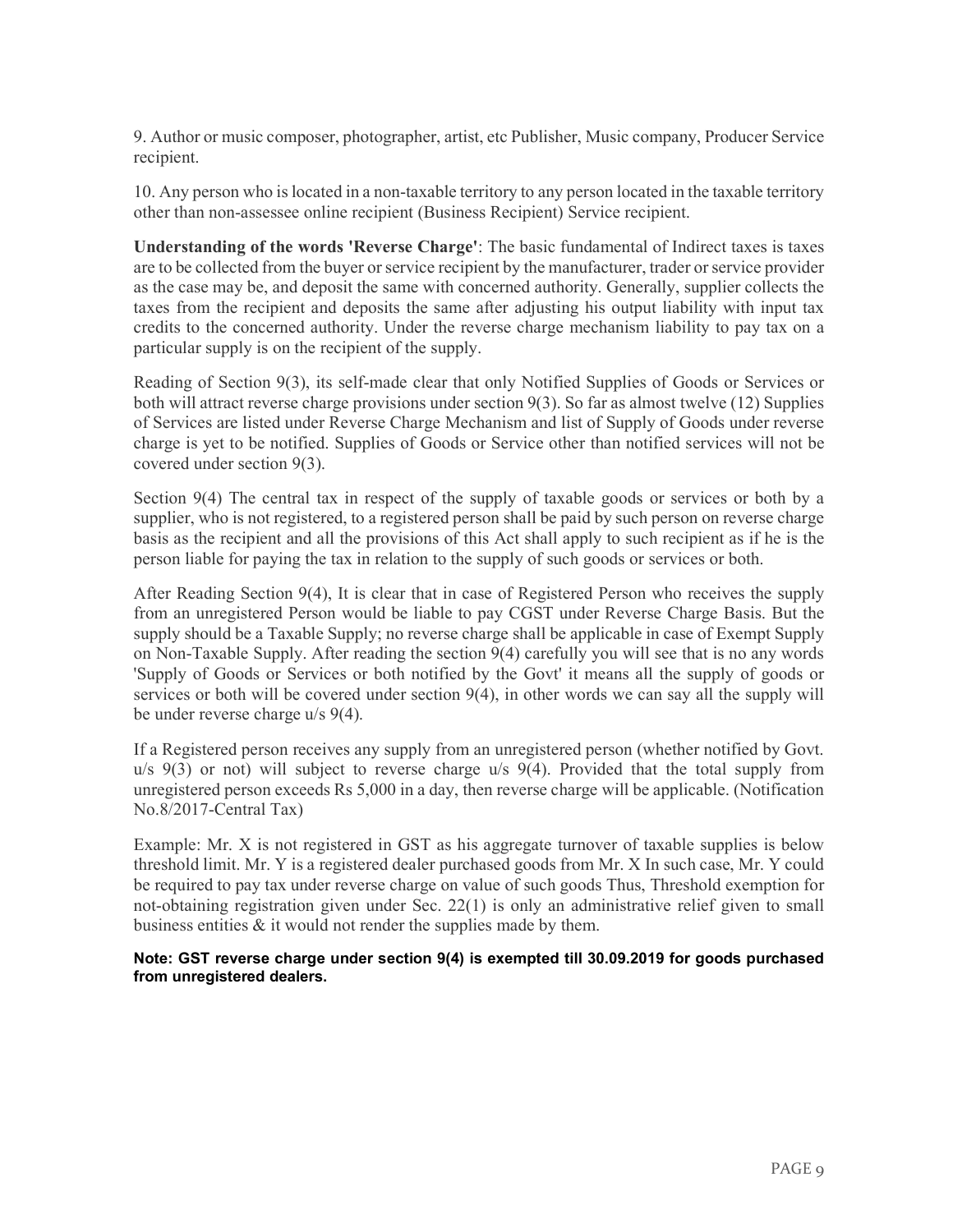9. Author or music composer, photographer, artist, etc Publisher, Music company, Producer Service recipient.

10. Any person who is located in a non-taxable territory to any person located in the taxable territory other than non-assessee online recipient (Business Recipient) Service recipient.

**Understanding of the words 'Reverse Charge'**: The basic fundamental of Indirect taxes is taxes are to be collected from the buyer or service recipient by the manufacturer, trader or service provider as the case may be, and deposit the same with concerned authority. Generally, supplier collects the taxes from the recipient and deposits the same after adjusting his output liability with input tax credits to the concerned authority. Under the reverse charge mechanism liability to pay tax on a particular supply is on the recipient of the supply.

Reading of Section 9(3), its self-made clear that only Notified Supplies of Goods or Services or both will attract reverse charge provisions under section 9(3). So far as almost twelve (12) Supplies of Services are listed under Reverse Charge Mechanism and list of Supply of Goods under reverse charge is yet to be notified. Supplies of Goods or Service other than notified services will not be covered under section 9(3).

Section 9(4) The central tax in respect of the supply of taxable goods or services or both by a supplier, who is not registered, to a registered person shall be paid by such person on reverse charge basis as the recipient and all the provisions of this Act shall apply to such recipient as if he is the person liable for paying the tax in relation to the supply of such goods or services or both.

After Reading Section 9(4), It is clear that in case of Registered Person who receives the supply from an unregistered Person would be liable to pay CGST under Reverse Charge Basis. But the supply should be a Taxable Supply; no reverse charge shall be applicable in case of Exempt Supply on Non-Taxable Supply. After reading the section 9(4) carefully you will see that is no any words 'Supply of Goods or Services or both notified by the Govt' it means all the supply of goods or services or both will be covered under section 9(4), in other words we can say all the supply will be under reverse charge u/s 9(4).

If a Registered person receives any supply from an unregistered person (whether notified by Govt. u/s 9(3) or not) will subject to reverse charge u/s 9(4). Provided that the total supply from unregistered person exceeds Rs 5,000 in a day, then reverse charge will be applicable. (Notification No.8/2017-Central Tax)

Example: Mr. X is not registered in GST as his aggregate turnover of taxable supplies is below threshold limit. Mr. Y is a registered dealer purchased goods from Mr. X In such case, Mr. Y could be required to pay tax under reverse charge on value of such goods Thus, Threshold exemption for not-obtaining registration given under Sec. 22(1) is only an administrative relief given to small business entities & it would not render the supplies made by them.

**Note: GST reverse charge under section 9(4) is exempted till 30.09.2019 for goods purchased from unregistered dealers.**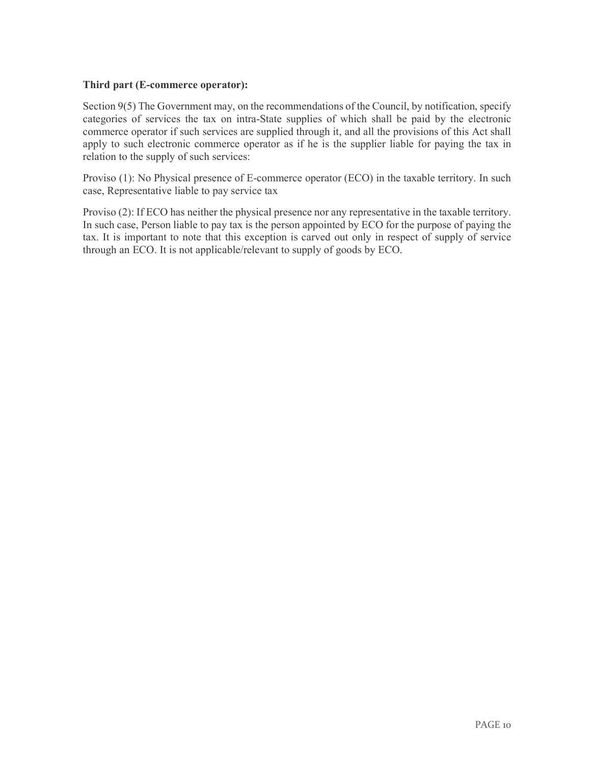**Third part (E-commerce operator):**

Section 9(5) The Government may, on the recommendations of the Council, by notification, specify categories of services the tax on intra-State supplies of which shall be paid by the electronic commerce operator if such services are supplied through it, and all the provisions of this Act shall apply to such electronic commerce operator as if he is the supplier liable for paying the tax in relation to the supply of such services:

Proviso (1): No Physical presence of E-commerce operator (ECO) in the taxable territory. In such case, Representative liable to pay service tax

Proviso (2): If ECO has neither the physical presence nor any representative in the taxable territory. In such case, Person liable to pay tax is the person appointed by ECO for the purpose of paying the tax. It is important to note that this exception is carved out only in respect of supply of service through an ECO. It is not applicable/relevant to supply of goods by ECO.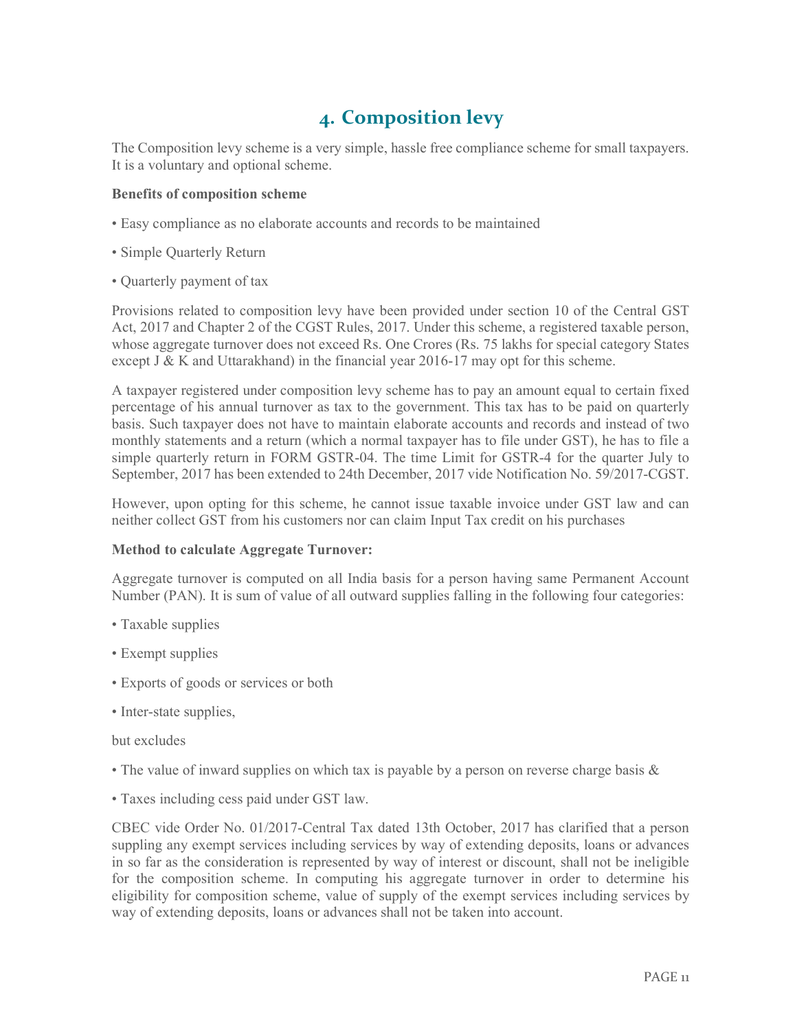# 4. Composition levy

The Composition levy scheme is a very simple, hassle free compliance scheme for small taxpayers. It is a voluntary and optional scheme.

**Benefits of composition scheme**

- Easy compliance as no elaborate accounts and records to be maintained
- Simple Quarterly Return
- Quarterly payment of tax

Provisions related to composition levy have been provided under section 10 of the Central GST Act, 2017 and Chapter 2 of the CGST Rules, 2017. Under this scheme, a registered taxable person, whose aggregate turnover does not exceed Rs. One Crores (Rs. 75 lakhs for special category States except J & K and Uttarakhand) in the financial year 2016-17 may opt for this scheme.

A taxpayer registered under composition levy scheme has to pay an amount equal to certain fixed percentage of his annual turnover as tax to the government. This tax has to be paid on quarterly basis. Such taxpayer does not have to maintain elaborate accounts and records and instead of two monthly statements and a return (which a normal taxpayer has to file under GST), he has to file a simple quarterly return in FORM GSTR-04. The time Limit for GSTR-4 for the quarter July to September, 2017 has been extended to 24th December, 2017 vide Notification No. 59/2017-CGST.

However, upon opting for this scheme, he cannot issue taxable invoice under GST law and can neither collect GST from his customers nor can claim Input Tax credit on his purchases

**Method to calculate Aggregate Turnover:**

Aggregate turnover is computed on all India basis for a person having same Permanent Account Number (PAN). It is sum of value of all outward supplies falling in the following four categories:

- Taxable supplies
- Exempt supplies
- Exports of goods or services or both
- Inter-state supplies,

but excludes

- The value of inward supplies on which tax is payable by a person on reverse charge basis &
- Taxes including cess paid under GST law.

CBEC vide Order No. 01/2017-Central Tax dated 13th October, 2017 has clarified that a person suppling any exempt services including services by way of extending deposits, loans or advances in so far as the consideration is represented by way of interest or discount, shall not be ineligible for the composition scheme. In computing his aggregate turnover in order to determine his eligibility for composition scheme, value of supply of the exempt services including services by way of extending deposits, loans or advances shall not be taken into account.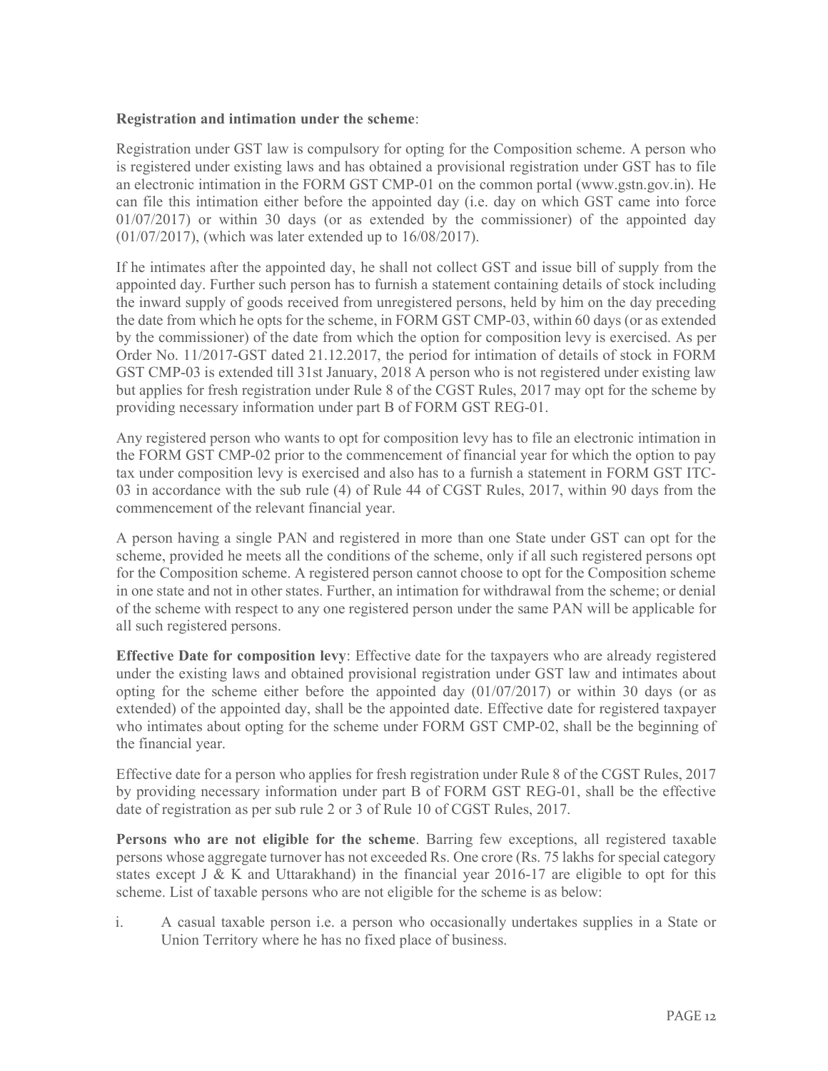**Registration and intimation under the scheme**:

Registration under GST law is compulsory for opting for the Composition scheme. A person who is registered under existing laws and has obtained a provisional registration under GST has to file an electronic intimation in the FORM GST CMP-01 on the common portal (www.gstn.gov.in). He can file this intimation either before the appointed day (i.e. day on which GST came into force 01/07/2017) or within 30 days (or as extended by the commissioner) of the appointed day (01/07/2017), (which was later extended up to 16/08/2017).

If he intimates after the appointed day, he shall not collect GST and issue bill of supply from the appointed day. Further such person has to furnish a statement containing details of stock including the inward supply of goods received from unregistered persons, held by him on the day preceding the date from which he opts for the scheme, in FORM GST CMP-03, within 60 days (or as extended by the commissioner) of the date from which the option for composition levy is exercised. As per Order No. 11/2017-GST dated 21.12.2017, the period for intimation of details of stock in FORM GST CMP-03 is extended till 31st January, 2018 A person who is not registered under existing law but applies for fresh registration under Rule 8 of the CGST Rules, 2017 may opt for the scheme by providing necessary information under part B of FORM GST REG-01.

Any registered person who wants to opt for composition levy has to file an electronic intimation in the FORM GST CMP-02 prior to the commencement of financial year for which the option to pay tax under composition levy is exercised and also has to a furnish a statement in FORM GST ITC-03 in accordance with the sub rule (4) of Rule 44 of CGST Rules, 2017, within 90 days from the commencement of the relevant financial year.

A person having a single PAN and registered in more than one State under GST can opt for the scheme, provided he meets all the conditions of the scheme, only if all such registered persons opt for the Composition scheme. A registered person cannot choose to opt for the Composition scheme in one state and not in other states. Further, an intimation for withdrawal from the scheme; or denial of the scheme with respect to any one registered person under the same PAN will be applicable for all such registered persons.

**Effective Date for composition levy**: Effective date for the taxpayers who are already registered under the existing laws and obtained provisional registration under GST law and intimates about opting for the scheme either before the appointed day (01/07/2017) or within 30 days (or as extended) of the appointed day, shall be the appointed date. Effective date for registered taxpayer who intimates about opting for the scheme under FORM GST CMP-02, shall be the beginning of the financial year.

Effective date for a person who applies for fresh registration under Rule 8 of the CGST Rules, 2017 by providing necessary information under part B of FORM GST REG-01, shall be the effective date of registration as per sub rule 2 or 3 of Rule 10 of CGST Rules, 2017.

**Persons who are not eligible for the scheme**. Barring few exceptions, all registered taxable persons whose aggregate turnover has not exceeded Rs. One crore (Rs. 75 lakhs for special category states except J & K and Uttarakhand) in the financial year 2016-17 are eligible to opt for this scheme. List of taxable persons who are not eligible for the scheme is as below:

i. A casual taxable person i.e. a person who occasionally undertakes supplies in a State or Union Territory where he has no fixed place of business.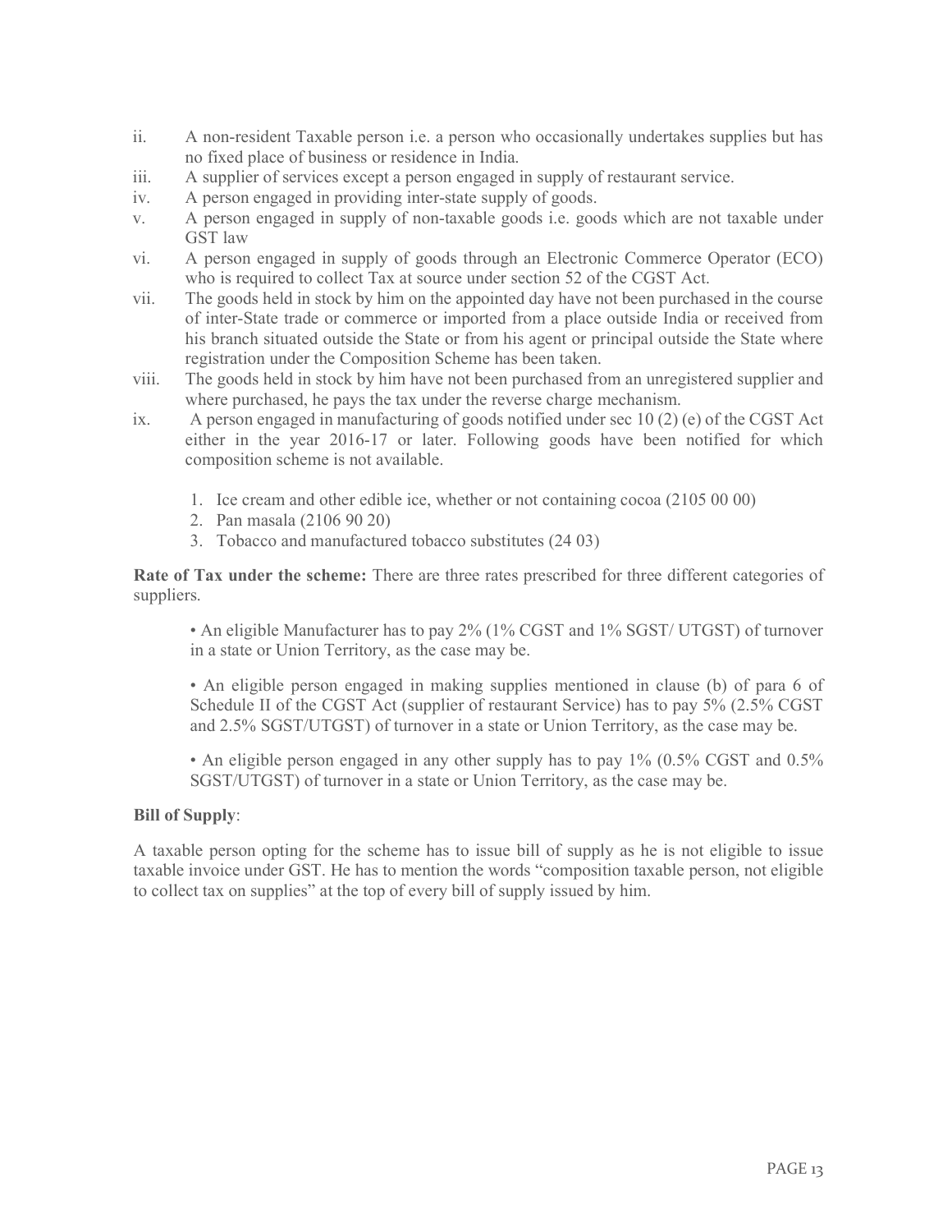ii. A non-resident Taxable person i.e. a person who occasionally undertakes supplies but has no fixed place of business or residence in India.

iii. A supplier of services except a person engaged in supply of restaurant service.

iv. A person engaged in providing inter-state supply of goods.

v. A person engaged in supply of non-taxable goods i.e. goods which are not taxable under GST law

vi. A person engaged in supply of goods through an Electronic Commerce Operator (ECO) who is required to collect Tax at source under section 52 of the CGST Act.

vii. The goods held in stock by him on the appointed day have not been purchased in the course of inter-State trade or commerce or imported from a place outside India or received from his branch situated outside the State or from his agent or principal outside the State where registration under the Composition Scheme has been taken.

viii. The goods held in stock by him have not been purchased from an unregistered supplier and where purchased, he pays the tax under the reverse charge mechanism.

ix. A person engaged in manufacturing of goods notified under sec 10 (2) (e) of the CGST Act either in the year 2016-17 or later. Following goods have been notified for which composition scheme is not available.

   1. Ice cream and other edible ice, whether or not containing cocoa (2105 00 00)
   2. Pan masala (2106 90 20)
   3. Tobacco and manufactured tobacco substitutes (24 03)

**Rate of Tax under the scheme:** There are three rates prescribed for three different categories of suppliers.

> • An eligible Manufacturer has to pay 2% (1% CGST and 1% SGST/ UTGST) of turnover in a state or Union Territory, as the case may be.
>
> • An eligible person engaged in making supplies mentioned in clause (b) of para 6 of Schedule II of the CGST Act (supplier of restaurant Service) has to pay 5% (2.5% CGST and 2.5% SGST/UTGST) of turnover in a state or Union Territory, as the case may be.
>
> • An eligible person engaged in any other supply has to pay 1% (0.5% CGST and 0.5% SGST/UTGST) of turnover in a state or Union Territory, as the case may be.

**Bill of Supply**:

A taxable person opting for the scheme has to issue bill of supply as he is not eligible to issue taxable invoice under GST. He has to mention the words "composition taxable person, not eligible to collect tax on supplies" at the top of every bill of supply issued by him.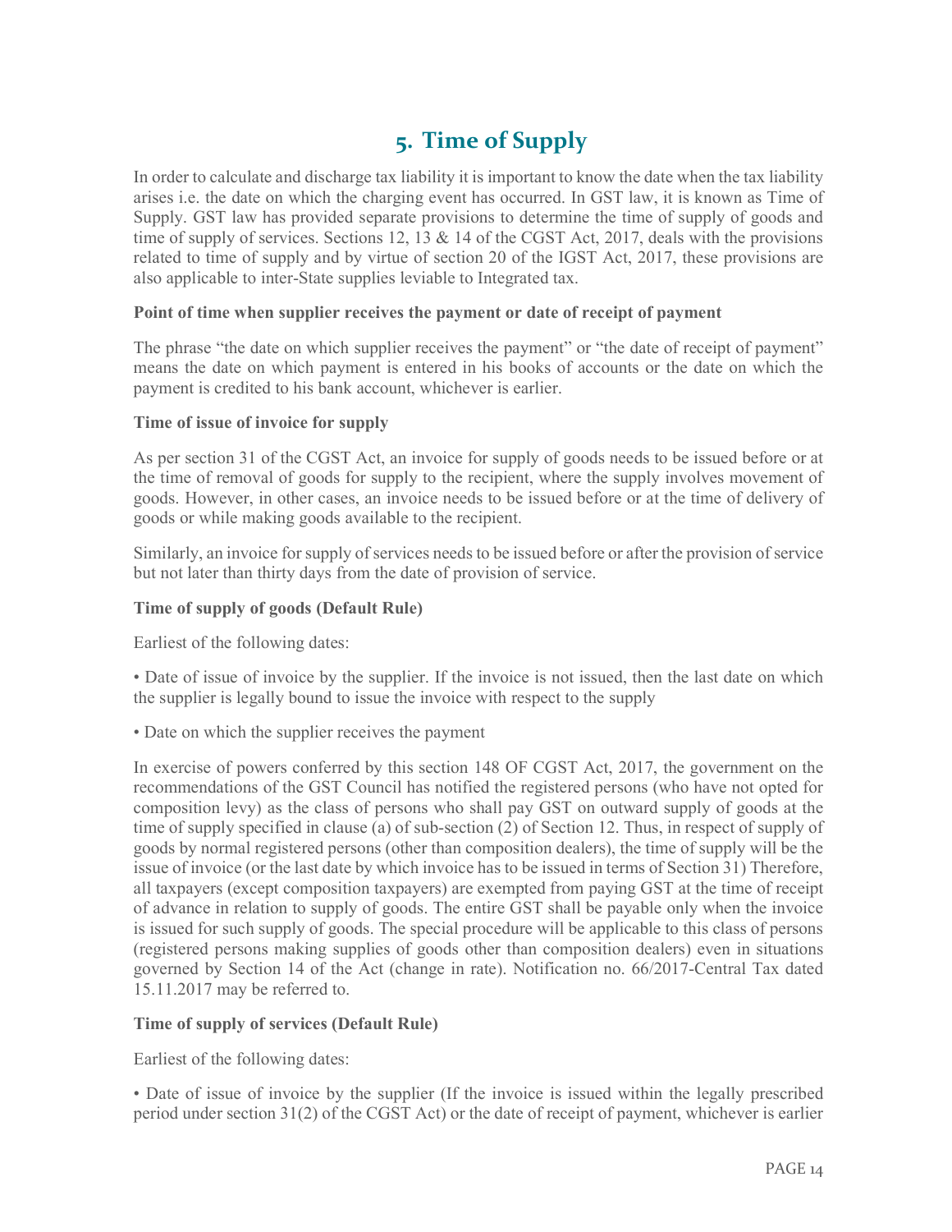# 5. Time of Supply

In order to calculate and discharge tax liability it is important to know the date when the tax liability arises i.e. the date on which the charging event has occurred. In GST law, it is known as Time of Supply. GST law has provided separate provisions to determine the time of supply of goods and time of supply of services. Sections 12, 13 & 14 of the CGST Act, 2017, deals with the provisions related to time of supply and by virtue of section 20 of the IGST Act, 2017, these provisions are also applicable to inter-State supplies leviable to Integrated tax.

**Point of time when supplier receives the payment or date of receipt of payment**

The phrase "the date on which supplier receives the payment" or "the date of receipt of payment" means the date on which payment is entered in his books of accounts or the date on which the payment is credited to his bank account, whichever is earlier.

**Time of issue of invoice for supply**

As per section 31 of the CGST Act, an invoice for supply of goods needs to be issued before or at the time of removal of goods for supply to the recipient, where the supply involves movement of goods. However, in other cases, an invoice needs to be issued before or at the time of delivery of goods or while making goods available to the recipient.

Similarly, an invoice for supply of services needs to be issued before or after the provision of service but not later than thirty days from the date of provision of service.

**Time of supply of goods (Default Rule)**

Earliest of the following dates:

• Date of issue of invoice by the supplier. If the invoice is not issued, then the last date on which the supplier is legally bound to issue the invoice with respect to the supply

• Date on which the supplier receives the payment

In exercise of powers conferred by this section 148 OF CGST Act, 2017, the government on the recommendations of the GST Council has notified the registered persons (who have not opted for composition levy) as the class of persons who shall pay GST on outward supply of goods at the time of supply specified in clause (a) of sub-section (2) of Section 12. Thus, in respect of supply of goods by normal registered persons (other than composition dealers), the time of supply will be the issue of invoice (or the last date by which invoice has to be issued in terms of Section 31) Therefore, all taxpayers (except composition taxpayers) are exempted from paying GST at the time of receipt of advance in relation to supply of goods. The entire GST shall be payable only when the invoice is issued for such supply of goods. The special procedure will be applicable to this class of persons (registered persons making supplies of goods other than composition dealers) even in situations governed by Section 14 of the Act (change in rate). Notification no. 66/2017-Central Tax dated 15.11.2017 may be referred to.

**Time of supply of services (Default Rule)**

Earliest of the following dates:

• Date of issue of invoice by the supplier (If the invoice is issued within the legally prescribed period under section 31(2) of the CGST Act) or the date of receipt of payment, whichever is earlier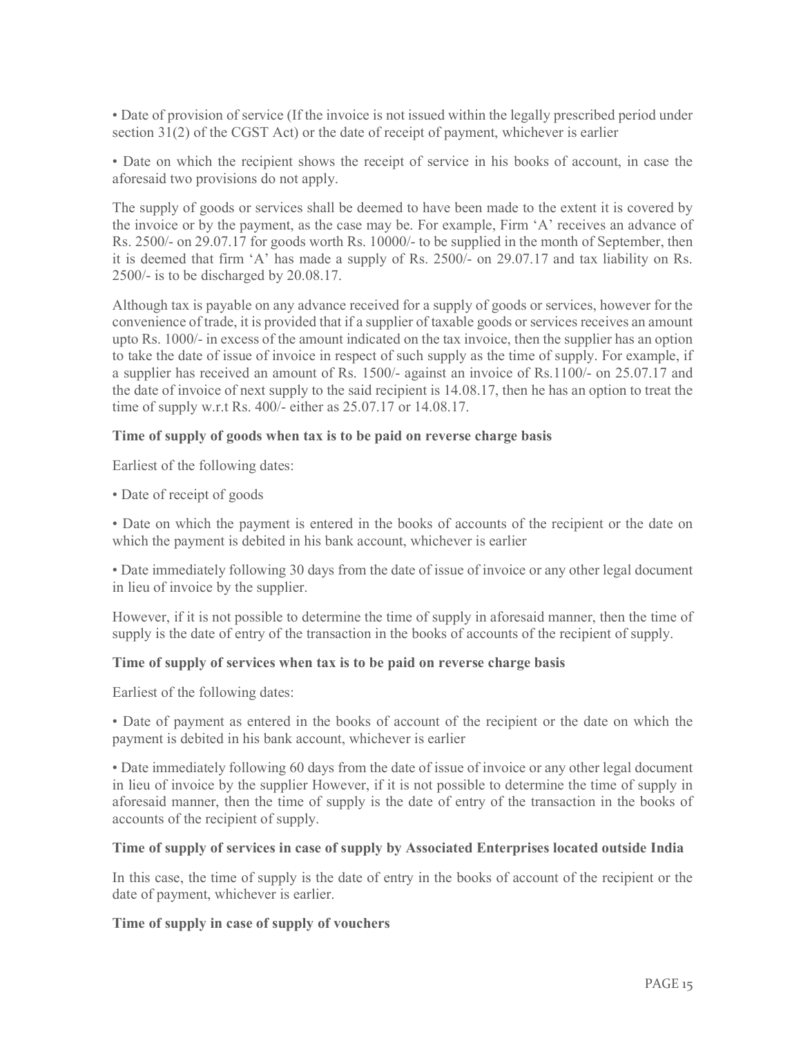• Date of provision of service (If the invoice is not issued within the legally prescribed period under section 31(2) of the CGST Act) or the date of receipt of payment, whichever is earlier

• Date on which the recipient shows the receipt of service in his books of account, in case the aforesaid two provisions do not apply.

The supply of goods or services shall be deemed to have been made to the extent it is covered by the invoice or by the payment, as the case may be. For example, Firm 'A' receives an advance of Rs. 2500/- on 29.07.17 for goods worth Rs. 10000/- to be supplied in the month of September, then it is deemed that firm 'A' has made a supply of Rs. 2500/- on 29.07.17 and tax liability on Rs. 2500/- is to be discharged by 20.08.17.

Although tax is payable on any advance received for a supply of goods or services, however for the convenience of trade, it is provided that if a supplier of taxable goods or services receives an amount upto Rs. 1000/- in excess of the amount indicated on the tax invoice, then the supplier has an option to take the date of issue of invoice in respect of such supply as the time of supply. For example, if a supplier has received an amount of Rs. 1500/- against an invoice of Rs.1100/- on 25.07.17 and the date of invoice of next supply to the said recipient is 14.08.17, then he has an option to treat the time of supply w.r.t Rs. 400/- either as 25.07.17 or 14.08.17.

**Time of supply of goods when tax is to be paid on reverse charge basis**

Earliest of the following dates:

• Date of receipt of goods

• Date on which the payment is entered in the books of accounts of the recipient or the date on which the payment is debited in his bank account, whichever is earlier

• Date immediately following 30 days from the date of issue of invoice or any other legal document in lieu of invoice by the supplier.

However, if it is not possible to determine the time of supply in aforesaid manner, then the time of supply is the date of entry of the transaction in the books of accounts of the recipient of supply.

**Time of supply of services when tax is to be paid on reverse charge basis**

Earliest of the following dates:

• Date of payment as entered in the books of account of the recipient or the date on which the payment is debited in his bank account, whichever is earlier

• Date immediately following 60 days from the date of issue of invoice or any other legal document in lieu of invoice by the supplier However, if it is not possible to determine the time of supply in aforesaid manner, then the time of supply is the date of entry of the transaction in the books of accounts of the recipient of supply.

**Time of supply of services in case of supply by Associated Enterprises located outside India**

In this case, the time of supply is the date of entry in the books of account of the recipient or the date of payment, whichever is earlier.

**Time of supply in case of supply of vouchers**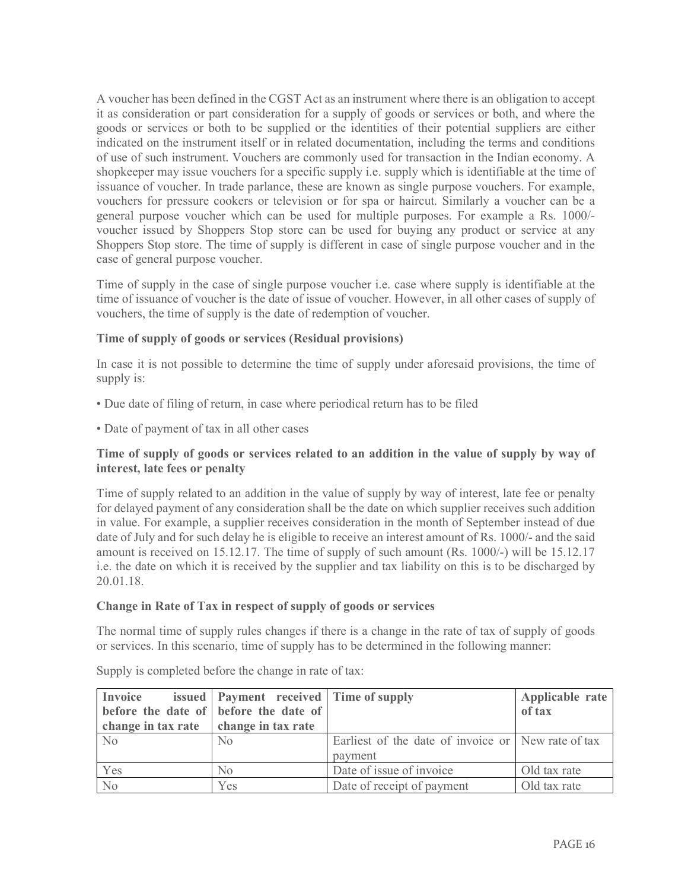A voucher has been defined in the CGST Act as an instrument where there is an obligation to accept it as consideration or part consideration for a supply of goods or services or both, and where the goods or services or both to be supplied or the identities of their potential suppliers are either indicated on the instrument itself or in related documentation, including the terms and conditions of use of such instrument. Vouchers are commonly used for transaction in the Indian economy. A shopkeeper may issue vouchers for a specific supply i.e. supply which is identifiable at the time of issuance of voucher. In trade parlance, these are known as single purpose vouchers. For example, vouchers for pressure cookers or television or for spa or haircut. Similarly a voucher can be a general purpose voucher which can be used for multiple purposes. For example a Rs. 1000/- voucher issued by Shoppers Stop store can be used for buying any product or service at any Shoppers Stop store. The time of supply is different in case of single purpose voucher and in the case of general purpose voucher.

Time of supply in the case of single purpose voucher i.e. case where supply is identifiable at the time of issuance of voucher is the date of issue of voucher. However, in all other cases of supply of vouchers, the time of supply is the date of redemption of voucher.

**Time of supply of goods or services (Residual provisions)**

In case it is not possible to determine the time of supply under aforesaid provisions, the time of supply is:

- Due date of filing of return, in case where periodical return has to be filed
- Date of payment of tax in all other cases

**Time of supply of goods or services related to an addition in the value of supply by way of interest, late fees or penalty**

Time of supply related to an addition in the value of supply by way of interest, late fee or penalty for delayed payment of any consideration shall be the date on which supplier receives such addition in value. For example, a supplier receives consideration in the month of September instead of due date of July and for such delay he is eligible to receive an interest amount of Rs. 1000/- and the said amount is received on 15.12.17. The time of supply of such amount (Rs. 1000/-) will be 15.12.17 i.e. the date on which it is received by the supplier and tax liability on this is to be discharged by 20.01.18.

**Change in Rate of Tax in respect of supply of goods or services**

The normal time of supply rules changes if there is a change in the rate of tax of supply of goods or services. In this scenario, time of supply has to be determined in the following manner:

Supply is completed before the change in rate of tax:

| Invoice issued before the date of change in tax rate | Payment received before the date of change in tax rate | Time of supply | Applicable rate of tax |
|---|---|---|---|
| No | No | Earliest of the date of invoice or payment | New rate of tax |
| Yes | No | Date of issue of invoice | Old tax rate |
| No | Yes | Date of receipt of payment | Old tax rate |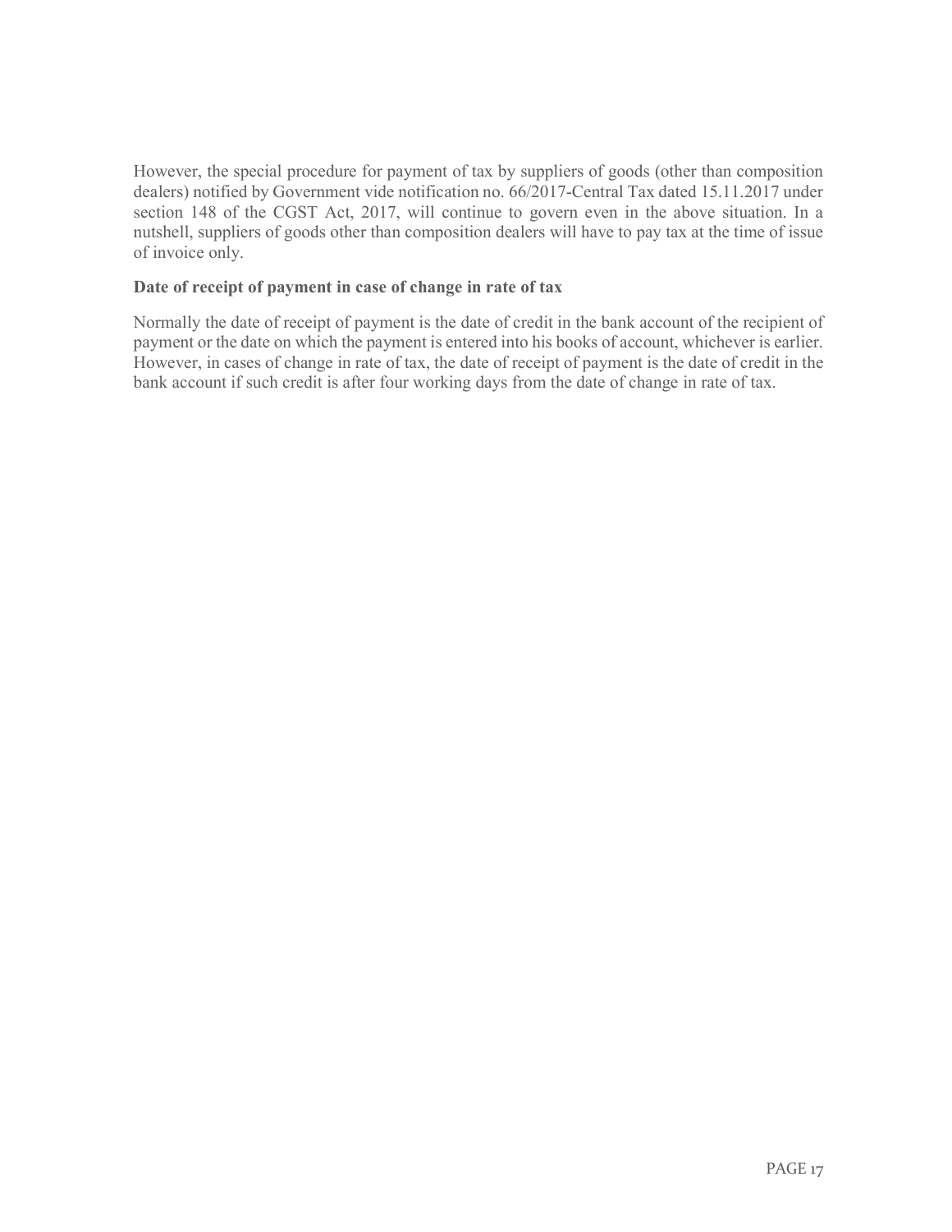However, the special procedure for payment of tax by suppliers of goods (other than composition dealers) notified by Government vide notification no. 66/2017-Central Tax dated 15.11.2017 under section 148 of the CGST Act, 2017, will continue to govern even in the above situation. In a nutshell, suppliers of goods other than composition dealers will have to pay tax at the time of issue of invoice only.

**Date of receipt of payment in case of change in rate of tax**

Normally the date of receipt of payment is the date of credit in the bank account of the recipient of payment or the date on which the payment is entered into his books of account, whichever is earlier. However, in cases of change in rate of tax, the date of receipt of payment is the date of credit in the bank account if such credit is after four working days from the date of change in rate of tax.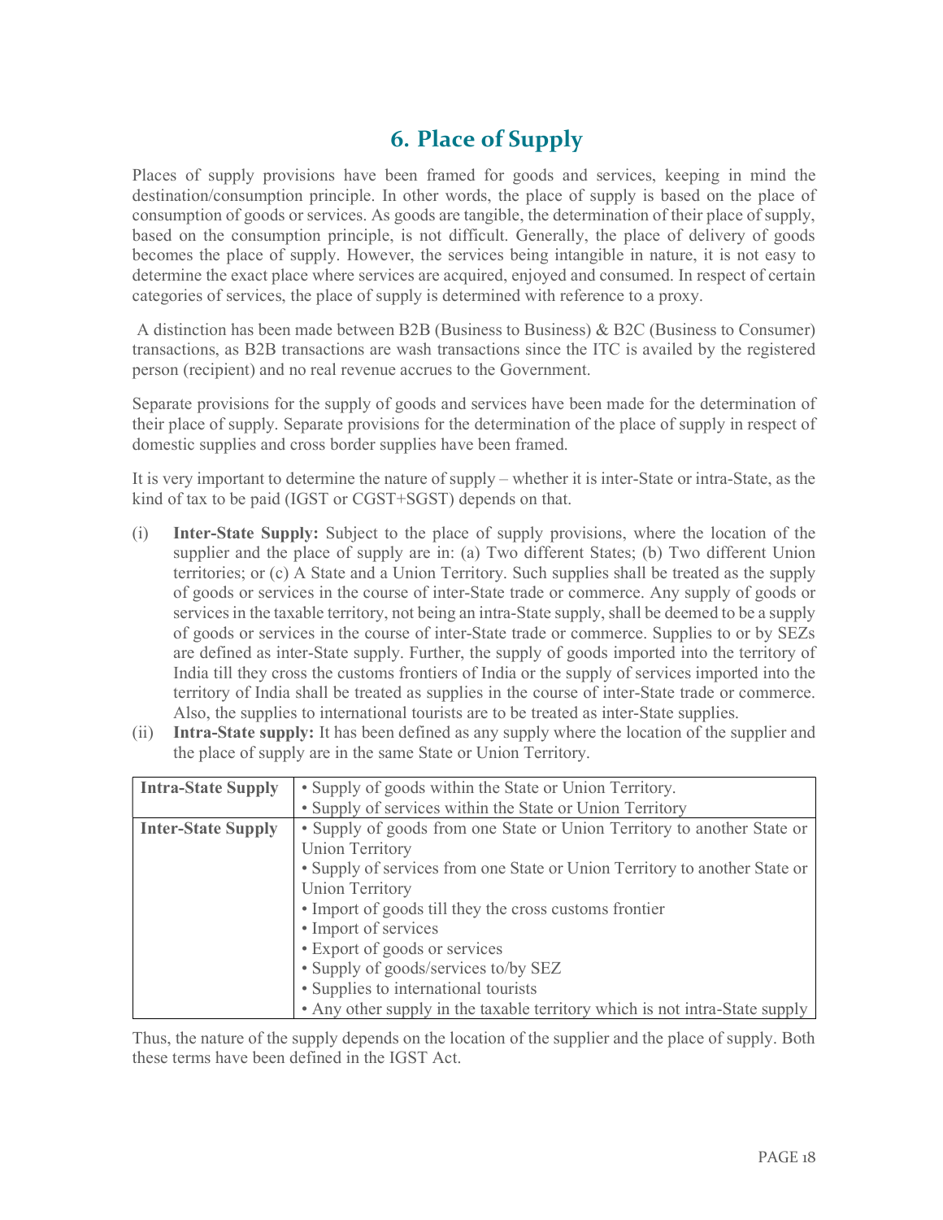# 6. Place of Supply

Places of supply provisions have been framed for goods and services, keeping in mind the destination/consumption principle. In other words, the place of supply is based on the place of consumption of goods or services. As goods are tangible, the determination of their place of supply, based on the consumption principle, is not difficult. Generally, the place of delivery of goods becomes the place of supply. However, the services being intangible in nature, it is not easy to determine the exact place where services are acquired, enjoyed and consumed. In respect of certain categories of services, the place of supply is determined with reference to a proxy.

A distinction has been made between B2B (Business to Business) & B2C (Business to Consumer) transactions, as B2B transactions are wash transactions since the ITC is availed by the registered person (recipient) and no real revenue accrues to the Government.

Separate provisions for the supply of goods and services have been made for the determination of their place of supply. Separate provisions for the determination of the place of supply in respect of domestic supplies and cross border supplies have been framed.

It is very important to determine the nature of supply – whether it is inter-State or intra-State, as the kind of tax to be paid (IGST or CGST+SGST) depends on that.

(i) **Inter-State Supply:** Subject to the place of supply provisions, where the location of the supplier and the place of supply are in: (a) Two different States; (b) Two different Union territories; or (c) A State and a Union Territory. Such supplies shall be treated as the supply of goods or services in the course of inter-State trade or commerce. Any supply of goods or services in the taxable territory, not being an intra-State supply, shall be deemed to be a supply of goods or services in the course of inter-State trade or commerce. Supplies to or by SEZs are defined as inter-State supply. Further, the supply of goods imported into the territory of India till they cross the customs frontiers of India or the supply of services imported into the territory of India shall be treated as supplies in the course of inter-State trade or commerce. Also, the supplies to international tourists are to be treated as inter-State supplies.

(ii) **Intra-State supply:** It has been defined as any supply where the location of the supplier and the place of supply are in the same State or Union Territory.

| | |
|---|---|
| **Intra-State Supply** | • Supply of goods within the State or Union Territory.<br>• Supply of services within the State or Union Territory |
| **Inter-State Supply** | • Supply of goods from one State or Union Territory to another State or Union Territory<br>• Supply of services from one State or Union Territory to another State or Union Territory<br>• Import of goods till they the cross customs frontier<br>• Import of services<br>• Export of goods or services<br>• Supply of goods/services to/by SEZ<br>• Supplies to international tourists<br>• Any other supply in the taxable territory which is not intra-State supply |

Thus, the nature of the supply depends on the location of the supplier and the place of supply. Both these terms have been defined in the IGST Act.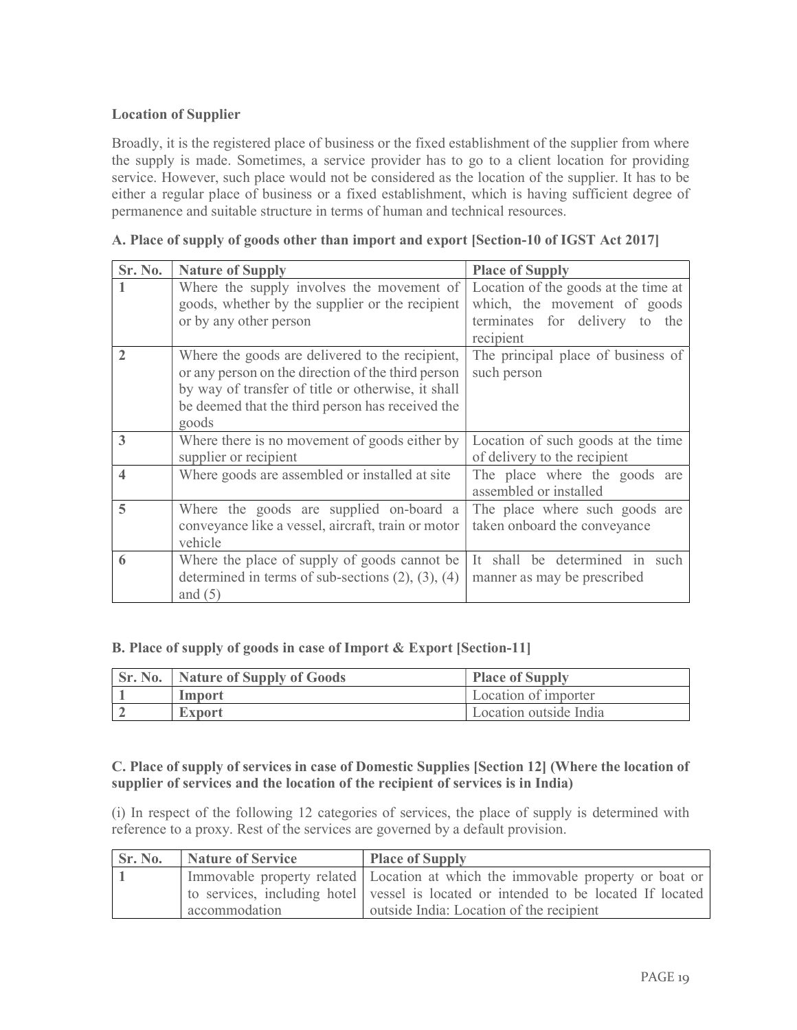**Location of Supplier**

Broadly, it is the registered place of business or the fixed establishment of the supplier from where the supply is made. Sometimes, a service provider has to go to a client location for providing service. However, such place would not be considered as the location of the supplier. It has to be either a regular place of business or a fixed establishment, which is having sufficient degree of permanence and suitable structure in terms of human and technical resources.

**A. Place of supply of goods other than import and export [Section-10 of IGST Act 2017]**

| Sr. No. | Nature of Supply | Place of Supply |
|---|---|---|
| 1 | Where the supply involves the movement of goods, whether by the supplier or the recipient or by any other person | Location of the goods at the time at which, the movement of goods terminates for delivery to the recipient |
| 2 | Where the goods are delivered to the recipient, or any person on the direction of the third person by way of transfer of title or otherwise, it shall be deemed that the third person has received the goods | The principal place of business of such person |
| 3 | Where there is no movement of goods either by supplier or recipient | Location of such goods at the time of delivery to the recipient |
| 4 | Where goods are assembled or installed at site | The place where the goods are assembled or installed |
| 5 | Where the goods are supplied on-board a conveyance like a vessel, aircraft, train or motor vehicle | The place where such goods are taken onboard the conveyance |
| 6 | Where the place of supply of goods cannot be determined in terms of sub-sections (2), (3), (4) and (5) | It shall be determined in such manner as may be prescribed |

**B. Place of supply of goods in case of Import & Export [Section-11]**

| Sr. No. | Nature of Supply of Goods | Place of Supply |
|---|---|---|
| 1 | **Import** | Location of importer |
| 2 | **Export** | Location outside India |

**C. Place of supply of services in case of Domestic Supplies [Section 12] (Where the location of supplier of services and the location of the recipient of services is in India)**

(i) In respect of the following 12 categories of services, the place of supply is determined with reference to a proxy. Rest of the services are governed by a default provision.

| Sr. No. | Nature of Service | Place of Supply |
|---|---|---|
| 1 | Immovable property related to services, including hotel accommodation | Location at which the immovable property or boat or vessel is located or intended to be located If located outside India: Location of the recipient |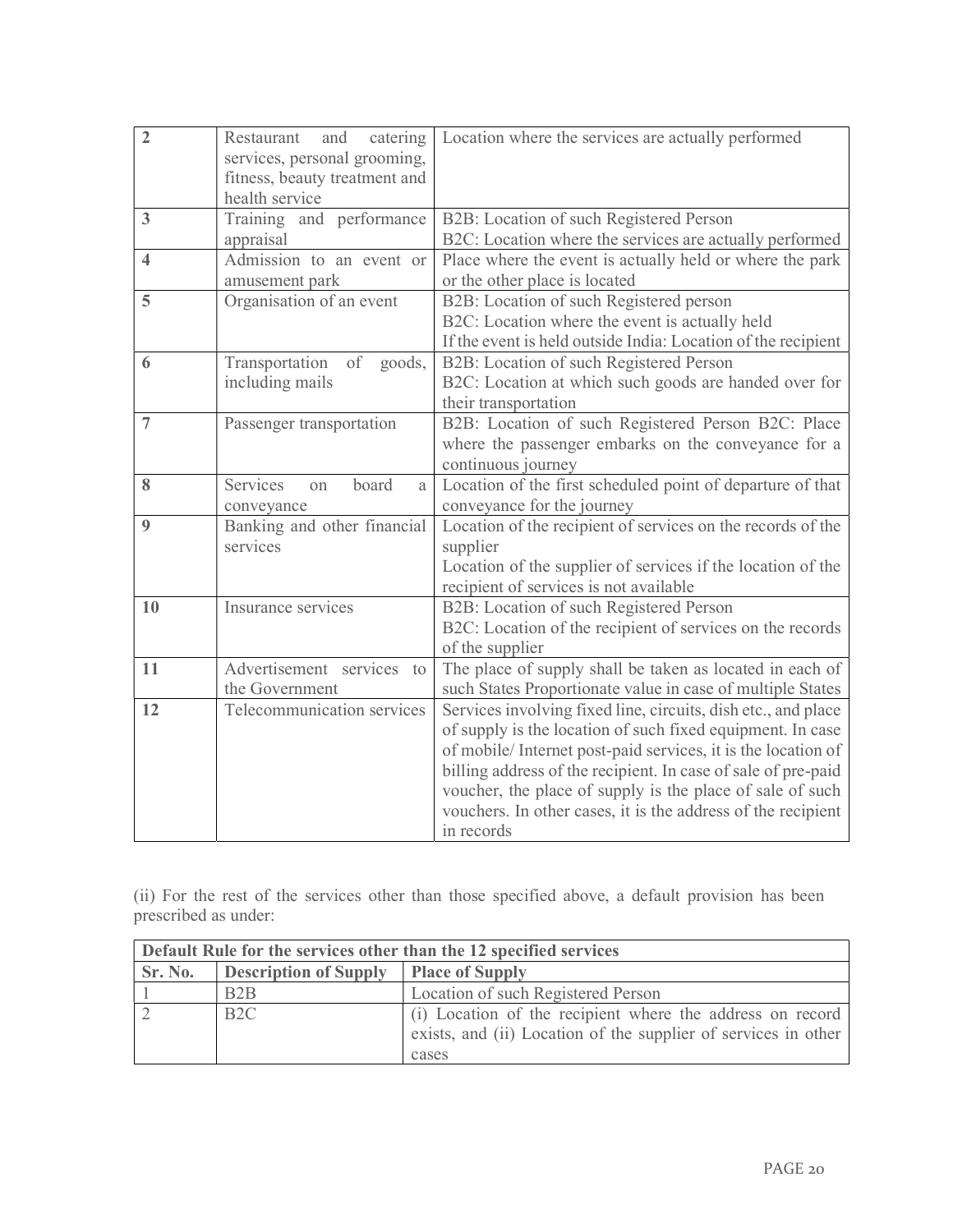| | | |
|---|---|---|
| **2** | Restaurant and catering services, personal grooming, fitness, beauty treatment and health service | Location where the services are actually performed |
| **3** | Training and performance appraisal | B2B: Location of such Registered Person<br>B2C: Location where the services are actually performed |
| **4** | Admission to an event or amusement park | Place where the event is actually held or where the park or the other place is located |
| **5** | Organisation of an event | B2B: Location of such Registered person<br>B2C: Location where the event is actually held<br>If the event is held outside India: Location of the recipient |
| **6** | Transportation of goods, including mails | B2B: Location of such Registered Person<br>B2C: Location at which such goods are handed over for their transportation |
| **7** | Passenger transportation | B2B: Location of such Registered Person B2C: Place where the passenger embarks on the conveyance for a continuous journey |
| **8** | Services on board a conveyance | Location of the first scheduled point of departure of that conveyance for the journey |
| **9** | Banking and other financial services | Location of the recipient of services on the records of the supplier<br>Location of the supplier of services if the location of the recipient of services is not available |
| **10** | Insurance services | B2B: Location of such Registered Person<br>B2C: Location of the recipient of services on the records of the supplier |
| **11** | Advertisement services to the Government | The place of supply shall be taken as located in each of such States Proportionate value in case of multiple States |
| **12** | Telecommunication services | Services involving fixed line, circuits, dish etc., and place of supply is the location of such fixed equipment. In case of mobile/ Internet post-paid services, it is the location of billing address of the recipient. In case of sale of pre-paid voucher, the place of supply is the place of sale of such vouchers. In other cases, it is the address of the recipient in records |

(ii) For the rest of the services other than those specified above, a default provision has been prescribed as under:

| **Default Rule for the services other than the 12 specified services** | | |
|---|---|---|
| **Sr. No.** | **Description of Supply** | **Place of Supply** |
| 1 | B2B | Location of such Registered Person |
| 2 | B2C | (i) Location of the recipient where the address on record exists, and (ii) Location of the supplier of services in other cases |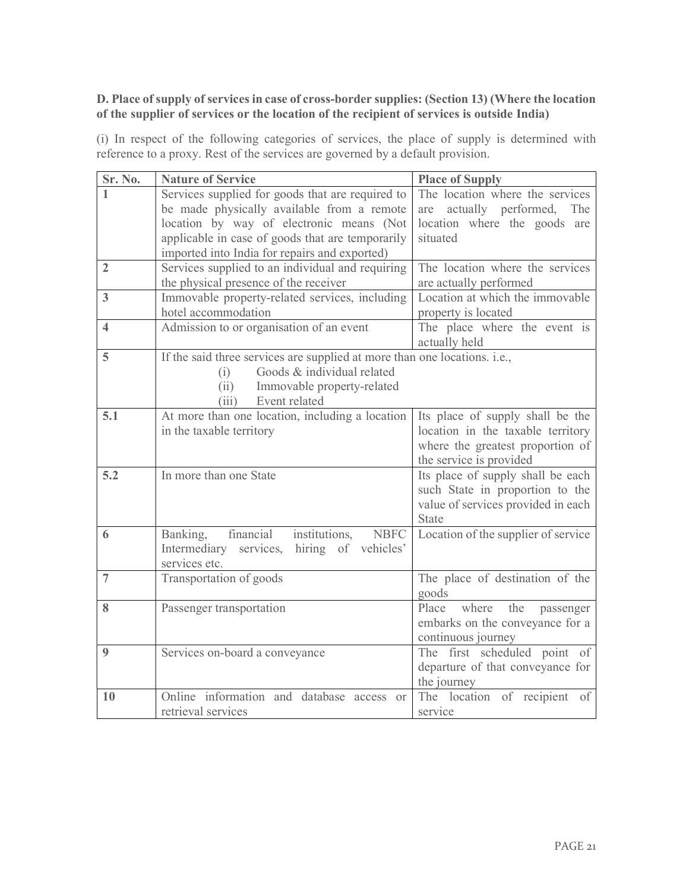**D. Place of supply of services in case of cross-border supplies: (Section 13) (Where the location of the supplier of services or the location of the recipient of services is outside India)**

(i) In respect of the following categories of services, the place of supply is determined with reference to a proxy. Rest of the services are governed by a default provision.

| Sr. No. | Nature of Service | Place of Supply |
|---|---|---|
| **1** | Services supplied for goods that are required to be made physically available from a remote location by way of electronic means (Not applicable in case of goods that are temporarily imported into India for repairs and exported) | The location where the services are actually performed, The location where the goods are situated |
| **2** | Services supplied to an individual and requiring the physical presence of the receiver | The location where the services are actually performed |
| **3** | Immovable property-related services, including hotel accommodation | Location at which the immovable property is located |
| **4** | Admission to or organisation of an event | The place where the event is actually held |
| **5** | If the said three services are supplied at more than one locations. i.e.,<br>(i) Goods & individual related<br>(ii) Immovable property-related<br>(iii) Event related | |
| **5.1** | At more than one location, including a location in the taxable territory | Its place of supply shall be the location in the taxable territory where the greatest proportion of the service is provided |
| **5.2** | In more than one State | Its place of supply shall be each such State in proportion to the value of services provided in each State |
| **6** | Banking, financial institutions, NBFC Intermediary services, hiring of vehicles' services etc. | Location of the supplier of service |
| **7** | Transportation of goods | The place of destination of the goods |
| **8** | Passenger transportation | Place where the passenger embarks on the conveyance for a continuous journey |
| **9** | Services on-board a conveyance | The first scheduled point of departure of that conveyance for the journey |
| **10** | Online information and database access or retrieval services | The location of recipient of service |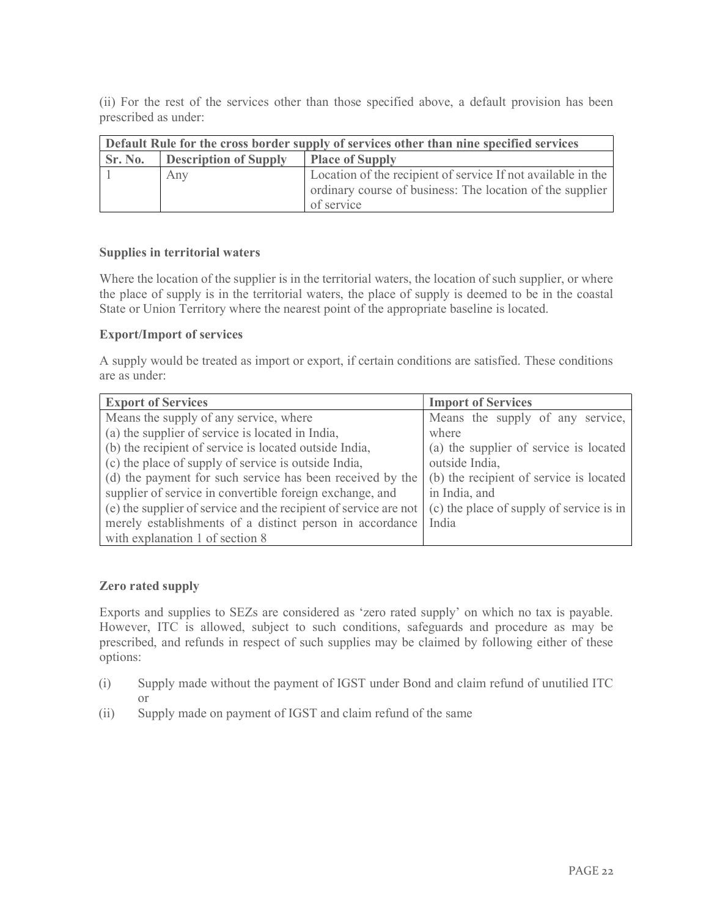(ii) For the rest of the services other than those specified above, a default provision has been prescribed as under:

| Default Rule for the cross border supply of services other than nine specified services | | |
|---|---|---|
| **Sr. No.** | **Description of Supply** | **Place of Supply** |
| 1 | Any | Location of the recipient of service If not available in the ordinary course of business: The location of the supplier of service |

**Supplies in territorial waters**

Where the location of the supplier is in the territorial waters, the location of such supplier, or where the place of supply is in the territorial waters, the place of supply is deemed to be in the coastal State or Union Territory where the nearest point of the appropriate baseline is located.

**Export/Import of services**

A supply would be treated as import or export, if certain conditions are satisfied. These conditions are as under:

| Export of Services | Import of Services |
|---|---|
| Means the supply of any service, where (a) the supplier of service is located in India, (b) the recipient of service is located outside India, (c) the place of supply of service is outside India, (d) the payment for such service has been received by the supplier of service in convertible foreign exchange, and (e) the supplier of service and the recipient of service are not merely establishments of a distinct person in accordance with explanation 1 of section 8 | Means the supply of any service, where (a) the supplier of service is located outside India, (b) the recipient of service is located in India, and (c) the place of supply of service is in India |

**Zero rated supply**

Exports and supplies to SEZs are considered as 'zero rated supply' on which no tax is payable. However, ITC is allowed, subject to such conditions, safeguards and procedure as may be prescribed, and refunds in respect of such supplies may be claimed by following either of these options:

(i) Supply made without the payment of IGST under Bond and claim refund of unutilied ITC or

(ii) Supply made on payment of IGST and claim refund of the same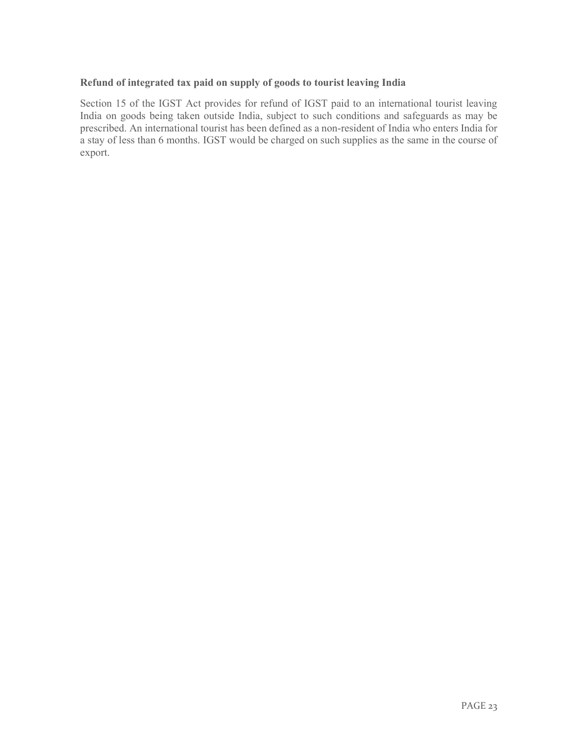### Refund of integrated tax paid on supply of goods to tourist leaving India

Section 15 of the IGST Act provides for refund of IGST paid to an international tourist leaving India on goods being taken outside India, subject to such conditions and safeguards as may be prescribed. An international tourist has been defined as a non-resident of India who enters India for a stay of less than 6 months. IGST would be charged on such supplies as the same in the course of export.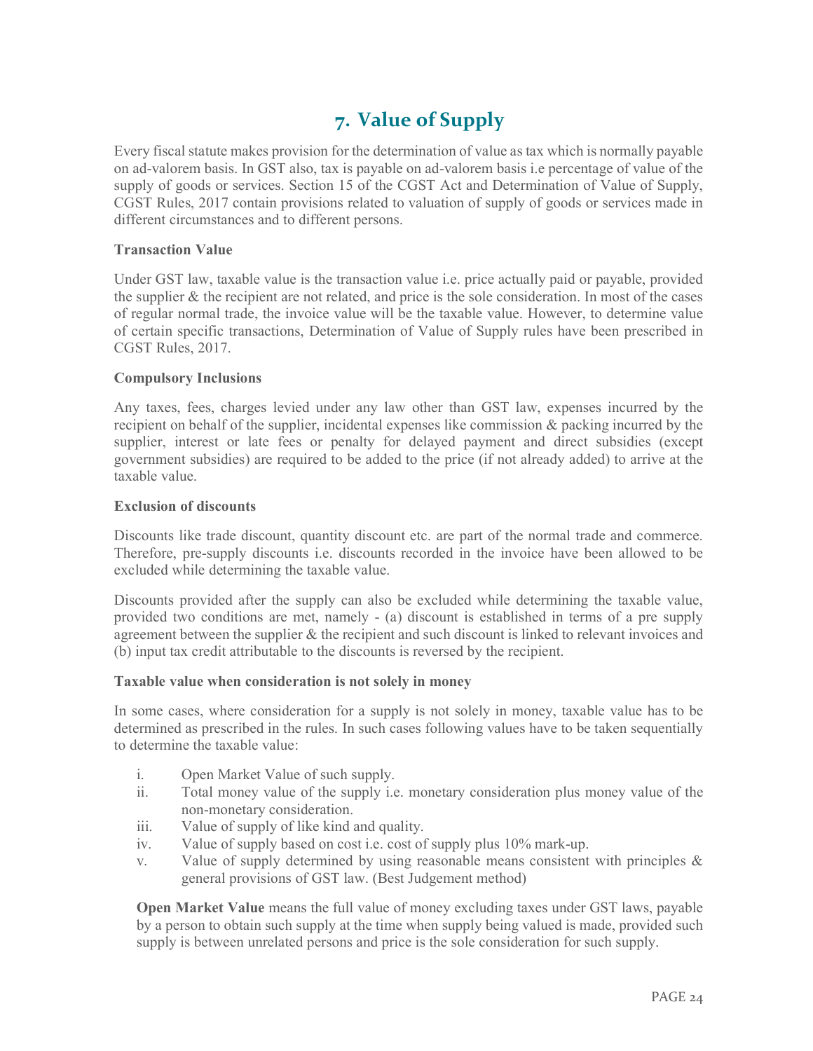# 7. Value of Supply

Every fiscal statute makes provision for the determination of value as tax which is normally payable on ad-valorem basis. In GST also, tax is payable on ad-valorem basis i.e percentage of value of the supply of goods or services. Section 15 of the CGST Act and Determination of Value of Supply, CGST Rules, 2017 contain provisions related to valuation of supply of goods or services made in different circumstances and to different persons.

**Transaction Value**

Under GST law, taxable value is the transaction value i.e. price actually paid or payable, provided the supplier & the recipient are not related, and price is the sole consideration. In most of the cases of regular normal trade, the invoice value will be the taxable value. However, to determine value of certain specific transactions, Determination of Value of Supply rules have been prescribed in CGST Rules, 2017.

**Compulsory Inclusions**

Any taxes, fees, charges levied under any law other than GST law, expenses incurred by the recipient on behalf of the supplier, incidental expenses like commission & packing incurred by the supplier, interest or late fees or penalty for delayed payment and direct subsidies (except government subsidies) are required to be added to the price (if not already added) to arrive at the taxable value.

**Exclusion of discounts**

Discounts like trade discount, quantity discount etc. are part of the normal trade and commerce. Therefore, pre-supply discounts i.e. discounts recorded in the invoice have been allowed to be excluded while determining the taxable value.

Discounts provided after the supply can also be excluded while determining the taxable value, provided two conditions are met, namely - (a) discount is established in terms of a pre supply agreement between the supplier & the recipient and such discount is linked to relevant invoices and (b) input tax credit attributable to the discounts is reversed by the recipient.

**Taxable value when consideration is not solely in money**

In some cases, where consideration for a supply is not solely in money, taxable value has to be determined as prescribed in the rules. In such cases following values have to be taken sequentially to determine the taxable value:

i. Open Market Value of such supply.
ii. Total money value of the supply i.e. monetary consideration plus money value of the non-monetary consideration.
iii. Value of supply of like kind and quality.
iv. Value of supply based on cost i.e. cost of supply plus 10% mark-up.
v. Value of supply determined by using reasonable means consistent with principles & general provisions of GST law. (Best Judgement method)

**Open Market Value** means the full value of money excluding taxes under GST laws, payable by a person to obtain such supply at the time when supply being valued is made, provided such supply is between unrelated persons and price is the sole consideration for such supply.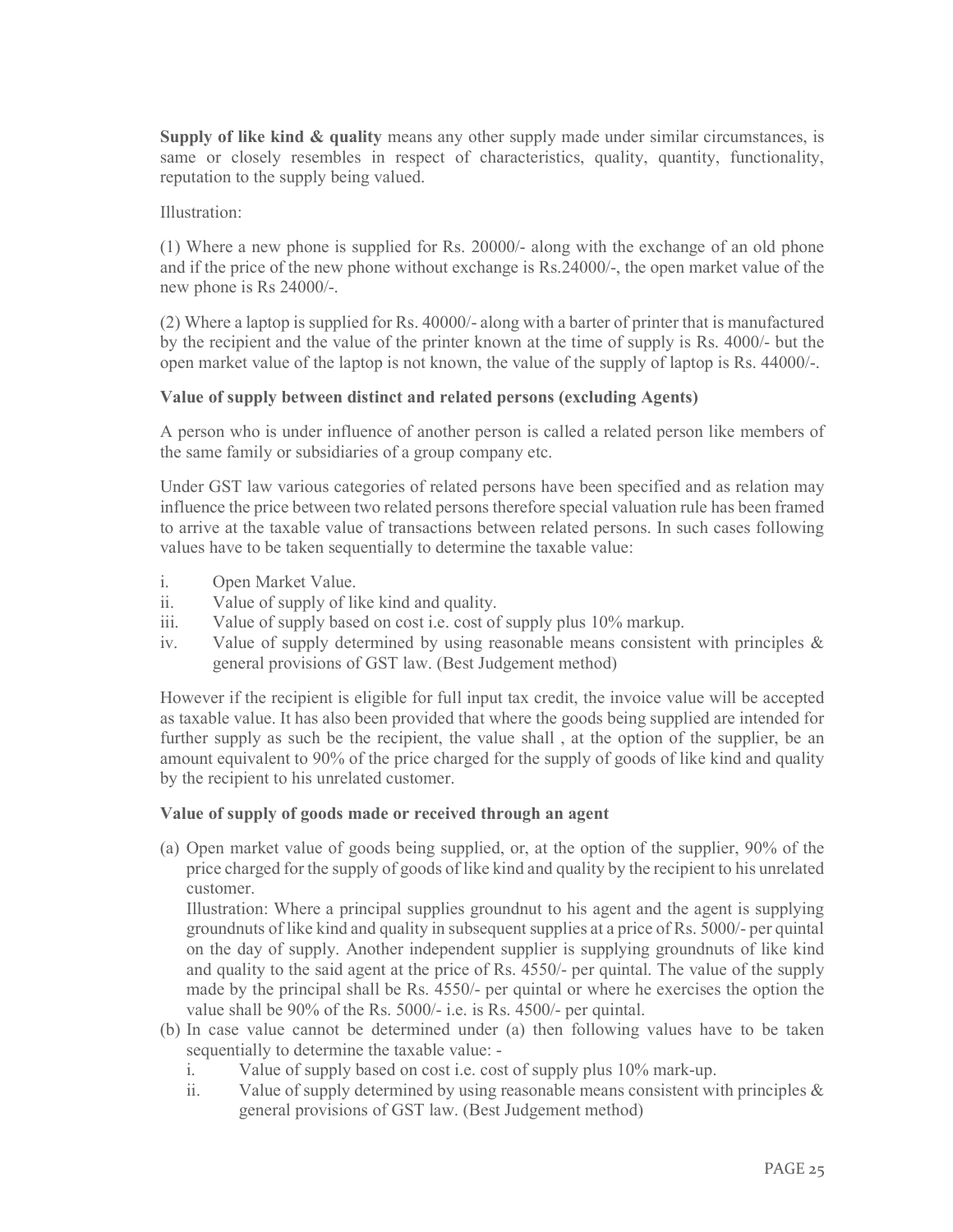**Supply of like kind & quality** means any other supply made under similar circumstances, is same or closely resembles in respect of characteristics, quality, quantity, functionality, reputation to the supply being valued.

Illustration:

(1) Where a new phone is supplied for Rs. 20000/- along with the exchange of an old phone and if the price of the new phone without exchange is Rs.24000/-, the open market value of the new phone is Rs 24000/-.

(2) Where a laptop is supplied for Rs. 40000/- along with a barter of printer that is manufactured by the recipient and the value of the printer known at the time of supply is Rs. 4000/- but the open market value of the laptop is not known, the value of the supply of laptop is Rs. 44000/-.

**Value of supply between distinct and related persons (excluding Agents)**

A person who is under influence of another person is called a related person like members of the same family or subsidiaries of a group company etc.

Under GST law various categories of related persons have been specified and as relation may influence the price between two related persons therefore special valuation rule has been framed to arrive at the taxable value of transactions between related persons. In such cases following values have to be taken sequentially to determine the taxable value:

i. Open Market Value.
ii. Value of supply of like kind and quality.
iii. Value of supply based on cost i.e. cost of supply plus 10% markup.
iv. Value of supply determined by using reasonable means consistent with principles & general provisions of GST law. (Best Judgement method)

However if the recipient is eligible for full input tax credit, the invoice value will be accepted as taxable value. It has also been provided that where the goods being supplied are intended for further supply as such be the recipient, the value shall , at the option of the supplier, be an amount equivalent to 90% of the price charged for the supply of goods of like kind and quality by the recipient to his unrelated customer.

**Value of supply of goods made or received through an agent**

(a) Open market value of goods being supplied, or, at the option of the supplier, 90% of the price charged for the supply of goods of like kind and quality by the recipient to his unrelated customer.
   Illustration: Where a principal supplies groundnut to his agent and the agent is supplying groundnuts of like kind and quality in subsequent supplies at a price of Rs. 5000/- per quintal on the day of supply. Another independent supplier is supplying groundnuts of like kind and quality to the said agent at the price of Rs. 4550/- per quintal. The value of the supply made by the principal shall be Rs. 4550/- per quintal or where he exercises the option the value shall be 90% of the Rs. 5000/- i.e. is Rs. 4500/- per quintal.
(b) In case value cannot be determined under (a) then following values have to be taken sequentially to determine the taxable value: -
   i. Value of supply based on cost i.e. cost of supply plus 10% mark-up.
   ii. Value of supply determined by using reasonable means consistent with principles & general provisions of GST law. (Best Judgement method)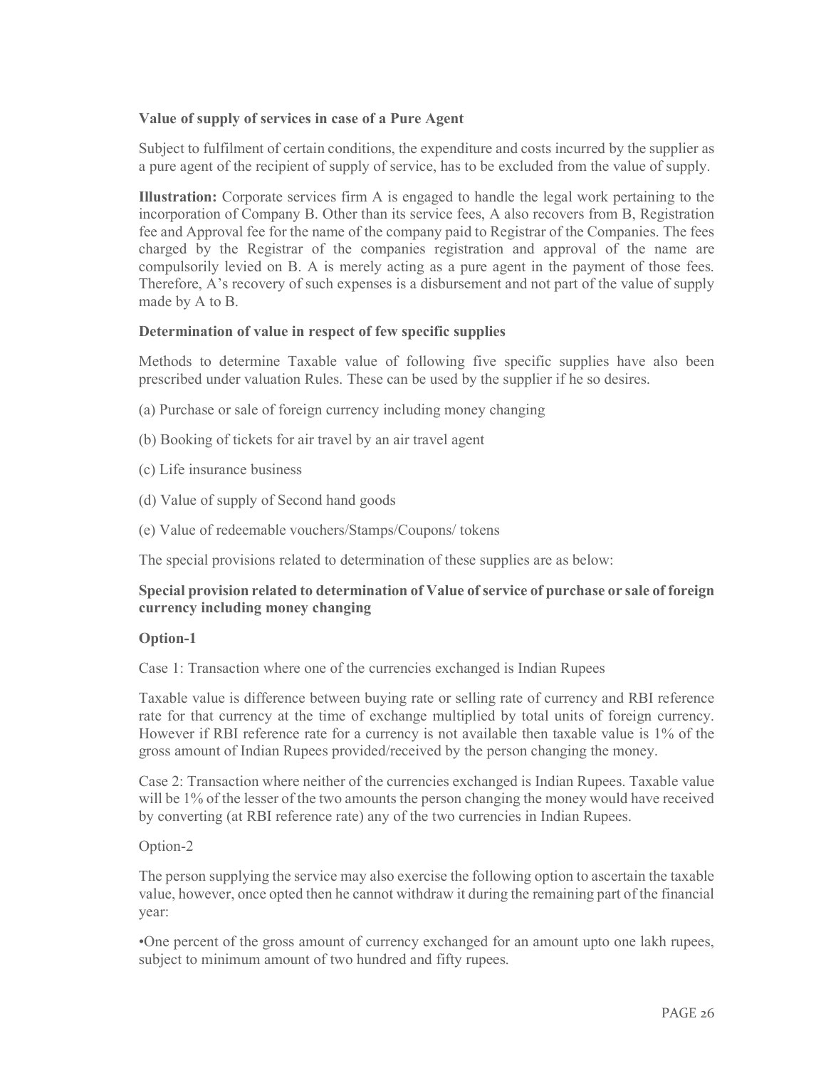**Value of supply of services in case of a Pure Agent**

Subject to fulfilment of certain conditions, the expenditure and costs incurred by the supplier as a pure agent of the recipient of supply of service, has to be excluded from the value of supply.

**Illustration:** Corporate services firm A is engaged to handle the legal work pertaining to the incorporation of Company B. Other than its service fees, A also recovers from B, Registration fee and Approval fee for the name of the company paid to Registrar of the Companies. The fees charged by the Registrar of the companies registration and approval of the name are compulsorily levied on B. A is merely acting as a pure agent in the payment of those fees. Therefore, A's recovery of such expenses is a disbursement and not part of the value of supply made by A to B.

**Determination of value in respect of few specific supplies**

Methods to determine Taxable value of following five specific supplies have also been prescribed under valuation Rules. These can be used by the supplier if he so desires.

(a) Purchase or sale of foreign currency including money changing

(b) Booking of tickets for air travel by an air travel agent

(c) Life insurance business

(d) Value of supply of Second hand goods

(e) Value of redeemable vouchers/Stamps/Coupons/ tokens

The special provisions related to determination of these supplies are as below:

**Special provision related to determination of Value of service of purchase or sale of foreign currency including money changing**

**Option-1**

Case 1: Transaction where one of the currencies exchanged is Indian Rupees

Taxable value is difference between buying rate or selling rate of currency and RBI reference rate for that currency at the time of exchange multiplied by total units of foreign currency. However if RBI reference rate for a currency is not available then taxable value is 1% of the gross amount of Indian Rupees provided/received by the person changing the money.

Case 2: Transaction where neither of the currencies exchanged is Indian Rupees. Taxable value will be 1% of the lesser of the two amounts the person changing the money would have received by converting (at RBI reference rate) any of the two currencies in Indian Rupees.

Option-2

The person supplying the service may also exercise the following option to ascertain the taxable value, however, once opted then he cannot withdraw it during the remaining part of the financial year:

•One percent of the gross amount of currency exchanged for an amount upto one lakh rupees, subject to minimum amount of two hundred and fifty rupees.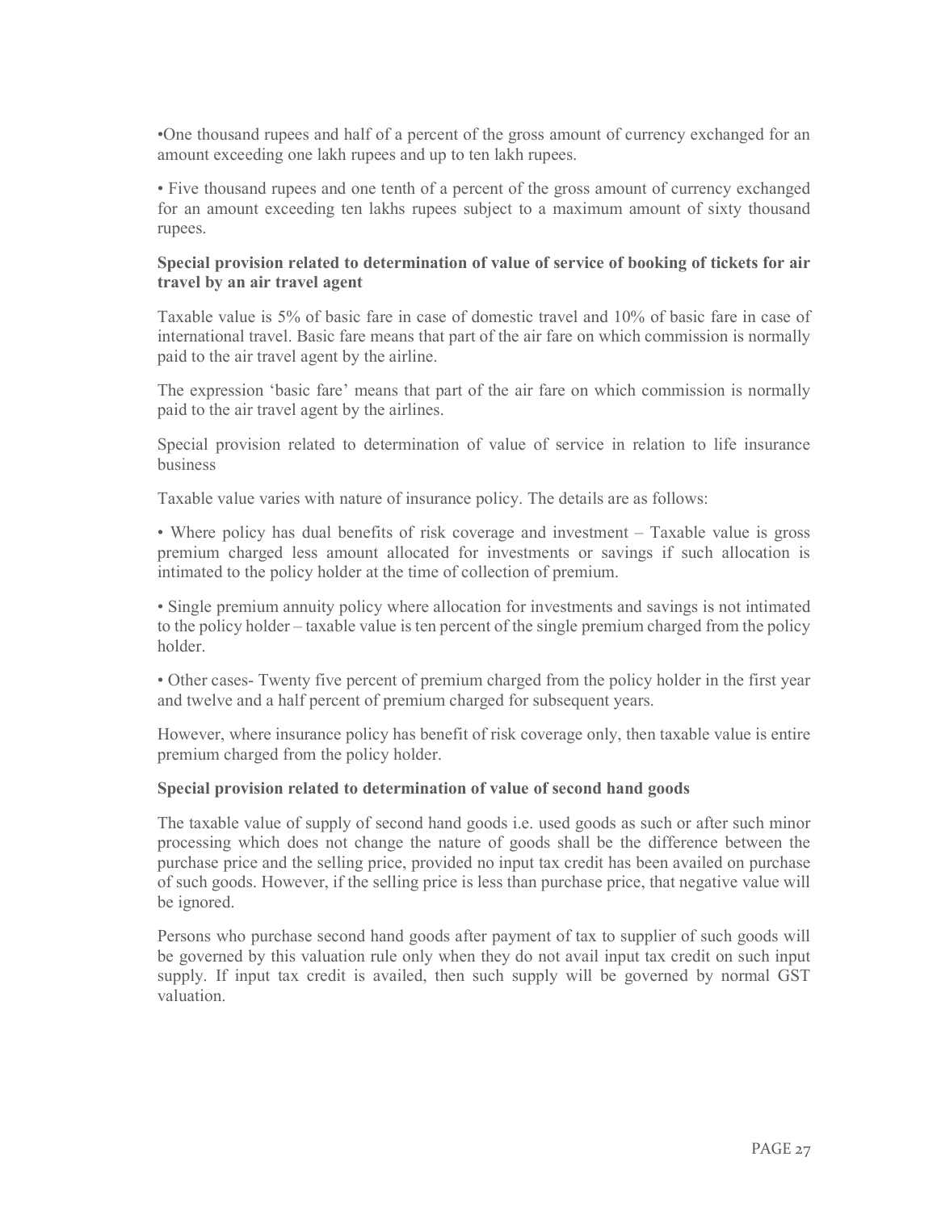- One thousand rupees and half of a percent of the gross amount of currency exchanged for an amount exceeding one lakh rupees and up to ten lakh rupees.
- Five thousand rupees and one tenth of a percent of the gross amount of currency exchanged for an amount exceeding ten lakhs rupees subject to a maximum amount of sixty thousand rupees.

**Special provision related to determination of value of service of booking of tickets for air travel by an air travel agent**

Taxable value is 5% of basic fare in case of domestic travel and 10% of basic fare in case of international travel. Basic fare means that part of the air fare on which commission is normally paid to the air travel agent by the airline.

The expression 'basic fare' means that part of the air fare on which commission is normally paid to the air travel agent by the airlines.

Special provision related to determination of value of service in relation to life insurance business

Taxable value varies with nature of insurance policy. The details are as follows:

- Where policy has dual benefits of risk coverage and investment – Taxable value is gross premium charged less amount allocated for investments or savings if such allocation is intimated to the policy holder at the time of collection of premium.
- Single premium annuity policy where allocation for investments and savings is not intimated to the policy holder – taxable value is ten percent of the single premium charged from the policy holder.
- Other cases- Twenty five percent of premium charged from the policy holder in the first year and twelve and a half percent of premium charged for subsequent years.

However, where insurance policy has benefit of risk coverage only, then taxable value is entire premium charged from the policy holder.

**Special provision related to determination of value of second hand goods**

The taxable value of supply of second hand goods i.e. used goods as such or after such minor processing which does not change the nature of goods shall be the difference between the purchase price and the selling price, provided no input tax credit has been availed on purchase of such goods. However, if the selling price is less than purchase price, that negative value will be ignored.

Persons who purchase second hand goods after payment of tax to supplier of such goods will be governed by this valuation rule only when they do not avail input tax credit on such input supply. If input tax credit is availed, then such supply will be governed by normal GST valuation.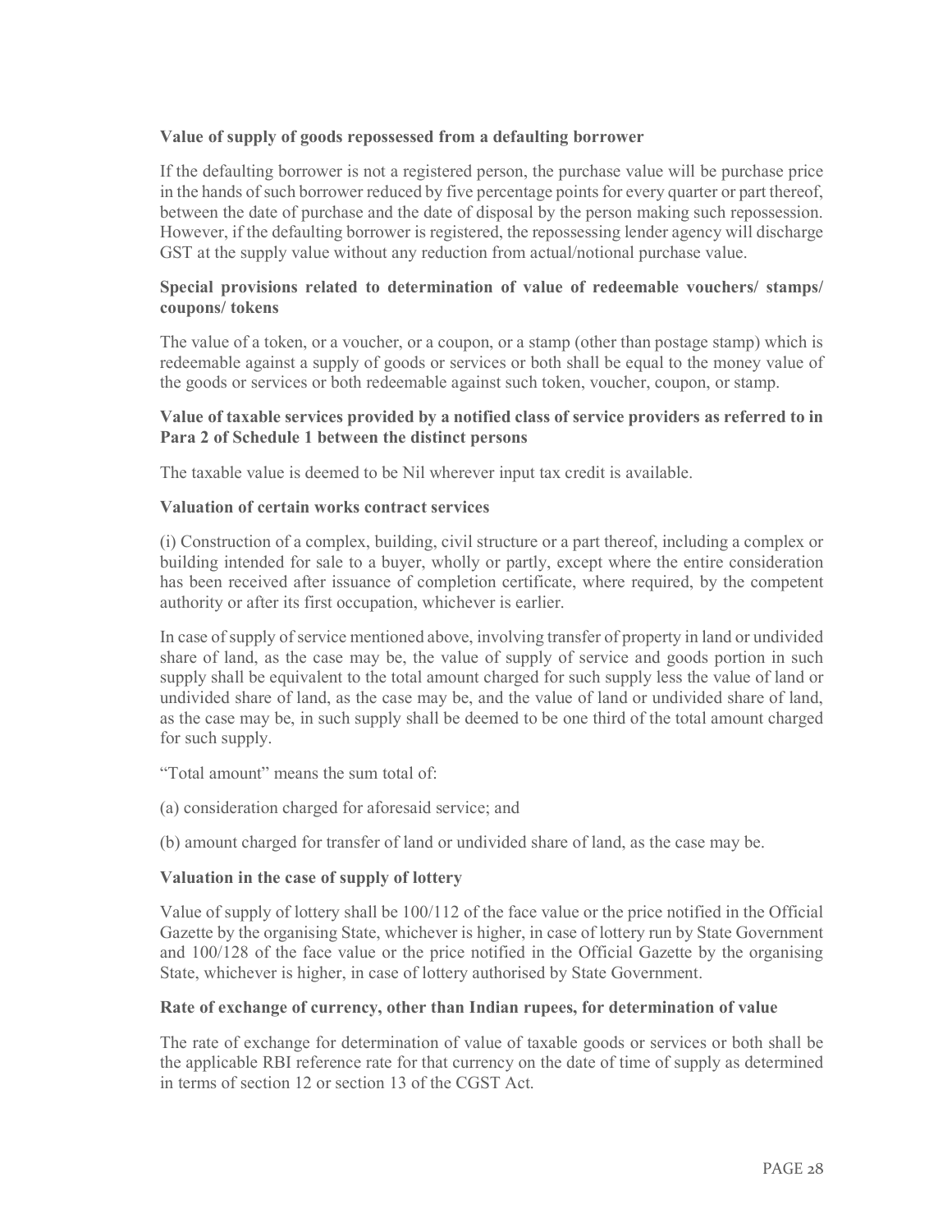**Value of supply of goods repossessed from a defaulting borrower**

If the defaulting borrower is not a registered person, the purchase value will be purchase price in the hands of such borrower reduced by five percentage points for every quarter or part thereof, between the date of purchase and the date of disposal by the person making such repossession. However, if the defaulting borrower is registered, the repossessing lender agency will discharge GST at the supply value without any reduction from actual/notional purchase value.

**Special provisions related to determination of value of redeemable vouchers/ stamps/ coupons/ tokens**

The value of a token, or a voucher, or a coupon, or a stamp (other than postage stamp) which is redeemable against a supply of goods or services or both shall be equal to the money value of the goods or services or both redeemable against such token, voucher, coupon, or stamp.

**Value of taxable services provided by a notified class of service providers as referred to in Para 2 of Schedule 1 between the distinct persons**

The taxable value is deemed to be Nil wherever input tax credit is available.

**Valuation of certain works contract services**

(i) Construction of a complex, building, civil structure or a part thereof, including a complex or building intended for sale to a buyer, wholly or partly, except where the entire consideration has been received after issuance of completion certificate, where required, by the competent authority or after its first occupation, whichever is earlier.

In case of supply of service mentioned above, involving transfer of property in land or undivided share of land, as the case may be, the value of supply of service and goods portion in such supply shall be equivalent to the total amount charged for such supply less the value of land or undivided share of land, as the case may be, and the value of land or undivided share of land, as the case may be, in such supply shall be deemed to be one third of the total amount charged for such supply.

"Total amount" means the sum total of:

(a) consideration charged for aforesaid service; and

(b) amount charged for transfer of land or undivided share of land, as the case may be.

**Valuation in the case of supply of lottery**

Value of supply of lottery shall be 100/112 of the face value or the price notified in the Official Gazette by the organising State, whichever is higher, in case of lottery run by State Government and 100/128 of the face value or the price notified in the Official Gazette by the organising State, whichever is higher, in case of lottery authorised by State Government.

**Rate of exchange of currency, other than Indian rupees, for determination of value**

The rate of exchange for determination of value of taxable goods or services or both shall be the applicable RBI reference rate for that currency on the date of time of supply as determined in terms of section 12 or section 13 of the CGST Act.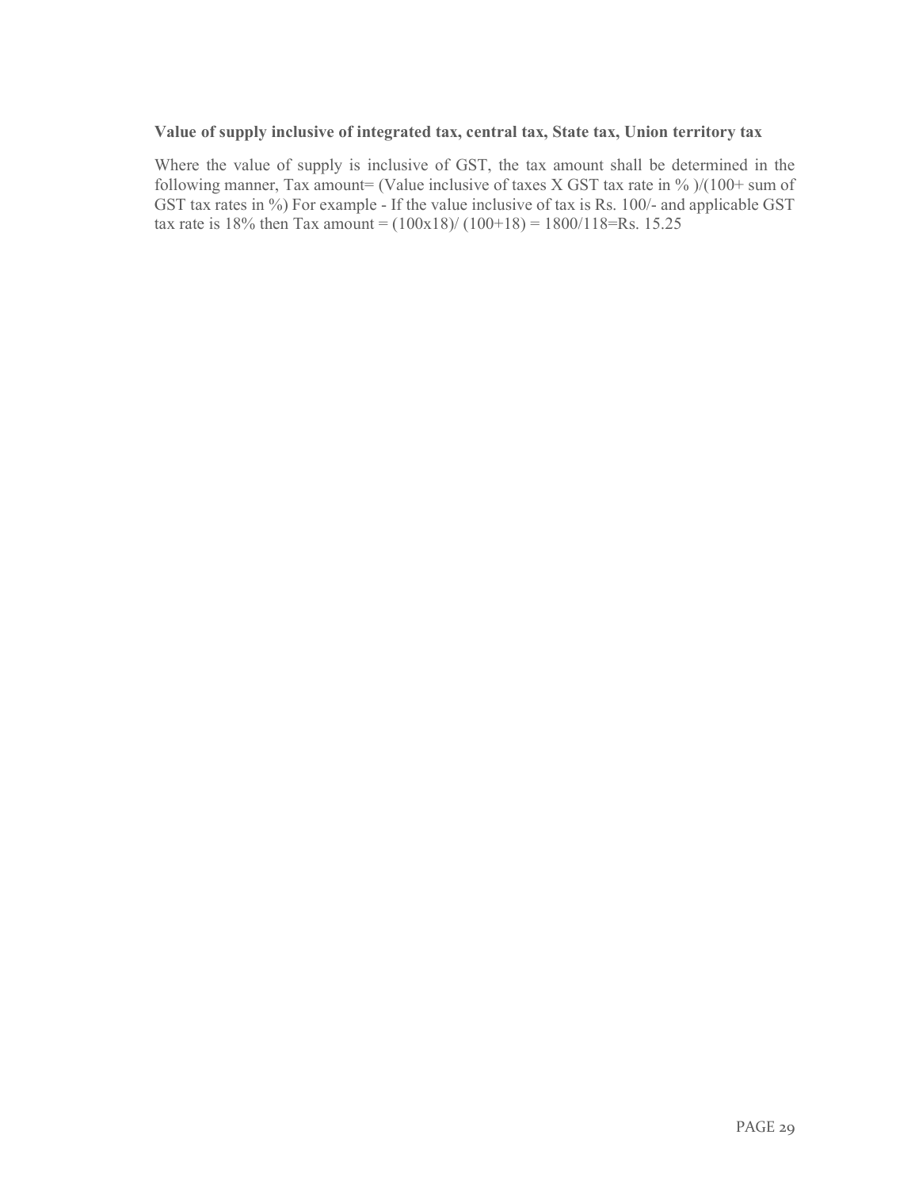**Value of supply inclusive of integrated tax, central tax, State tax, Union territory tax**

Where the value of supply is inclusive of GST, the tax amount shall be determined in the following manner, Tax amount= (Value inclusive of taxes X GST tax rate in % )/(100+ sum of GST tax rates in %) For example - If the value inclusive of tax is Rs. 100/- and applicable GST tax rate is 18% then Tax amount = (100x18)/ (100+18) = 1800/118=Rs. 15.25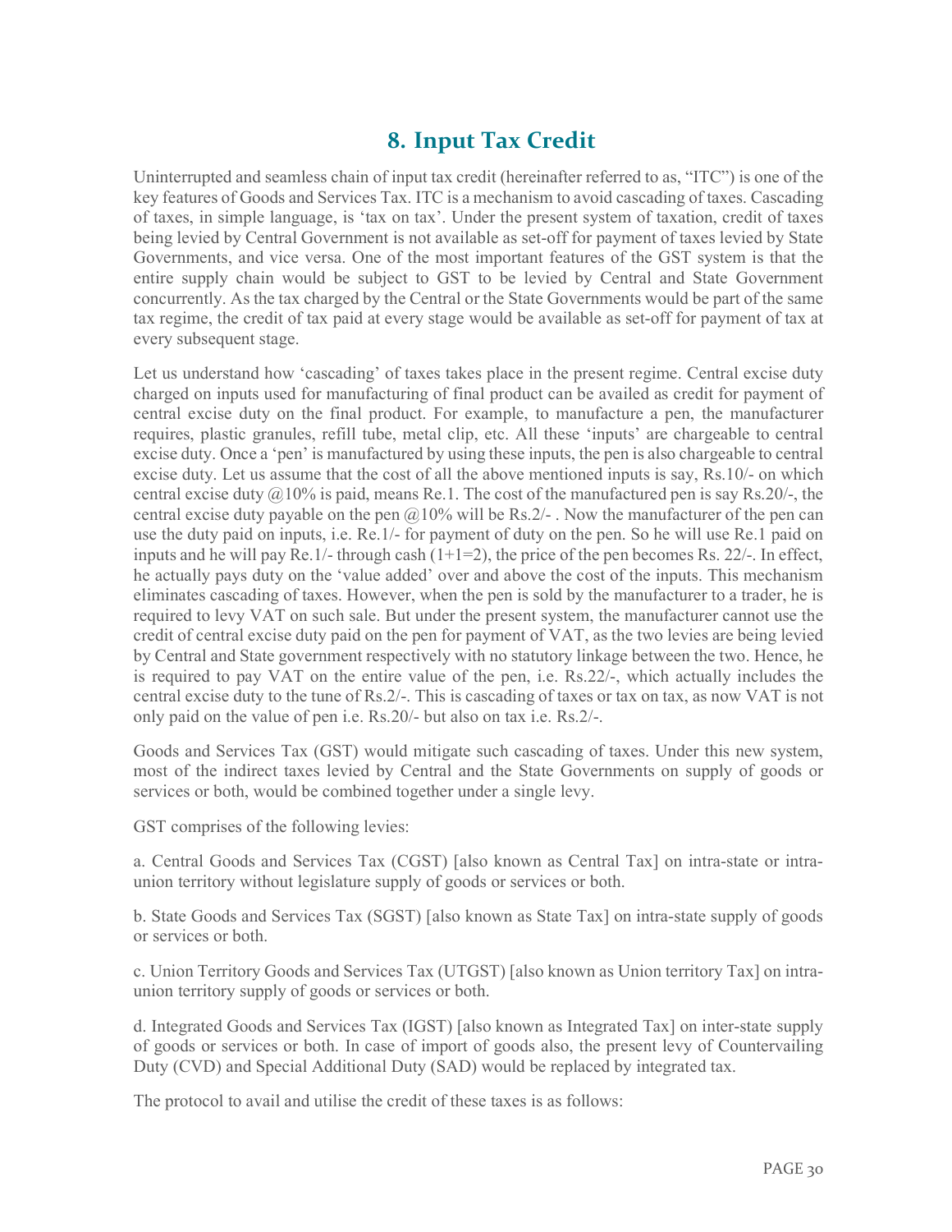# 8. Input Tax Credit

Uninterrupted and seamless chain of input tax credit (hereinafter referred to as, "ITC") is one of the key features of Goods and Services Tax. ITC is a mechanism to avoid cascading of taxes. Cascading of taxes, in simple language, is 'tax on tax'. Under the present system of taxation, credit of taxes being levied by Central Government is not available as set-off for payment of taxes levied by State Governments, and vice versa. One of the most important features of the GST system is that the entire supply chain would be subject to GST to be levied by Central and State Government concurrently. As the tax charged by the Central or the State Governments would be part of the same tax regime, the credit of tax paid at every stage would be available as set-off for payment of tax at every subsequent stage.

Let us understand how 'cascading' of taxes takes place in the present regime. Central excise duty charged on inputs used for manufacturing of final product can be availed as credit for payment of central excise duty on the final product. For example, to manufacture a pen, the manufacturer requires, plastic granules, refill tube, metal clip, etc. All these 'inputs' are chargeable to central excise duty. Once a 'pen' is manufactured by using these inputs, the pen is also chargeable to central excise duty. Let us assume that the cost of all the above mentioned inputs is say, Rs.10/- on which central excise duty @10% is paid, means Re.1. The cost of the manufactured pen is say Rs.20/-, the central excise duty payable on the pen @10% will be Rs.2/- . Now the manufacturer of the pen can use the duty paid on inputs, i.e. Re.1/- for payment of duty on the pen. So he will use Re.1 paid on inputs and he will pay Re.1/- through cash (1+1=2), the price of the pen becomes Rs. 22/-. In effect, he actually pays duty on the 'value added' over and above the cost of the inputs. This mechanism eliminates cascading of taxes. However, when the pen is sold by the manufacturer to a trader, he is required to levy VAT on such sale. But under the present system, the manufacturer cannot use the credit of central excise duty paid on the pen for payment of VAT, as the two levies are being levied by Central and State government respectively with no statutory linkage between the two. Hence, he is required to pay VAT on the entire value of the pen, i.e. Rs.22/-, which actually includes the central excise duty to the tune of Rs.2/-. This is cascading of taxes or tax on tax, as now VAT is not only paid on the value of pen i.e. Rs.20/- but also on tax i.e. Rs.2/-.

Goods and Services Tax (GST) would mitigate such cascading of taxes. Under this new system, most of the indirect taxes levied by Central and the State Governments on supply of goods or services or both, would be combined together under a single levy.

GST comprises of the following levies:

a. Central Goods and Services Tax (CGST) [also known as Central Tax] on intra-state or intra-union territory without legislature supply of goods or services or both.

b. State Goods and Services Tax (SGST) [also known as State Tax] on intra-state supply of goods or services or both.

c. Union Territory Goods and Services Tax (UTGST) [also known as Union territory Tax] on intra-union territory supply of goods or services or both.

d. Integrated Goods and Services Tax (IGST) [also known as Integrated Tax] on inter-state supply of goods or services or both. In case of import of goods also, the present levy of Countervailing Duty (CVD) and Special Additional Duty (SAD) would be replaced by integrated tax.

The protocol to avail and utilise the credit of these taxes is as follows: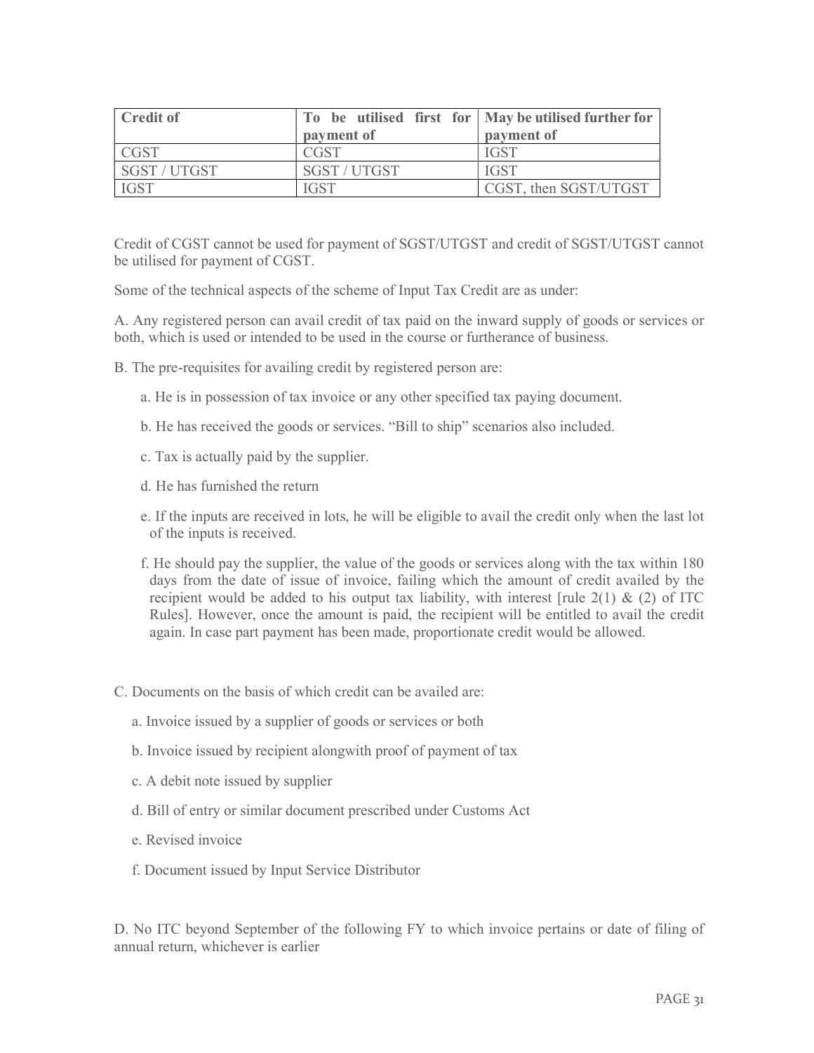| Credit of | To be utilised first for payment of | May be utilised further for payment of |
|---|---|---|
| CGST | CGST | IGST |
| SGST / UTGST | SGST / UTGST | IGST |
| IGST | IGST | CGST, then SGST/UTGST |

Credit of CGST cannot be used for payment of SGST/UTGST and credit of SGST/UTGST cannot be utilised for payment of CGST.

Some of the technical aspects of the scheme of Input Tax Credit are as under:

A. Any registered person can avail credit of tax paid on the inward supply of goods or services or both, which is used or intended to be used in the course or furtherance of business.

B. The pre-requisites for availing credit by registered person are:

a. He is in possession of tax invoice or any other specified tax paying document.

b. He has received the goods or services. "Bill to ship" scenarios also included.

c. Tax is actually paid by the supplier.

d. He has furnished the return

e. If the inputs are received in lots, he will be eligible to avail the credit only when the last lot of the inputs is received.

f. He should pay the supplier, the value of the goods or services along with the tax within 180 days from the date of issue of invoice, failing which the amount of credit availed by the recipient would be added to his output tax liability, with interest [rule 2(1) & (2) of ITC Rules]. However, once the amount is paid, the recipient will be entitled to avail the credit again. In case part payment has been made, proportionate credit would be allowed.

C. Documents on the basis of which credit can be availed are:

a. Invoice issued by a supplier of goods or services or both

b. Invoice issued by recipient alongwith proof of payment of tax

c. A debit note issued by supplier

d. Bill of entry or similar document prescribed under Customs Act

e. Revised invoice

f. Document issued by Input Service Distributor

D. No ITC beyond September of the following FY to which invoice pertains or date of filing of annual return, whichever is earlier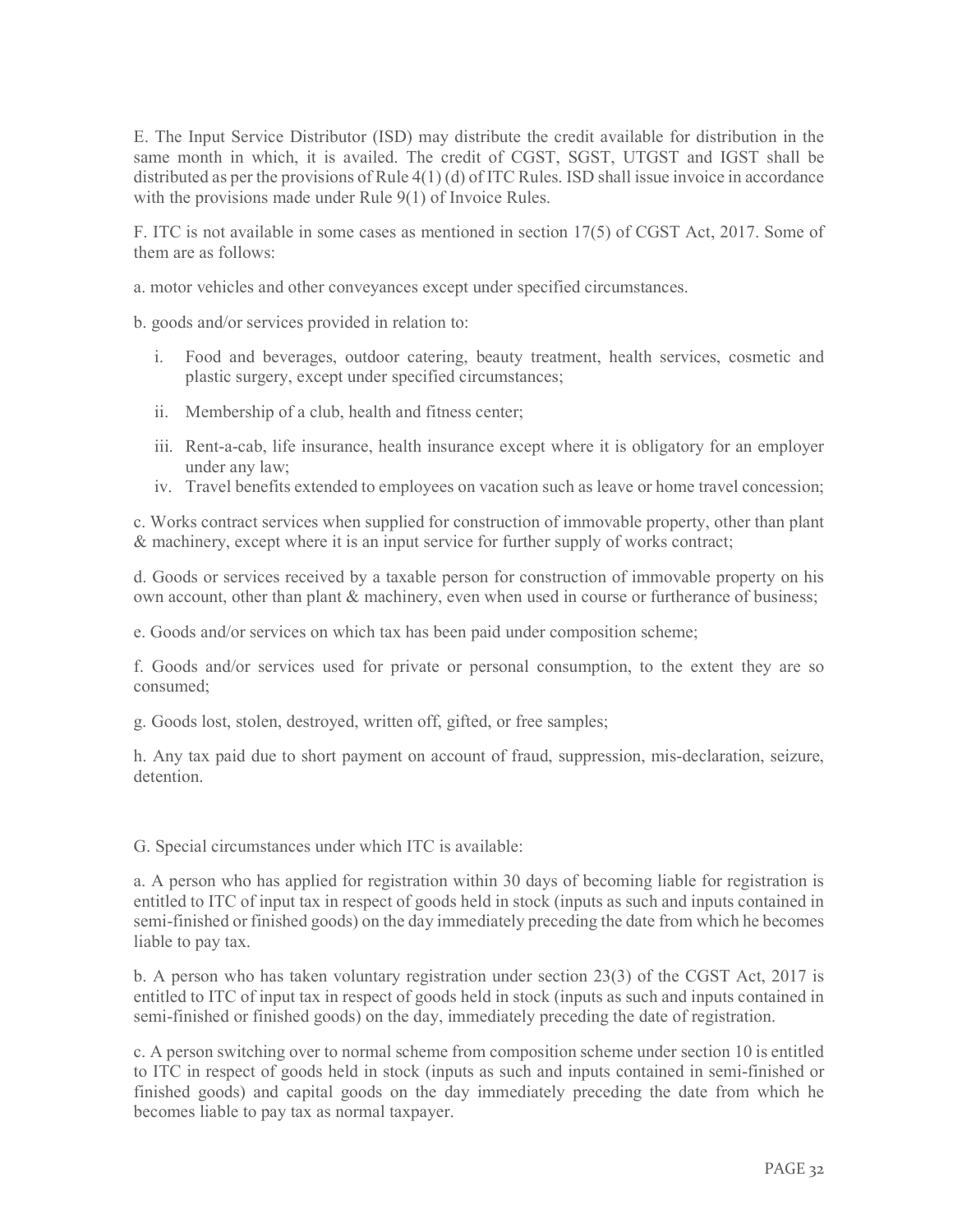E. The Input Service Distributor (ISD) may distribute the credit available for distribution in the same month in which, it is availed. The credit of CGST, SGST, UTGST and IGST shall be distributed as per the provisions of Rule 4(1) (d) of ITC Rules. ISD shall issue invoice in accordance with the provisions made under Rule 9(1) of Invoice Rules.

F. ITC is not available in some cases as mentioned in section 17(5) of CGST Act, 2017. Some of them are as follows:

a. motor vehicles and other conveyances except under specified circumstances.

b. goods and/or services provided in relation to:

i. Food and beverages, outdoor catering, beauty treatment, health services, cosmetic and plastic surgery, except under specified circumstances;

ii. Membership of a club, health and fitness center;

iii. Rent-a-cab, life insurance, health insurance except where it is obligatory for an employer under any law;

iv. Travel benefits extended to employees on vacation such as leave or home travel concession;

c. Works contract services when supplied for construction of immovable property, other than plant & machinery, except where it is an input service for further supply of works contract;

d. Goods or services received by a taxable person for construction of immovable property on his own account, other than plant & machinery, even when used in course or furtherance of business;

e. Goods and/or services on which tax has been paid under composition scheme;

f. Goods and/or services used for private or personal consumption, to the extent they are so consumed;

g. Goods lost, stolen, destroyed, written off, gifted, or free samples;

h. Any tax paid due to short payment on account of fraud, suppression, mis-declaration, seizure, detention.

G. Special circumstances under which ITC is available:

a. A person who has applied for registration within 30 days of becoming liable for registration is entitled to ITC of input tax in respect of goods held in stock (inputs as such and inputs contained in semi-finished or finished goods) on the day immediately preceding the date from which he becomes liable to pay tax.

b. A person who has taken voluntary registration under section 23(3) of the CGST Act, 2017 is entitled to ITC of input tax in respect of goods held in stock (inputs as such and inputs contained in semi-finished or finished goods) on the day, immediately preceding the date of registration.

c. A person switching over to normal scheme from composition scheme under section 10 is entitled to ITC in respect of goods held in stock (inputs as such and inputs contained in semi-finished or finished goods) and capital goods on the day immediately preceding the date from which he becomes liable to pay tax as normal taxpayer.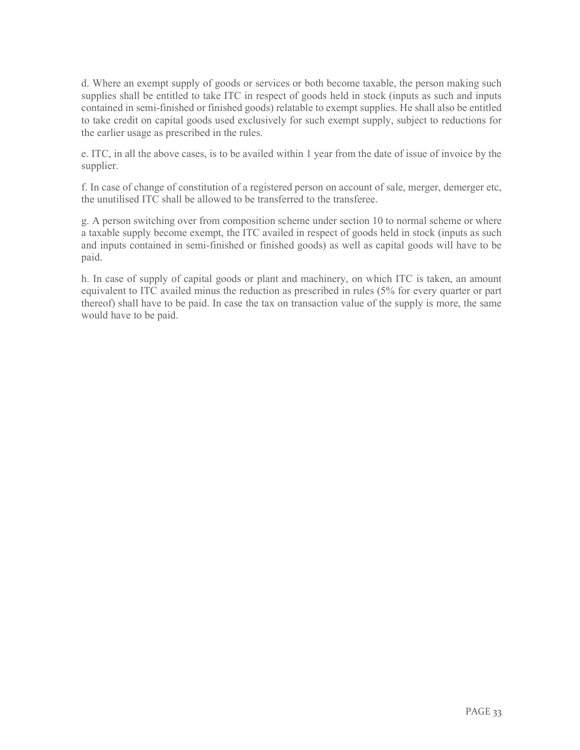d. Where an exempt supply of goods or services or both become taxable, the person making such supplies shall be entitled to take ITC in respect of goods held in stock (inputs as such and inputs contained in semi-finished or finished goods) relatable to exempt supplies. He shall also be entitled to take credit on capital goods used exclusively for such exempt supply, subject to reductions for the earlier usage as prescribed in the rules.

e. ITC, in all the above cases, is to be availed within 1 year from the date of issue of invoice by the supplier.

f. In case of change of constitution of a registered person on account of sale, merger, demerger etc, the unutilised ITC shall be allowed to be transferred to the transferee.

g. A person switching over from composition scheme under section 10 to normal scheme or where a taxable supply become exempt, the ITC availed in respect of goods held in stock (inputs as such and inputs contained in semi-finished or finished goods) as well as capital goods will have to be paid.

h. In case of supply of capital goods or plant and machinery, on which ITC is taken, an amount equivalent to ITC availed minus the reduction as prescribed in rules (5% for every quarter or part thereof) shall have to be paid. In case the tax on transaction value of the supply is more, the same would have to be paid.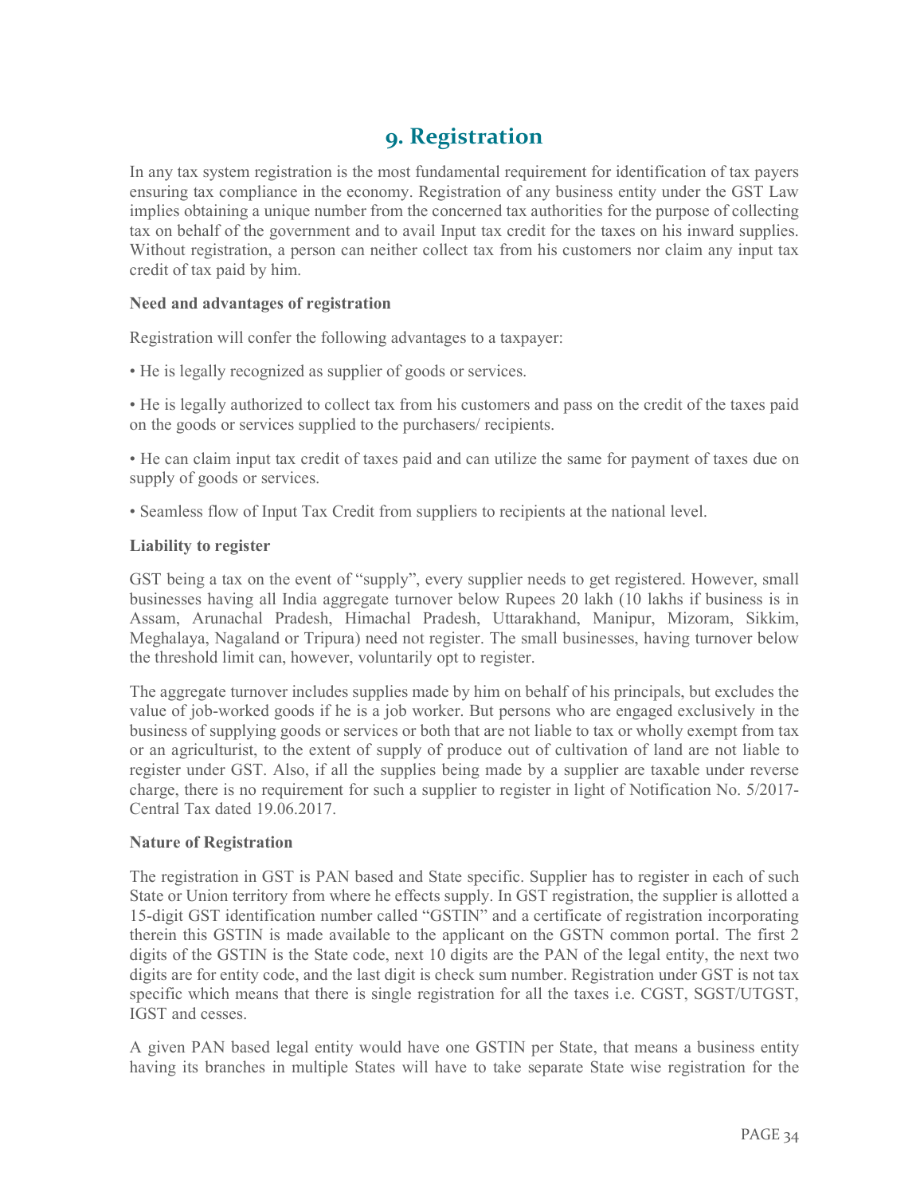# 9. Registration

In any tax system registration is the most fundamental requirement for identification of tax payers ensuring tax compliance in the economy. Registration of any business entity under the GST Law implies obtaining a unique number from the concerned tax authorities for the purpose of collecting tax on behalf of the government and to avail Input tax credit for the taxes on his inward supplies. Without registration, a person can neither collect tax from his customers nor claim any input tax credit of tax paid by him.

**Need and advantages of registration**

Registration will confer the following advantages to a taxpayer:

• He is legally recognized as supplier of goods or services.

• He is legally authorized to collect tax from his customers and pass on the credit of the taxes paid on the goods or services supplied to the purchasers/ recipients.

• He can claim input tax credit of taxes paid and can utilize the same for payment of taxes due on supply of goods or services.

• Seamless flow of Input Tax Credit from suppliers to recipients at the national level.

**Liability to register**

GST being a tax on the event of "supply", every supplier needs to get registered. However, small businesses having all India aggregate turnover below Rupees 20 lakh (10 lakhs if business is in Assam, Arunachal Pradesh, Himachal Pradesh, Uttarakhand, Manipur, Mizoram, Sikkim, Meghalaya, Nagaland or Tripura) need not register. The small businesses, having turnover below the threshold limit can, however, voluntarily opt to register.

The aggregate turnover includes supplies made by him on behalf of his principals, but excludes the value of job-worked goods if he is a job worker. But persons who are engaged exclusively in the business of supplying goods or services or both that are not liable to tax or wholly exempt from tax or an agriculturist, to the extent of supply of produce out of cultivation of land are not liable to register under GST. Also, if all the supplies being made by a supplier are taxable under reverse charge, there is no requirement for such a supplier to register in light of Notification No. 5/2017-Central Tax dated 19.06.2017.

**Nature of Registration**

The registration in GST is PAN based and State specific. Supplier has to register in each of such State or Union territory from where he effects supply. In GST registration, the supplier is allotted a 15-digit GST identification number called "GSTIN" and a certificate of registration incorporating therein this GSTIN is made available to the applicant on the GSTN common portal. The first 2 digits of the GSTIN is the State code, next 10 digits are the PAN of the legal entity, the next two digits are for entity code, and the last digit is check sum number. Registration under GST is not tax specific which means that there is single registration for all the taxes i.e. CGST, SGST/UTGST, IGST and cesses.

A given PAN based legal entity would have one GSTIN per State, that means a business entity having its branches in multiple States will have to take separate State wise registration for the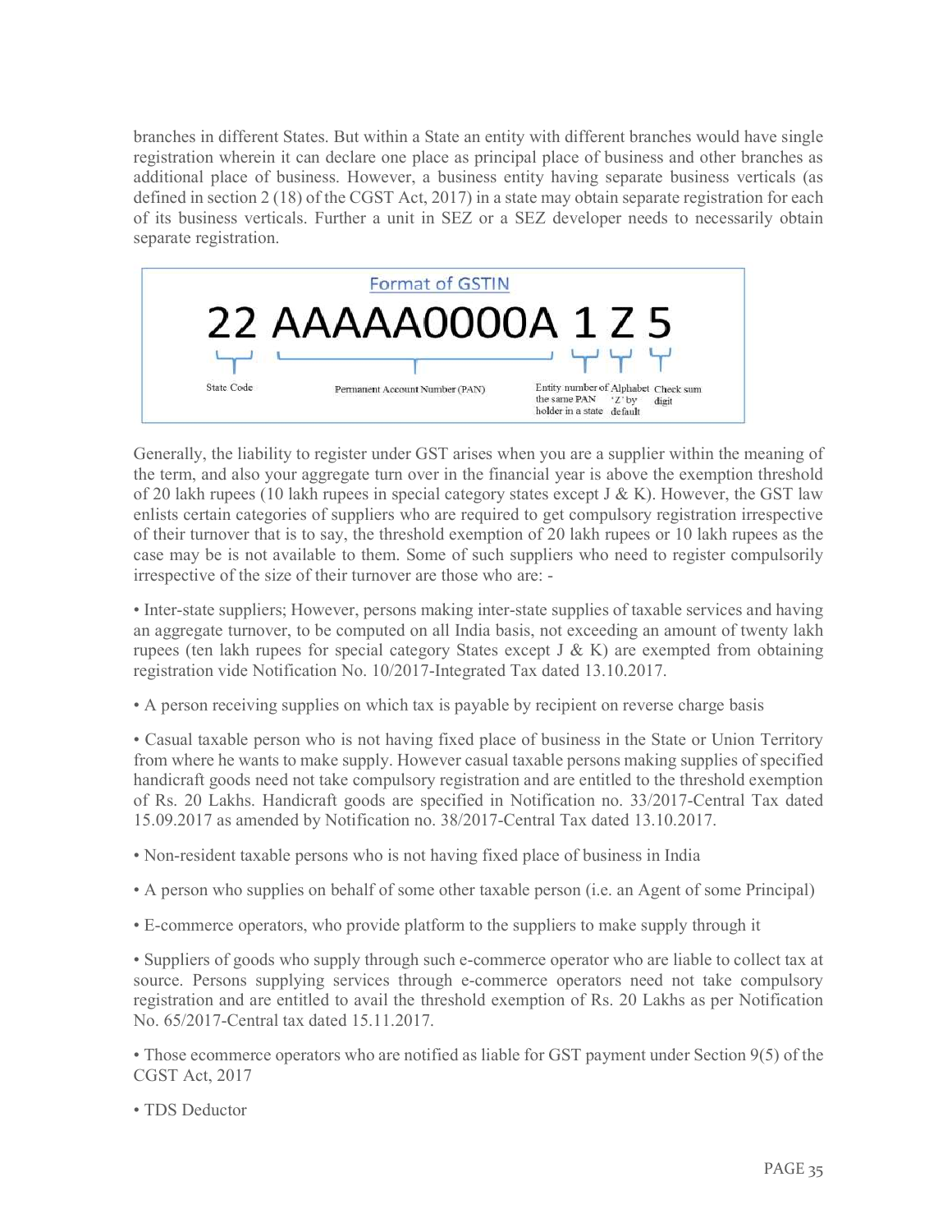branches in different States. But within a State an entity with different branches would have single registration wherein it can declare one place as principal place of business and other branches as additional place of business. However, a business entity having separate business verticals (as defined in section 2 (18) of the CGST Act, 2017) in a state may obtain separate registration for each of its business verticals. Further a unit in SEZ or a SEZ developer needs to necessarily obtain separate registration.

**Format of GSTIN**

**22 AAAAA0000A 1 Z 5**

| 22 | AAAAA0000A | 1 | Z | 5 |
|---|---|---|---|---|
| State Code | Permanent Account Number (PAN) | Entity number of the same PAN holder in a state | Alphabet 'Z' by default | Check sum digit |

Generally, the liability to register under GST arises when you are a supplier within the meaning of the term, and also your aggregate turn over in the financial year is above the exemption threshold of 20 lakh rupees (10 lakh rupees in special category states except J & K). However, the GST law enlists certain categories of suppliers who are required to get compulsory registration irrespective of their turnover that is to say, the threshold exemption of 20 lakh rupees or 10 lakh rupees as the case may be is not available to them. Some of such suppliers who need to register compulsorily irrespective of the size of their turnover are those who are: -

- Inter-state suppliers; However, persons making inter-state supplies of taxable services and having an aggregate turnover, to be computed on all India basis, not exceeding an amount of twenty lakh rupees (ten lakh rupees for special category States except J & K) are exempted from obtaining registration vide Notification No. 10/2017-Integrated Tax dated 13.10.2017.

- A person receiving supplies on which tax is payable by recipient on reverse charge basis

- Casual taxable person who is not having fixed place of business in the State or Union Territory from where he wants to make supply. However casual taxable persons making supplies of specified handicraft goods need not take compulsory registration and are entitled to the threshold exemption of Rs. 20 Lakhs. Handicraft goods are specified in Notification no. 33/2017-Central Tax dated 15.09.2017 as amended by Notification no. 38/2017-Central Tax dated 13.10.2017.

- Non-resident taxable persons who is not having fixed place of business in India

- A person who supplies on behalf of some other taxable person (i.e. an Agent of some Principal)

- E-commerce operators, who provide platform to the suppliers to make supply through it

- Suppliers of goods who supply through such e-commerce operator who are liable to collect tax at source. Persons supplying services through e-commerce operators need not take compulsory registration and are entitled to avail the threshold exemption of Rs. 20 Lakhs as per Notification No. 65/2017-Central tax dated 15.11.2017.

- Those ecommerce operators who are notified as liable for GST payment under Section 9(5) of the CGST Act, 2017

- TDS Deductor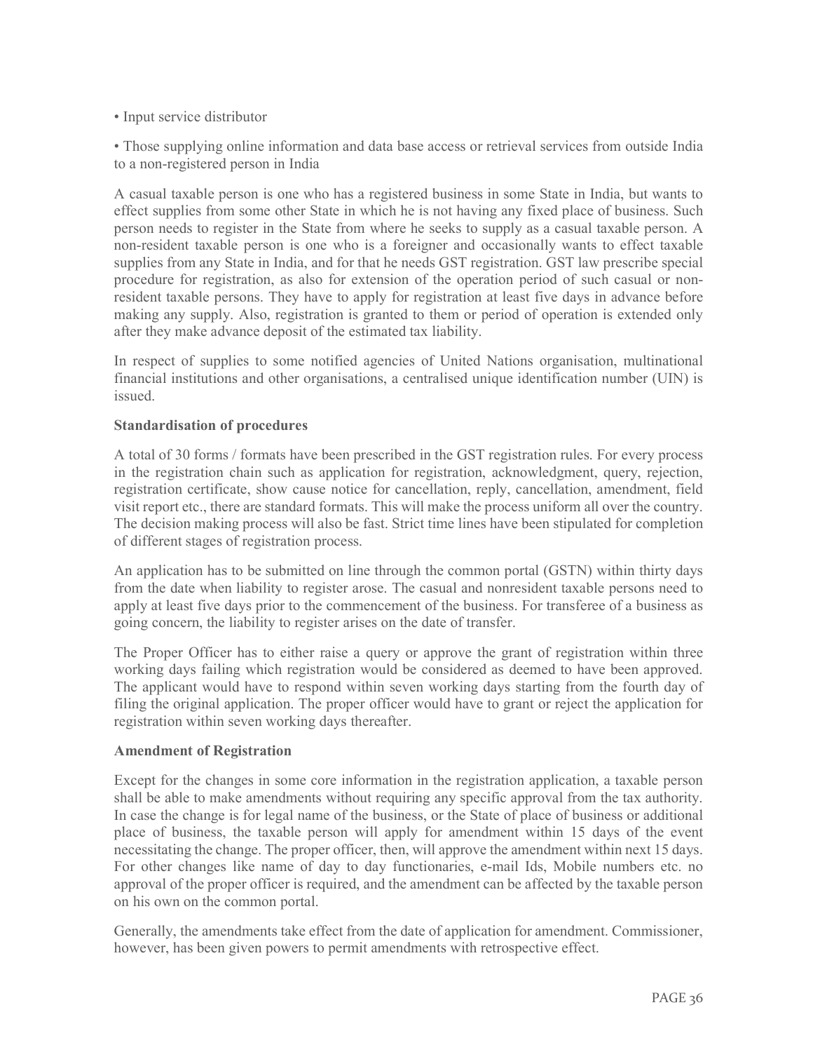- Input service distributor
- Those supplying online information and data base access or retrieval services from outside India to a non-registered person in India

A casual taxable person is one who has a registered business in some State in India, but wants to effect supplies from some other State in which he is not having any fixed place of business. Such person needs to register in the State from where he seeks to supply as a casual taxable person. A non-resident taxable person is one who is a foreigner and occasionally wants to effect taxable supplies from any State in India, and for that he needs GST registration. GST law prescribe special procedure for registration, as also for extension of the operation period of such casual or non-resident taxable persons. They have to apply for registration at least five days in advance before making any supply. Also, registration is granted to them or period of operation is extended only after they make advance deposit of the estimated tax liability.

In respect of supplies to some notified agencies of United Nations organisation, multinational financial institutions and other organisations, a centralised unique identification number (UIN) is issued.

**Standardisation of procedures**

A total of 30 forms / formats have been prescribed in the GST registration rules. For every process in the registration chain such as application for registration, acknowledgment, query, rejection, registration certificate, show cause notice for cancellation, reply, cancellation, amendment, field visit report etc., there are standard formats. This will make the process uniform all over the country. The decision making process will also be fast. Strict time lines have been stipulated for completion of different stages of registration process.

An application has to be submitted on line through the common portal (GSTN) within thirty days from the date when liability to register arose. The casual and nonresident taxable persons need to apply at least five days prior to the commencement of the business. For transferee of a business as going concern, the liability to register arises on the date of transfer.

The Proper Officer has to either raise a query or approve the grant of registration within three working days failing which registration would be considered as deemed to have been approved. The applicant would have to respond within seven working days starting from the fourth day of filing the original application. The proper officer would have to grant or reject the application for registration within seven working days thereafter.

**Amendment of Registration**

Except for the changes in some core information in the registration application, a taxable person shall be able to make amendments without requiring any specific approval from the tax authority. In case the change is for legal name of the business, or the State of place of business or additional place of business, the taxable person will apply for amendment within 15 days of the event necessitating the change. The proper officer, then, will approve the amendment within next 15 days. For other changes like name of day to day functionaries, e-mail Ids, Mobile numbers etc. no approval of the proper officer is required, and the amendment can be affected by the taxable person on his own on the common portal.

Generally, the amendments take effect from the date of application for amendment. Commissioner, however, has been given powers to permit amendments with retrospective effect.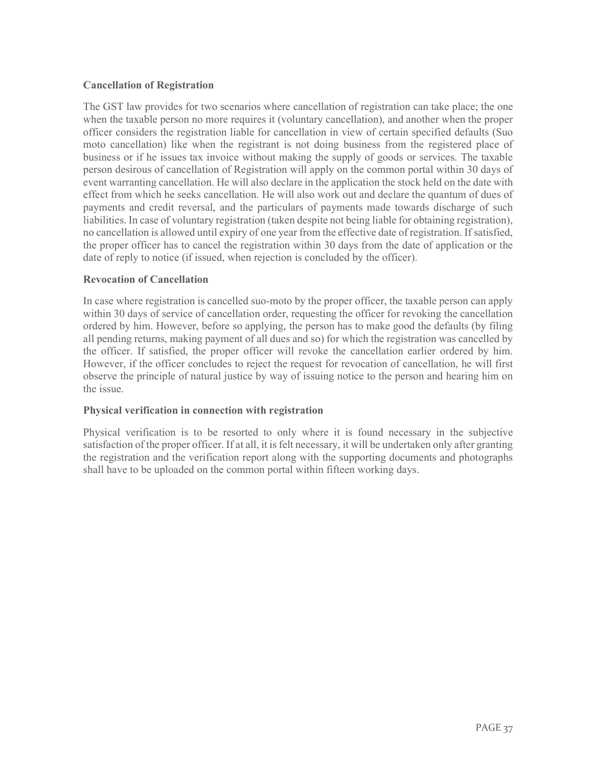**Cancellation of Registration**

The GST law provides for two scenarios where cancellation of registration can take place; the one when the taxable person no more requires it (voluntary cancellation), and another when the proper officer considers the registration liable for cancellation in view of certain specified defaults (Suo moto cancellation) like when the registrant is not doing business from the registered place of business or if he issues tax invoice without making the supply of goods or services. The taxable person desirous of cancellation of Registration will apply on the common portal within 30 days of event warranting cancellation. He will also declare in the application the stock held on the date with effect from which he seeks cancellation. He will also work out and declare the quantum of dues of payments and credit reversal, and the particulars of payments made towards discharge of such liabilities. In case of voluntary registration (taken despite not being liable for obtaining registration), no cancellation is allowed until expiry of one year from the effective date of registration. If satisfied, the proper officer has to cancel the registration within 30 days from the date of application or the date of reply to notice (if issued, when rejection is concluded by the officer).

**Revocation of Cancellation**

In case where registration is cancelled suo-moto by the proper officer, the taxable person can apply within 30 days of service of cancellation order, requesting the officer for revoking the cancellation ordered by him. However, before so applying, the person has to make good the defaults (by filing all pending returns, making payment of all dues and so) for which the registration was cancelled by the officer. If satisfied, the proper officer will revoke the cancellation earlier ordered by him. However, if the officer concludes to reject the request for revocation of cancellation, he will first observe the principle of natural justice by way of issuing notice to the person and hearing him on the issue.

**Physical verification in connection with registration**

Physical verification is to be resorted to only where it is found necessary in the subjective satisfaction of the proper officer. If at all, it is felt necessary, it will be undertaken only after granting the registration and the verification report along with the supporting documents and photographs shall have to be uploaded on the common portal within fifteen working days.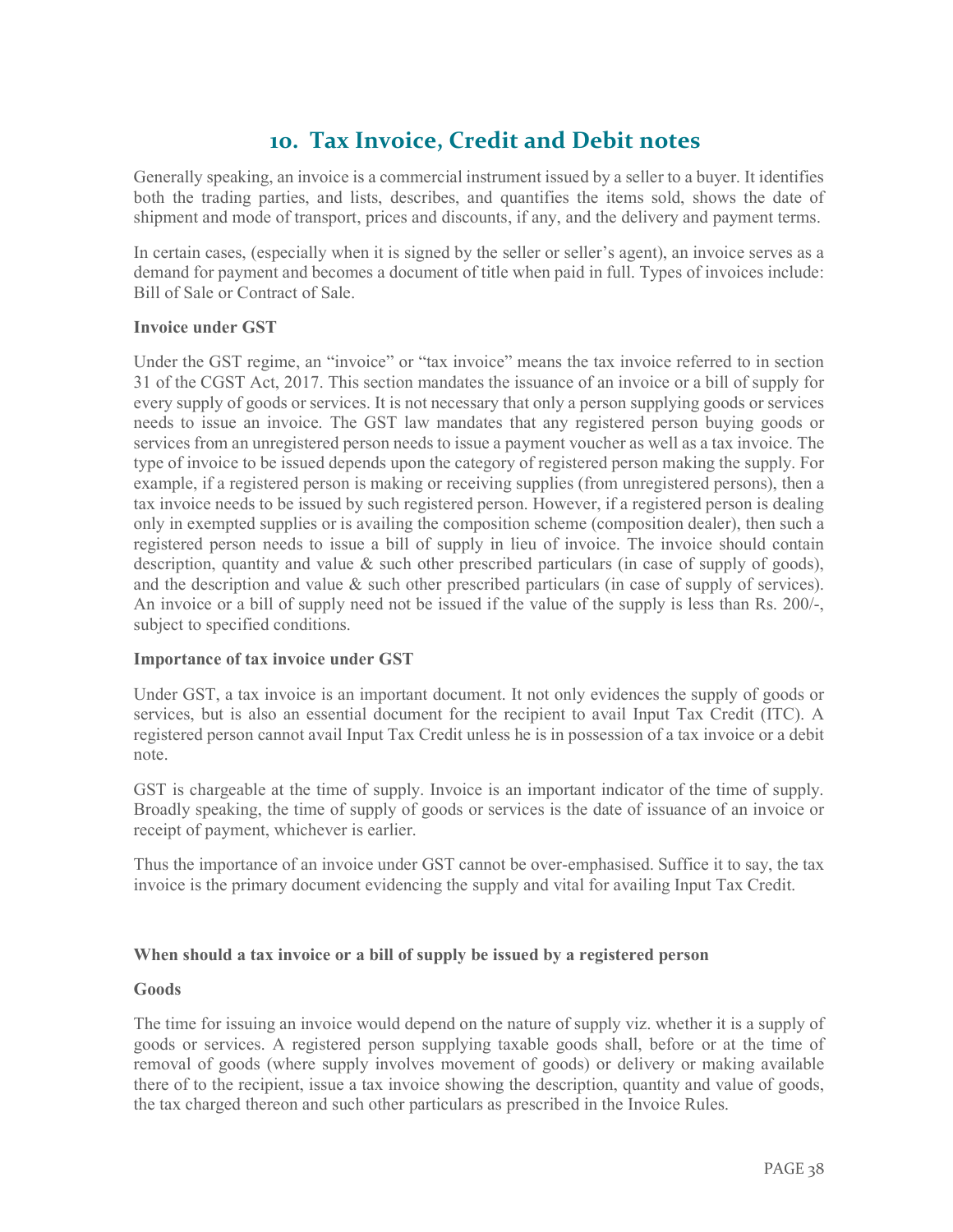# 10. Tax Invoice, Credit and Debit notes

Generally speaking, an invoice is a commercial instrument issued by a seller to a buyer. It identifies both the trading parties, and lists, describes, and quantifies the items sold, shows the date of shipment and mode of transport, prices and discounts, if any, and the delivery and payment terms.

In certain cases, (especially when it is signed by the seller or seller's agent), an invoice serves as a demand for payment and becomes a document of title when paid in full. Types of invoices include: Bill of Sale or Contract of Sale.

**Invoice under GST**

Under the GST regime, an "invoice" or "tax invoice" means the tax invoice referred to in section 31 of the CGST Act, 2017. This section mandates the issuance of an invoice or a bill of supply for every supply of goods or services. It is not necessary that only a person supplying goods or services needs to issue an invoice. The GST law mandates that any registered person buying goods or services from an unregistered person needs to issue a payment voucher as well as a tax invoice. The type of invoice to be issued depends upon the category of registered person making the supply. For example, if a registered person is making or receiving supplies (from unregistered persons), then a tax invoice needs to be issued by such registered person. However, if a registered person is dealing only in exempted supplies or is availing the composition scheme (composition dealer), then such a registered person needs to issue a bill of supply in lieu of invoice. The invoice should contain description, quantity and value & such other prescribed particulars (in case of supply of goods), and the description and value & such other prescribed particulars (in case of supply of services). An invoice or a bill of supply need not be issued if the value of the supply is less than Rs. 200/-, subject to specified conditions.

**Importance of tax invoice under GST**

Under GST, a tax invoice is an important document. It not only evidences the supply of goods or services, but is also an essential document for the recipient to avail Input Tax Credit (ITC). A registered person cannot avail Input Tax Credit unless he is in possession of a tax invoice or a debit note.

GST is chargeable at the time of supply. Invoice is an important indicator of the time of supply. Broadly speaking, the time of supply of goods or services is the date of issuance of an invoice or receipt of payment, whichever is earlier.

Thus the importance of an invoice under GST cannot be over-emphasised. Suffice it to say, the tax invoice is the primary document evidencing the supply and vital for availing Input Tax Credit.

**When should a tax invoice or a bill of supply be issued by a registered person**

**Goods**

The time for issuing an invoice would depend on the nature of supply viz. whether it is a supply of goods or services. A registered person supplying taxable goods shall, before or at the time of removal of goods (where supply involves movement of goods) or delivery or making available there of to the recipient, issue a tax invoice showing the description, quantity and value of goods, the tax charged thereon and such other particulars as prescribed in the Invoice Rules.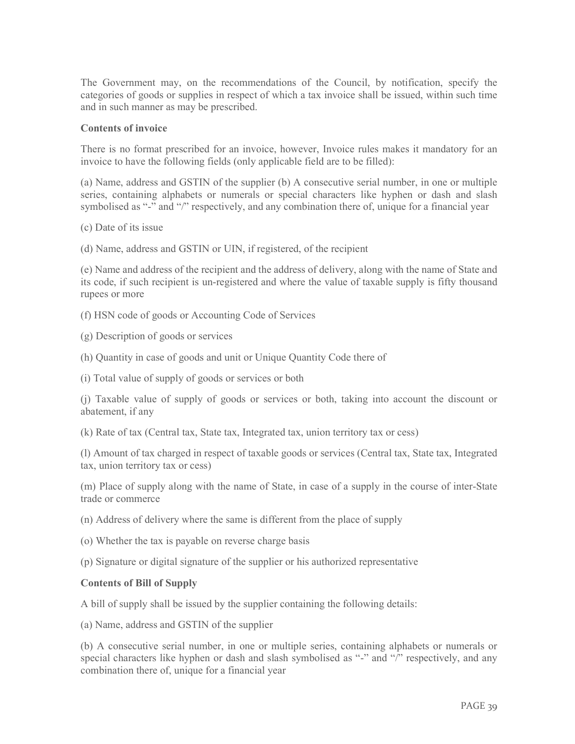The Government may, on the recommendations of the Council, by notification, specify the categories of goods or supplies in respect of which a tax invoice shall be issued, within such time and in such manner as may be prescribed.

**Contents of invoice**

There is no format prescribed for an invoice, however, Invoice rules makes it mandatory for an invoice to have the following fields (only applicable field are to be filled):

(a) Name, address and GSTIN of the supplier (b) A consecutive serial number, in one or multiple series, containing alphabets or numerals or special characters like hyphen or dash and slash symbolised as "-" and "/" respectively, and any combination there of, unique for a financial year

(c) Date of its issue

(d) Name, address and GSTIN or UIN, if registered, of the recipient

(e) Name and address of the recipient and the address of delivery, along with the name of State and its code, if such recipient is un-registered and where the value of taxable supply is fifty thousand rupees or more

(f) HSN code of goods or Accounting Code of Services

(g) Description of goods or services

(h) Quantity in case of goods and unit or Unique Quantity Code there of

(i) Total value of supply of goods or services or both

(j) Taxable value of supply of goods or services or both, taking into account the discount or abatement, if any

(k) Rate of tax (Central tax, State tax, Integrated tax, union territory tax or cess)

(l) Amount of tax charged in respect of taxable goods or services (Central tax, State tax, Integrated tax, union territory tax or cess)

(m) Place of supply along with the name of State, in case of a supply in the course of inter-State trade or commerce

(n) Address of delivery where the same is different from the place of supply

(o) Whether the tax is payable on reverse charge basis

(p) Signature or digital signature of the supplier or his authorized representative

**Contents of Bill of Supply**

A bill of supply shall be issued by the supplier containing the following details:

(a) Name, address and GSTIN of the supplier

(b) A consecutive serial number, in one or multiple series, containing alphabets or numerals or special characters like hyphen or dash and slash symbolised as "-" and "/" respectively, and any combination there of, unique for a financial year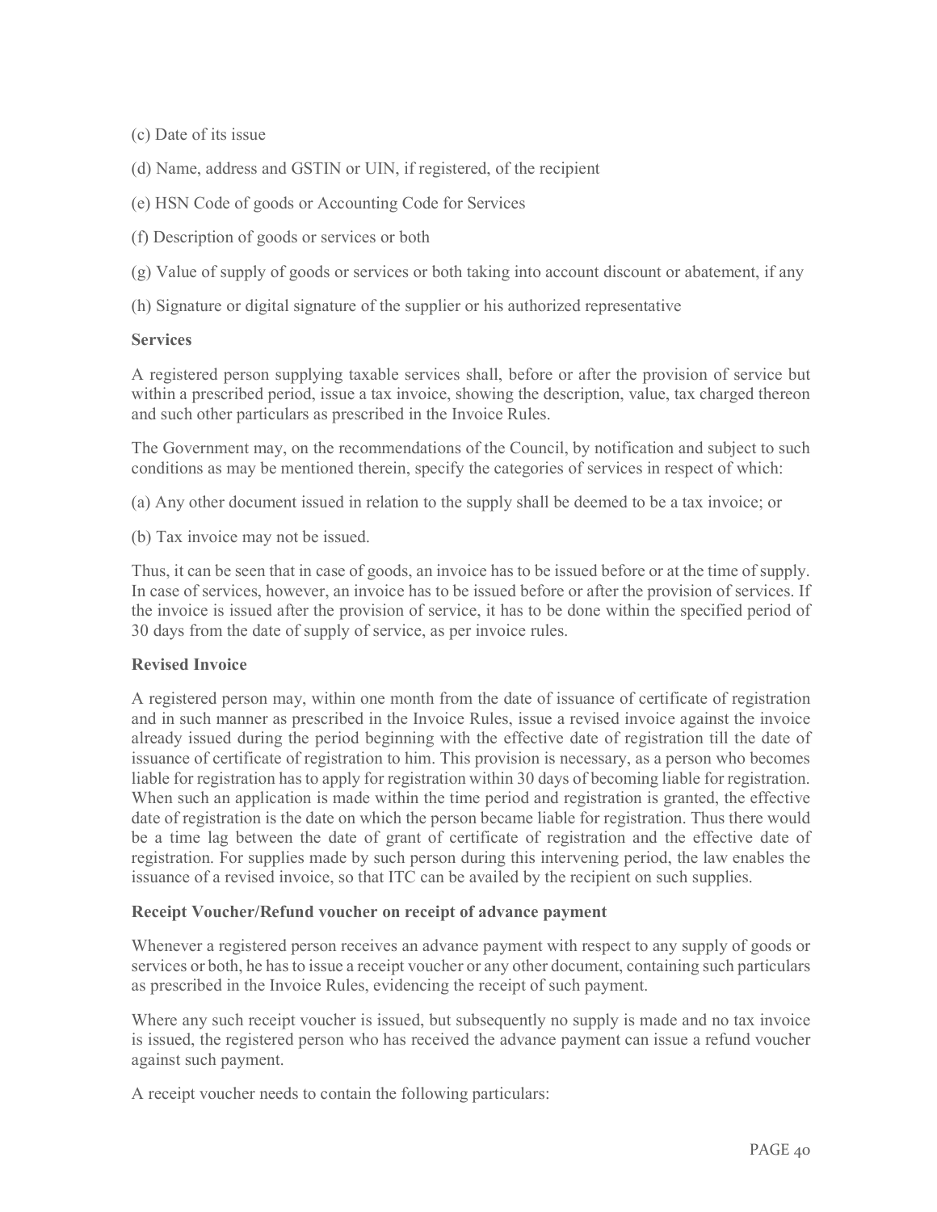(c) Date of its issue

(d) Name, address and GSTIN or UIN, if registered, of the recipient

(e) HSN Code of goods or Accounting Code for Services

(f) Description of goods or services or both

(g) Value of supply of goods or services or both taking into account discount or abatement, if any

(h) Signature or digital signature of the supplier or his authorized representative

**Services**

A registered person supplying taxable services shall, before or after the provision of service but within a prescribed period, issue a tax invoice, showing the description, value, tax charged thereon and such other particulars as prescribed in the Invoice Rules.

The Government may, on the recommendations of the Council, by notification and subject to such conditions as may be mentioned therein, specify the categories of services in respect of which:

(a) Any other document issued in relation to the supply shall be deemed to be a tax invoice; or

(b) Tax invoice may not be issued.

Thus, it can be seen that in case of goods, an invoice has to be issued before or at the time of supply. In case of services, however, an invoice has to be issued before or after the provision of services. If the invoice is issued after the provision of service, it has to be done within the specified period of 30 days from the date of supply of service, as per invoice rules.

**Revised Invoice**

A registered person may, within one month from the date of issuance of certificate of registration and in such manner as prescribed in the Invoice Rules, issue a revised invoice against the invoice already issued during the period beginning with the effective date of registration till the date of issuance of certificate of registration to him. This provision is necessary, as a person who becomes liable for registration has to apply for registration within 30 days of becoming liable for registration. When such an application is made within the time period and registration is granted, the effective date of registration is the date on which the person became liable for registration. Thus there would be a time lag between the date of grant of certificate of registration and the effective date of registration. For supplies made by such person during this intervening period, the law enables the issuance of a revised invoice, so that ITC can be availed by the recipient on such supplies.

**Receipt Voucher/Refund voucher on receipt of advance payment**

Whenever a registered person receives an advance payment with respect to any supply of goods or services or both, he has to issue a receipt voucher or any other document, containing such particulars as prescribed in the Invoice Rules, evidencing the receipt of such payment.

Where any such receipt voucher is issued, but subsequently no supply is made and no tax invoice is issued, the registered person who has received the advance payment can issue a refund voucher against such payment.

A receipt voucher needs to contain the following particulars: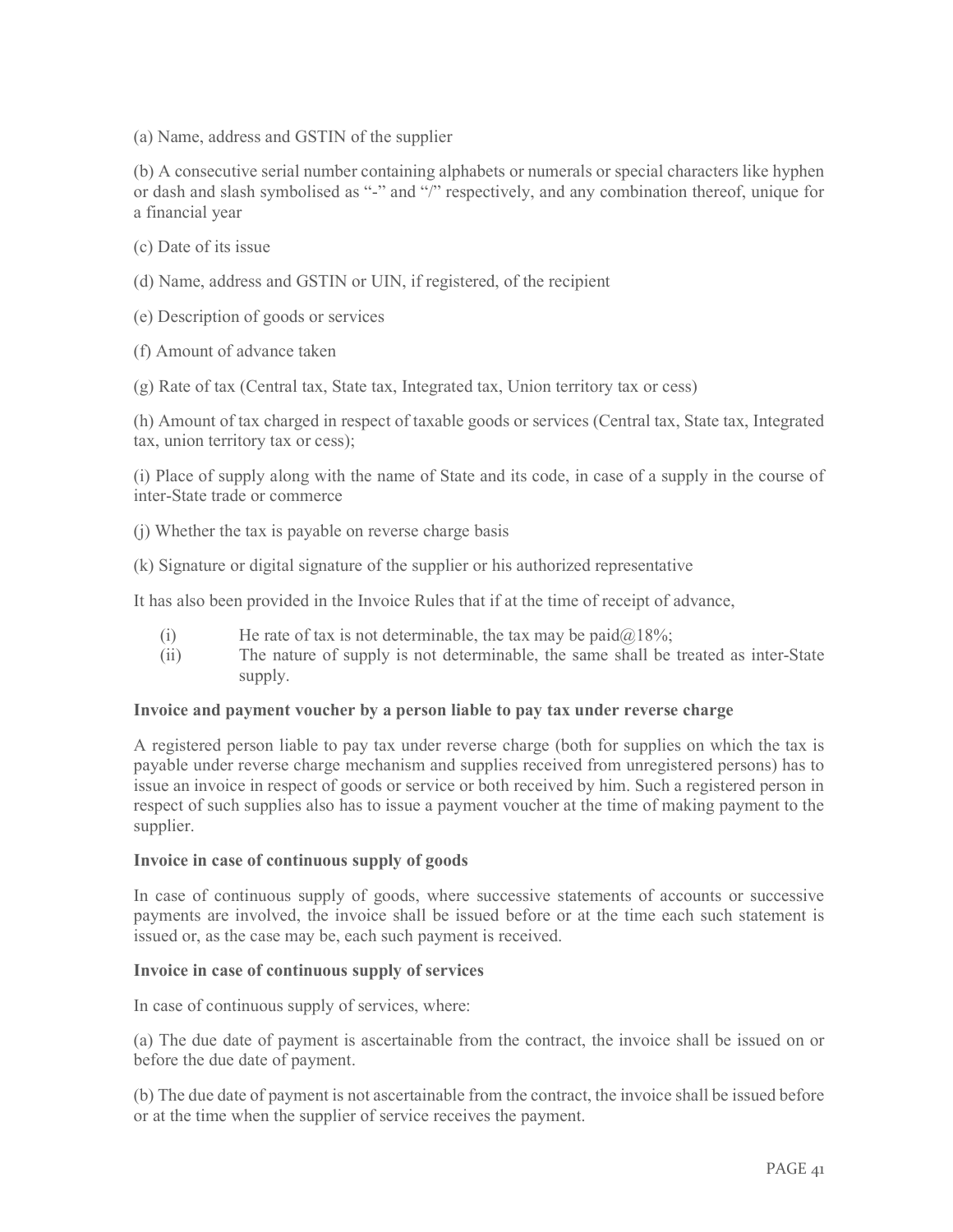(a) Name, address and GSTIN of the supplier

(b) A consecutive serial number containing alphabets or numerals or special characters like hyphen or dash and slash symbolised as "-" and "/" respectively, and any combination thereof, unique for a financial year

(c) Date of its issue

(d) Name, address and GSTIN or UIN, if registered, of the recipient

(e) Description of goods or services

(f) Amount of advance taken

(g) Rate of tax (Central tax, State tax, Integrated tax, Union territory tax or cess)

(h) Amount of tax charged in respect of taxable goods or services (Central tax, State tax, Integrated tax, union territory tax or cess);

(i) Place of supply along with the name of State and its code, in case of a supply in the course of inter-State trade or commerce

(j) Whether the tax is payable on reverse charge basis

(k) Signature or digital signature of the supplier or his authorized representative

It has also been provided in the Invoice Rules that if at the time of receipt of advance,

(i) He rate of tax is not determinable, the tax may be paid@18%;
(ii) The nature of supply is not determinable, the same shall be treated as inter-State supply.

**Invoice and payment voucher by a person liable to pay tax under reverse charge**

A registered person liable to pay tax under reverse charge (both for supplies on which the tax is payable under reverse charge mechanism and supplies received from unregistered persons) has to issue an invoice in respect of goods or service or both received by him. Such a registered person in respect of such supplies also has to issue a payment voucher at the time of making payment to the supplier.

**Invoice in case of continuous supply of goods**

In case of continuous supply of goods, where successive statements of accounts or successive payments are involved, the invoice shall be issued before or at the time each such statement is issued or, as the case may be, each such payment is received.

**Invoice in case of continuous supply of services**

In case of continuous supply of services, where:

(a) The due date of payment is ascertainable from the contract, the invoice shall be issued on or before the due date of payment.

(b) The due date of payment is not ascertainable from the contract, the invoice shall be issued before or at the time when the supplier of service receives the payment.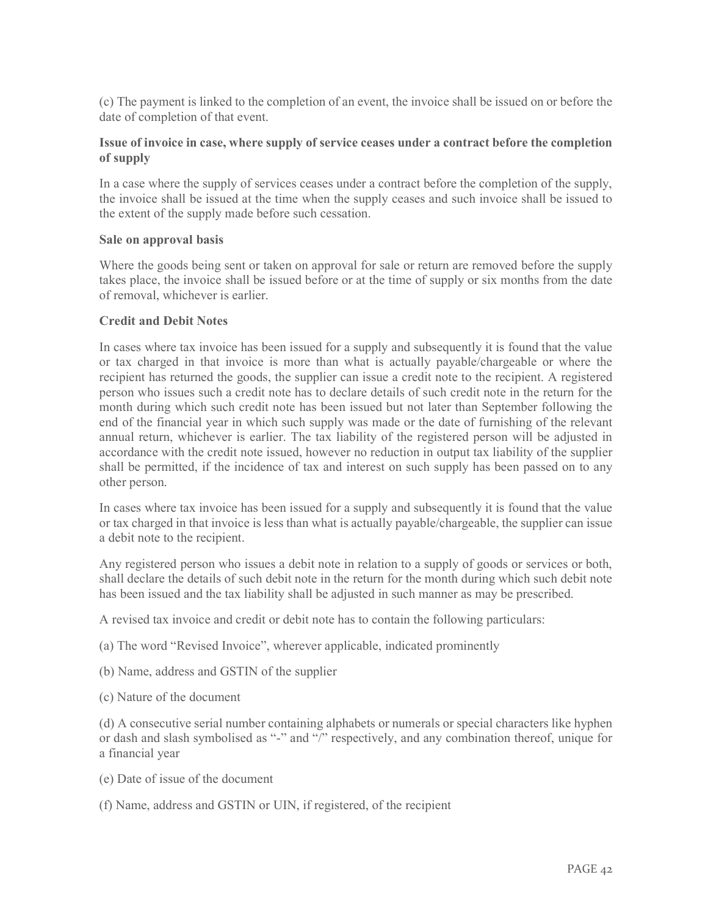(c) The payment is linked to the completion of an event, the invoice shall be issued on or before the date of completion of that event.

**Issue of invoice in case, where supply of service ceases under a contract before the completion of supply**

In a case where the supply of services ceases under a contract before the completion of the supply, the invoice shall be issued at the time when the supply ceases and such invoice shall be issued to the extent of the supply made before such cessation.

**Sale on approval basis**

Where the goods being sent or taken on approval for sale or return are removed before the supply takes place, the invoice shall be issued before or at the time of supply or six months from the date of removal, whichever is earlier.

**Credit and Debit Notes**

In cases where tax invoice has been issued for a supply and subsequently it is found that the value or tax charged in that invoice is more than what is actually payable/chargeable or where the recipient has returned the goods, the supplier can issue a credit to the recipient. A registered person who issues such a credit note has to declare details of such credit note in the return for the month during which such credit note has been issued but not later than September following the end of the financial year in which such supply was made or the date of furnishing of the relevant annual return, whichever is earlier. The tax liability of the registered person will be adjusted in accordance with the credit note issued, however no reduction in output tax liability of the supplier shall be permitted, if the incidence of tax and interest on such supply has been passed on to any other person.

In cases where tax invoice has been issued for a supply and subsequently it is found that the value or tax charged in that invoice is less than what is actually payable/chargeable, the supplier can issue a debit note to the recipient.

Any registered person who issues a debit note in relation to a supply of goods or services or both, shall declare the details of such debit note in the return for the month during which such debit note has been issued and the tax liability shall be adjusted in such manner as may be prescribed.

A revised tax invoice and credit or debit note has to contain the following particulars:

(a) The word "Revised Invoice", wherever applicable, indicated prominently

(b) Name, address and GSTIN of the supplier

(c) Nature of the document

(d) A consecutive serial number containing alphabets or numerals or special characters like hyphen or dash and slash symbolised as "-" and "/" respectively, and any combination thereof, unique for a financial year

(e) Date of issue of the document

(f) Name, address and GSTIN or UIN, if registered, of the recipient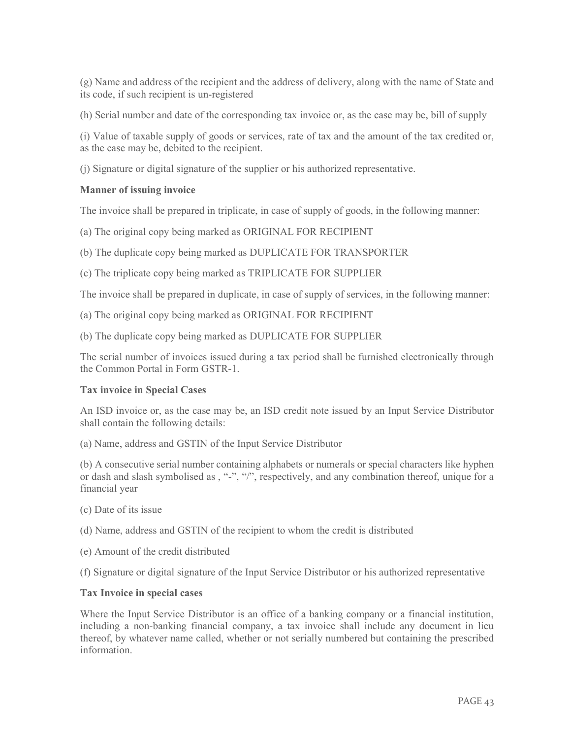(g) Name and address of the recipient and the address of delivery, along with the name of State and its code, if such recipient is un-registered

(h) Serial number and date of the corresponding tax invoice or, as the case may be, bill of supply

(i) Value of taxable supply of goods or services, rate of tax and the amount of the tax credited or, as the case may be, debited to the recipient.

(j) Signature or digital signature of the supplier or his authorized representative.

**Manner of issuing invoice**

The invoice shall be prepared in triplicate, in case of supply of goods, in the following manner:

(a) The original copy being marked as ORIGINAL FOR RECIPIENT

(b) The duplicate copy being marked as DUPLICATE FOR TRANSPORTER

(c) The triplicate copy being marked as TRIPLICATE FOR SUPPLIER

The invoice shall be prepared in duplicate, in case of supply of services, in the following manner:

(a) The original copy being marked as ORIGINAL FOR RECIPIENT

(b) The duplicate copy being marked as DUPLICATE FOR SUPPLIER

The serial number of invoices issued during a tax period shall be furnished electronically through the Common Portal in Form GSTR-1.

**Tax invoice in Special Cases**

An ISD invoice or, as the case may be, an ISD credit note issued by an Input Service Distributor shall contain the following details:

(a) Name, address and GSTIN of the Input Service Distributor

(b) A consecutive serial number containing alphabets or numerals or special characters like hyphen or dash and slash symbolised as , "-", "/", respectively, and any combination thereof, unique for a financial year

(c) Date of its issue

(d) Name, address and GSTIN of the recipient to whom the credit is distributed

(e) Amount of the credit distributed

(f) Signature or digital signature of the Input Service Distributor or his authorized representative

**Tax Invoice in special cases**

Where the Input Service Distributor is an office of a banking company or a financial institution, including a non-banking financial company, a tax invoice shall include any document in lieu thereof, by whatever name called, whether or not serially numbered but containing the prescribed information.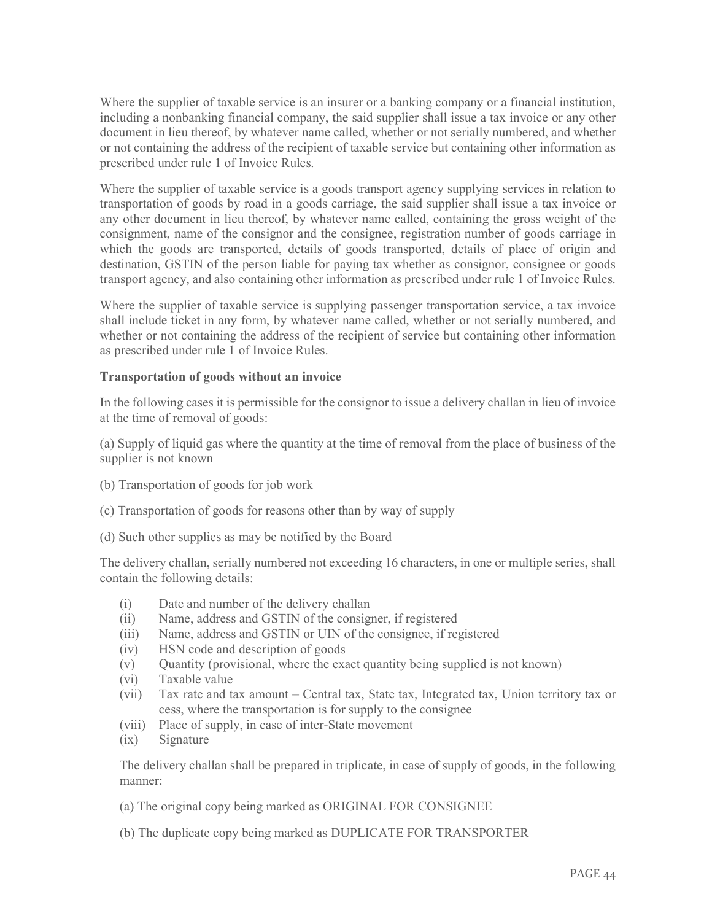Where the supplier of taxable service is an insurer or a banking company or a financial institution, including a nonbanking financial company, the said supplier shall issue a tax invoice or any other document in lieu thereof, by whatever name called, whether or not serially numbered, and whether or not containing the address of the recipient of taxable service but containing other information as prescribed under rule 1 of Invoice Rules.

Where the supplier of taxable service is a goods transport agency supplying services in relation to transportation of goods by road in a goods carriage, the said supplier shall issue a tax invoice or any other document in lieu thereof, by whatever name called, containing the gross weight of the consignment, name of the consignor and the consignee, registration number of goods carriage in which the goods are transported, details of goods transported, details of place of origin and destination, GSTIN of the person liable for paying tax whether as consignor, consignee or goods transport agency, and also containing other information as prescribed under rule 1 of Invoice Rules.

Where the supplier of taxable service is supplying passenger transportation service, a tax invoice shall include ticket in any form, by whatever name called, whether or not serially numbered, and whether or not containing the address of the recipient of service but containing other information as prescribed under rule 1 of Invoice Rules.

**Transportation of goods without an invoice**

In the following cases it is permissible for the consignor to issue a delivery challan in lieu of invoice at the time of removal of goods:

(a) Supply of liquid gas where the quantity at the time of removal from the place of business of the supplier is not known

(b) Transportation of goods for job work

(c) Transportation of goods for reasons other than by way of supply

(d) Such other supplies as may be notified by the Board

The delivery challan, serially numbered not exceeding 16 characters, in one or multiple series, shall contain the following details:

(i) Date and number of the delivery challan
(ii) Name, address and GSTIN of the consigner, if registered
(iii) Name, address and GSTIN or UIN of the consignee, if registered
(iv) HSN code and description of goods
(v) Quantity (provisional, where the exact quantity being supplied is not known)
(vi) Taxable value
(vii) Tax rate and tax amount – Central tax, State tax, Integrated tax, Union territory tax or cess, where the transportation is for supply to the consignee
(viii) Place of supply, in case of inter-State movement
(ix) Signature

The delivery challan shall be prepared in triplicate, in case of supply of goods, in the following manner:

(a) The original copy being marked as ORIGINAL FOR CONSIGNEE

(b) The duplicate copy being marked as DUPLICATE FOR TRANSPORTER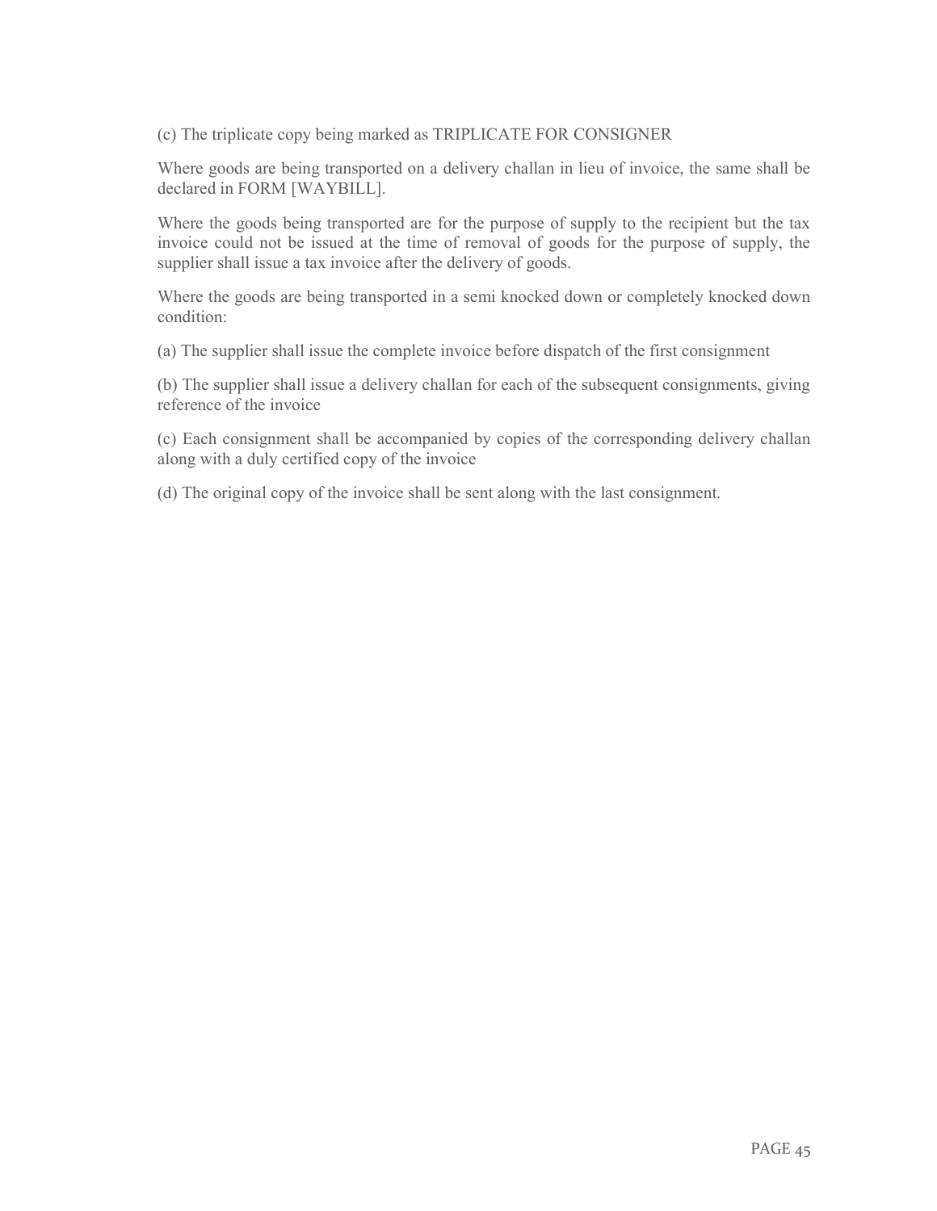(c) The triplicate copy being marked as TRIPLICATE FOR CONSIGNER

Where goods are being transported on a delivery challan in lieu of invoice, the same shall be declared in FORM [WAYBILL].

Where the goods being transported are for the purpose of supply to the recipient but the tax invoice could not be issued at the time of removal of goods for the purpose of supply, the supplier shall issue a tax invoice after the delivery of goods.

Where the goods are being transported in a semi knocked down or completely knocked down condition:

(a) The supplier shall issue the complete invoice before dispatch of the first consignment

(b) The supplier shall issue a delivery challan for each of the subsequent consignments, giving reference of the invoice

(c) Each consignment shall be accompanied by copies of the corresponding delivery challan along with a duly certified copy of the invoice

(d) The original copy of the invoice shall be sent along with the last consignment.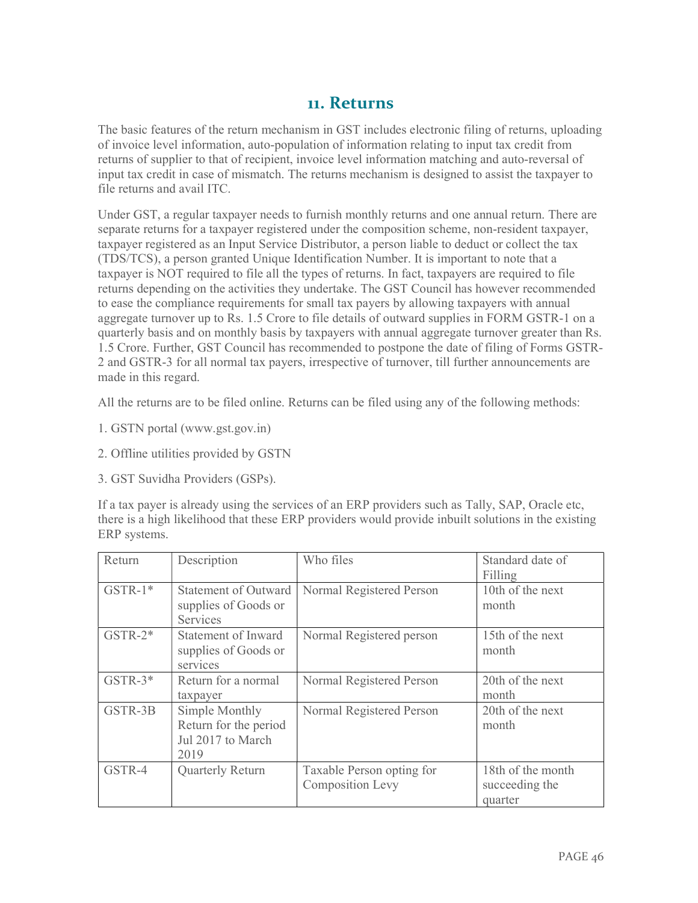## 11. Returns

The basic features of the return mechanism in GST includes electronic filing of returns, uploading of invoice level information, auto-population of information relating to input tax credit from returns of supplier to that of recipient, invoice level information matching and auto-reversal of input tax credit in case of mismatch. The returns mechanism is designed to assist the taxpayer to file returns and avail ITC.

Under GST, a regular taxpayer needs to furnish monthly returns and one annual return. There are separate returns for a taxpayer registered under the composition scheme, non-resident taxpayer, taxpayer registered as an Input Service Distributor, a person liable to deduct or collect the tax (TDS/TCS), a person granted Unique Identification Number. It is important to note that a taxpayer is NOT required to file all the types of returns. In fact, taxpayers are required to file returns depending on the activities they undertake. The GST Council has however recommended to ease the compliance requirements for small tax payers by allowing taxpayers with annual aggregate turnover up to Rs. 1.5 Crore to file details of outward supplies in FORM GSTR-1 on a quarterly basis and on monthly basis by taxpayers with annual aggregate turnover greater than Rs. 1.5 Crore. Further, GST Council has recommended to postpone the date of filing of Forms GSTR-2 and GSTR-3 for all normal tax payers, irrespective of turnover, till further announcements are made in this regard.

All the returns are to be filed online. Returns can be filed using any of the following methods:

1. GSTN portal (www.gst.gov.in)

2. Offline utilities provided by GSTN

3. GST Suvidha Providers (GSPs).

If a tax payer is already using the services of an ERP providers such as Tally, SAP, Oracle etc, there is a high likelihood that these ERP providers would provide inbuilt solutions in the existing ERP systems.

| Return | Description | Who files | Standard date of Filling |
|---|---|---|---|
| GSTR-1* | Statement of Outward supplies of Goods or Services | Normal Registered Person | 10th of the next month |
| GSTR-2* | Statement of Inward supplies of Goods or services | Normal Registered person | 15th of the next month |
| GSTR-3* | Return for a normal taxpayer | Normal Registered Person | 20th of the next month |
| GSTR-3B | Simple Monthly Return for the period Jul 2017 to March 2019 | Normal Registered Person | 20th of the next month |
| GSTR-4 | Quarterly Return | Taxable Person opting for Composition Levy | 18th of the month succeeding the quarter |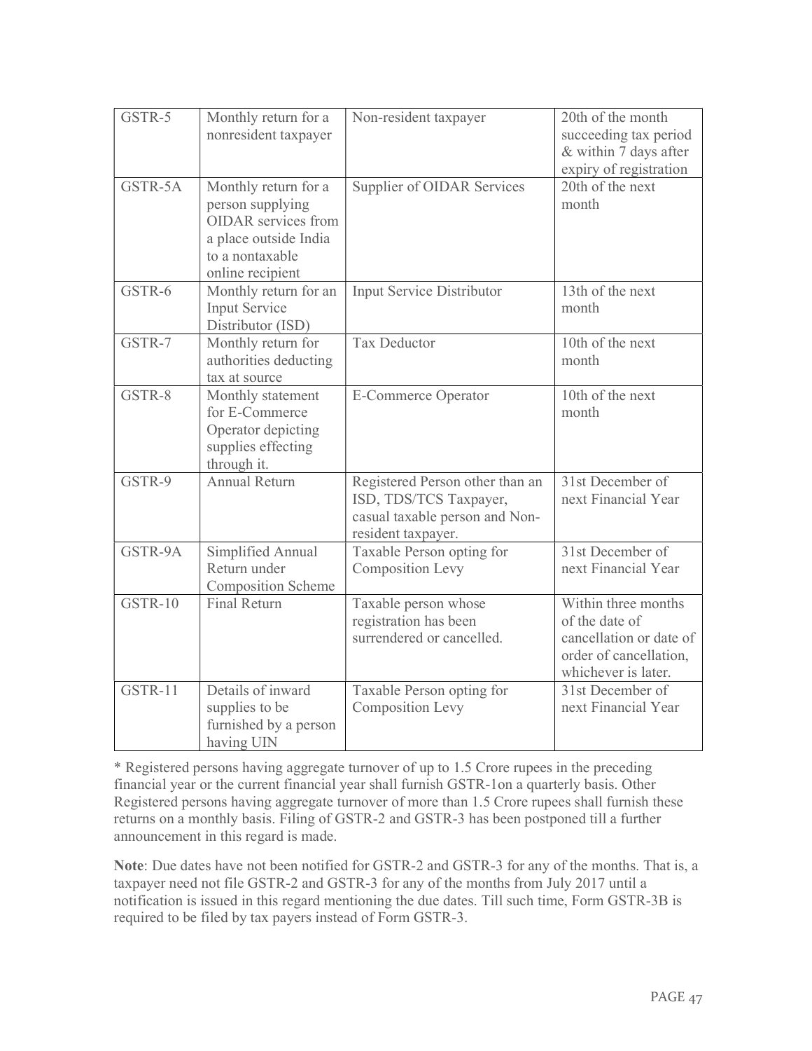| GSTR-5 | Monthly return for a nonresident taxpayer | Non-resident taxpayer | 20th of the month succeeding tax period & within 7 days after expiry of registration |
|---|---|---|---|
| GSTR-5A | Monthly return for a person supplying OIDAR services from a place outside India to a nontaxable online recipient | Supplier of OIDAR Services | 20th of the next month |
| GSTR-6 | Monthly return for an Input Service Distributor (ISD) | Input Service Distributor | 13th of the next month |
| GSTR-7 | Monthly return for authorities deducting tax at source | Tax Deductor | 10th of the next month |
| GSTR-8 | Monthly statement for E-Commerce Operator depicting supplies effecting through it. | E-Commerce Operator | 10th of the next month |
| GSTR-9 | Annual Return | Registered Person other than an ISD, TDS/TCS Taxpayer, casual taxable person and Non-resident taxpayer. | 31st December of next Financial Year |
| GSTR-9A | Simplified Annual Return under Composition Scheme | Taxable Person opting for Composition Levy | 31st December of next Financial Year |
| GSTR-10 | Final Return | Taxable person whose registration has been surrendered or cancelled. | Within three months of the date of cancellation or date of order of cancellation, whichever is later. |
| GSTR-11 | Details of inward supplies to be furnished by a person having UIN | Taxable Person opting for Composition Levy | 31st December of next Financial Year |

* Registered persons having aggregate turnover of up to 1.5 Crore rupees in the preceding financial year or the current financial year shall furnish GSTR-1on a quarterly basis. Other Registered persons having aggregate turnover of more than 1.5 Crore rupees shall furnish these returns on a monthly basis. Filing of GSTR-2 and GSTR-3 has been postponed till a further announcement in this regard is made.

**Note**: Due dates have not been notified for GSTR-2 and GSTR-3 for any of the months. That is, a taxpayer need not file GSTR-2 and GSTR-3 for any of the months from July 2017 until a notification is issued in this regard mentioning the due dates. Till such time, Form GSTR-3B is required to be filed by tax payers instead of Form GSTR-3.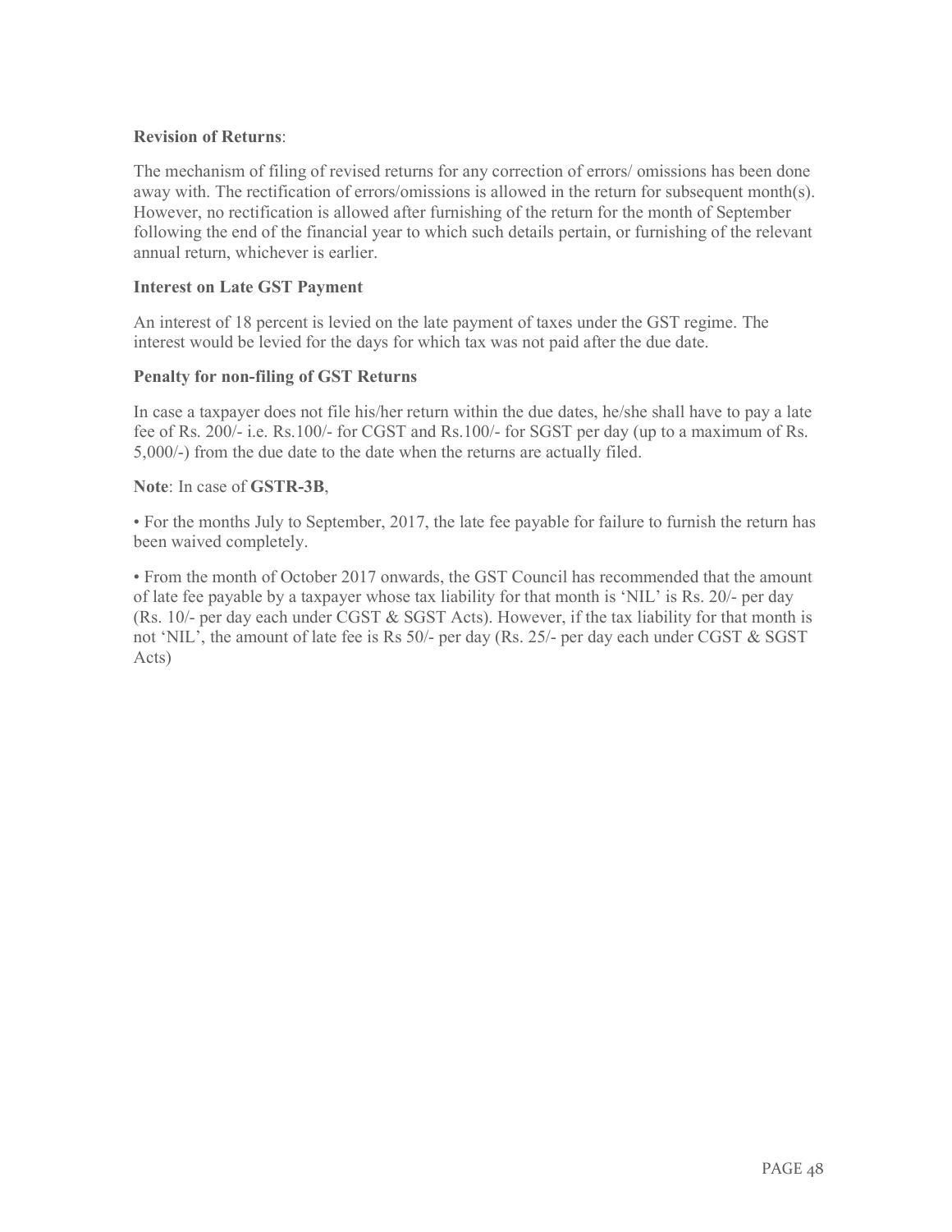**Revision of Returns**:

The mechanism of filing of revised returns for any correction of errors/ omissions has been done away with. The rectification of errors/omissions is allowed in the return for subsequent month(s). However, no rectification is allowed after furnishing of the return for the month of September following the end of the financial year to which such details pertain, or furnishing of the relevant annual return, whichever is earlier.

**Interest on Late GST Payment**

An interest of 18 percent is levied on the late payment of taxes under the GST regime. The interest would be levied for the days for which tax was not paid after the due date.

**Penalty for non-filing of GST Returns**

In case a taxpayer does not file his/her return within the due dates, he/she shall have to pay a late fee of Rs. 200/- i.e. Rs.100/- for CGST and Rs.100/- for SGST per day (up to a maximum of Rs. 5,000/-) from the due date to the date when the returns are actually filed.

**Note**: In case of **GSTR-3B**,

• For the months July to September, 2017, the late fee payable for failure to furnish the return has been waived completely.

• From the month of October 2017 onwards, the GST Council has recommended that the amount of late fee payable by a taxpayer whose tax liability for that month is 'NIL' is Rs. 20/- per day (Rs. 10/- per day each under CGST & SGST Acts). However, if the tax liability for that month is not 'NIL', the amount of late fee is Rs 50/- per day (Rs. 25/- per day each under CGST & SGST Acts)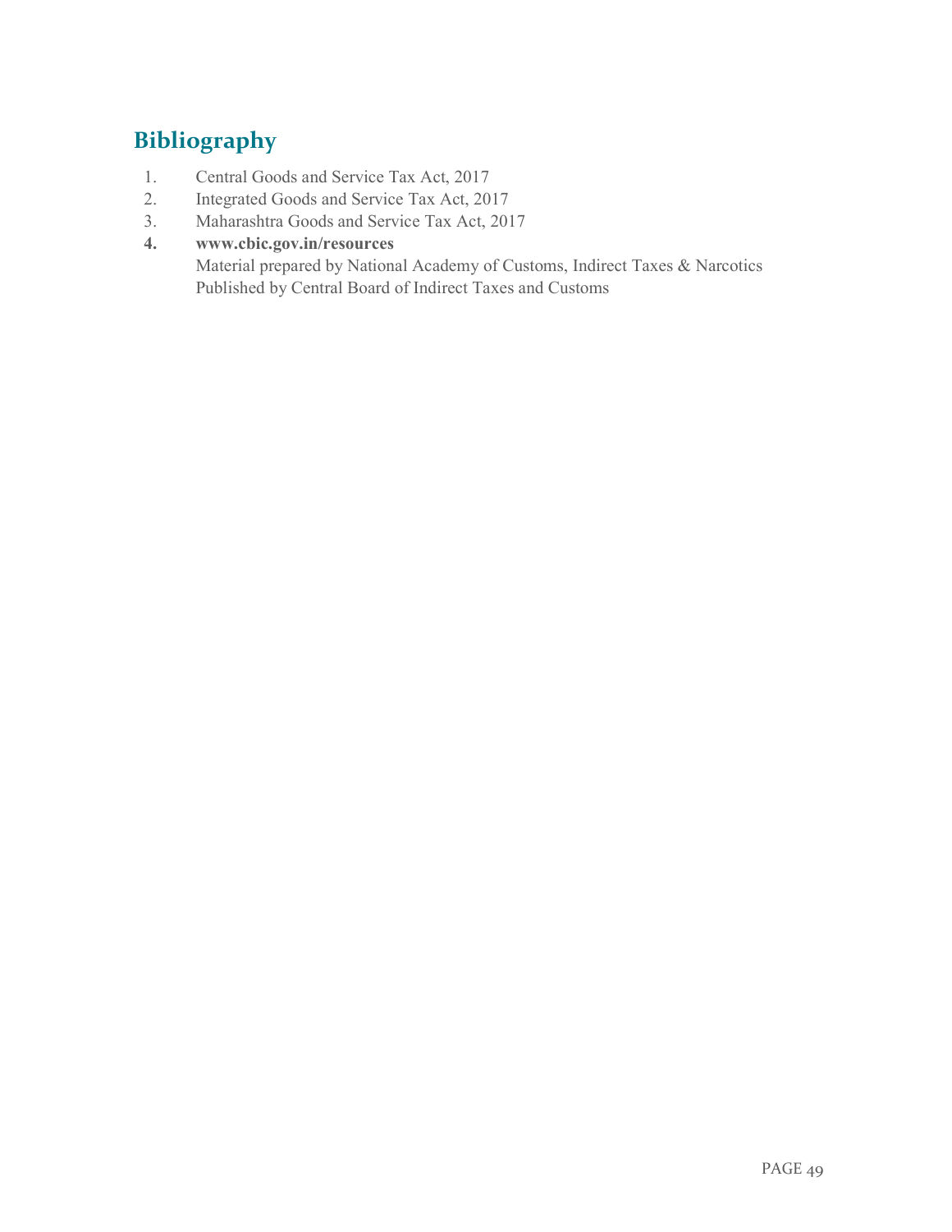## Bibliography

1. Central Goods and Service Tax Act, 2017
2. Integrated Goods and Service Tax Act, 2017
3. Maharashtra Goods and Service Tax Act, 2017
4. **www.cbic.gov.in/resources**
   Material prepared by National Academy of Customs, Indirect Taxes & Narcotics
   Published by Central Board of Indirect Taxes and Customs